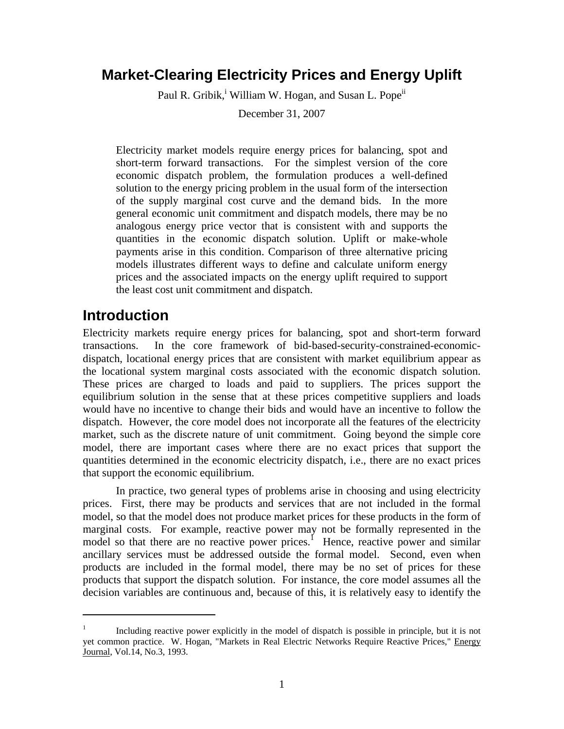# Market-Clearing Electricity Prices and Energy Uplift

Paul R. Gribik,[i] William W. Hogan, and Susan L. Pope[ii]

December 31, 2007

> Electricity market models require energy prices for balancing, spot and short-term forward transactions. For the simplest version of the core economic dispatch problem, the formulation produces a well-defined solution to the energy pricing problem in the usual form of the intersection of the supply marginal cost curve and the demand bids. In the more general economic unit commitment and dispatch models, there may be no analogous energy price vector that is consistent with and supports the quantities in the economic dispatch solution. Uplift or make-whole payments arise in this condition. Comparison of three alternative pricing models illustrates different ways to define and calculate uniform energy prices and the associated impacts on the energy uplift required to support the least cost unit commitment and dispatch.

## Introduction

Electricity markets require energy prices for balancing, spot and short-term forward transactions. In the core framework of bid-based-security-constrained-economic-dispatch, locational energy prices that are consistent with market equilibrium appear as the locational system marginal costs associated with the economic dispatch solution. These prices are charged to loads and paid to suppliers. The prices support the equilibrium solution in the sense that at these prices competitive suppliers and loads would have no incentive to change their bids and would have an incentive to follow the dispatch. However, the core model does not incorporate all the features of the electricity market, such as the discrete nature of unit commitment. Going beyond the simple core model, there are important cases where there are no exact prices that support the quantities determined in the economic electricity dispatch, i.e., there are no exact prices that support the economic equilibrium.

In practice, two general types of problems arise in choosing and using electricity prices. First, there may be products and services that are not included in the formal model, so that the model does not produce market prices for these products in the form of marginal costs. For example, reactive power may not be formally represented in the model so that there are no reactive power prices.[1] Hence, reactive power and similar ancillary services must be addressed outside the formal model. Second, even when products are included in the formal model, there may be no set of prices for these products that support the dispatch solution. For instance, the core model assumes all the decision variables are continuous and, because of this, it is relatively easy to identify the

---

[1] Including reactive power explicitly in the model of dispatch is possible in principle, but it is not yet common practice. W. Hogan, "Markets in Real Electric Networks Require Reactive Prices," Energy Journal, Vol.14, No.3, 1993.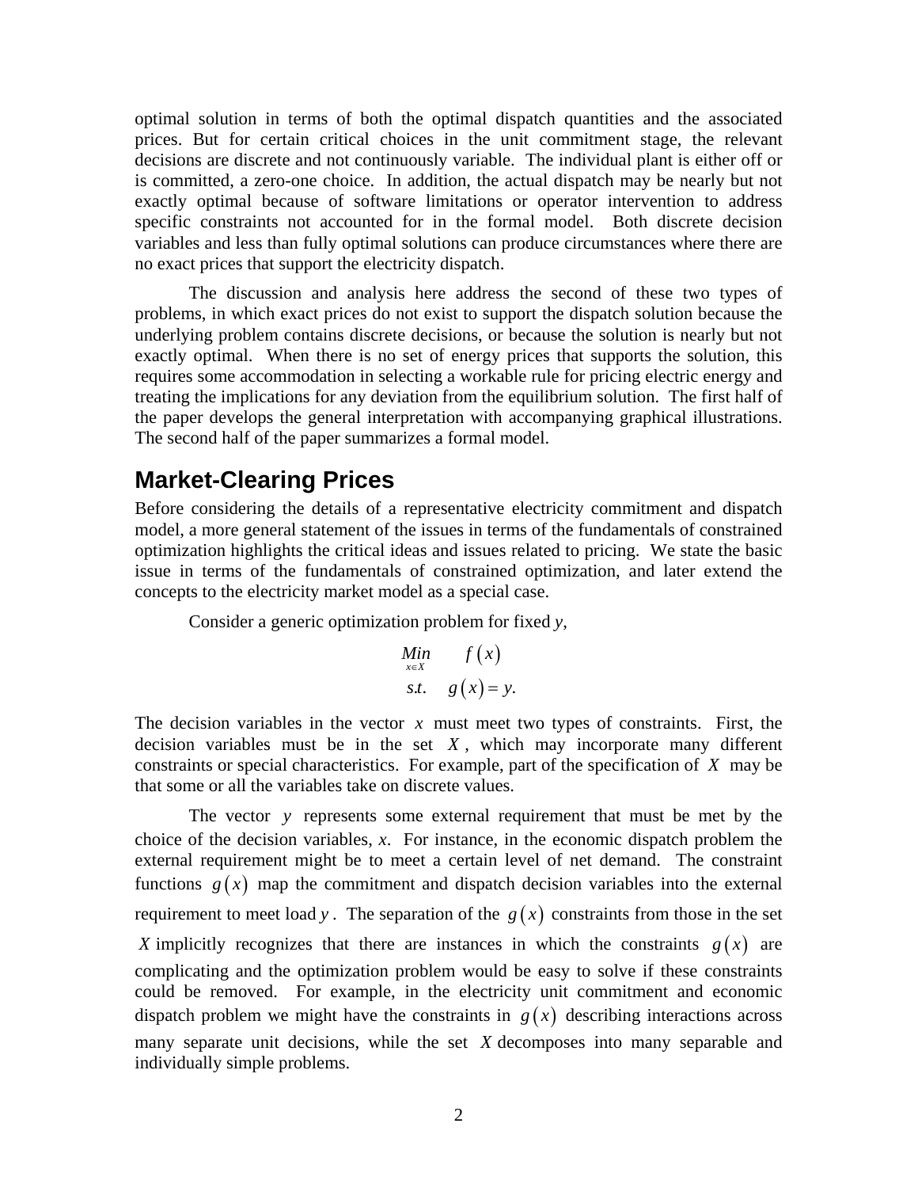optimal solution in terms of both the optimal dispatch quantities and the associated prices. But for certain critical choices in the unit commitment stage, the relevant decisions are discrete and not continuously variable. The individual plant is either off or is committed, a zero-one choice. In addition, the actual dispatch may be nearly but not exactly optimal because of software limitations or operator intervention to address specific constraints not accounted for in the formal model. Both discrete decision variables and less than fully optimal solutions can produce circumstances where there are no exact prices that support the electricity dispatch.

The discussion and analysis here address the second of these two types of problems, in which exact prices do not exist to support the dispatch solution because the underlying problem contains discrete decisions, or because the solution is nearly but not exactly optimal. When there is no set of energy prices that supports the solution, this requires some accommodation in selecting a workable rule for pricing electric energy and treating the implications for any deviation from the equilibrium solution. The first half of the paper develops the general interpretation with accompanying graphical illustrations. The second half of the paper summarizes a formal model.

## Market-Clearing Prices

Before considering the details of a representative electricity commitment and dispatch model, a more general statement of the issues in terms of the fundamentals of constrained optimization highlights the critical ideas and issues related to pricing. We state the basic issue in terms of the fundamentals of constrained optimization, and later extend the concepts to the electricity market model as a special case.

Consider a generic optimization problem for fixed *y*,

$$
\begin{aligned}
&\underset{x \in X}{Min} \quad f(x) \\
&s.t. \quad g(x) = y.
\end{aligned}
$$

The decision variables in the vector $x$ must meet two types of constraints. First, the decision variables must be in the set $X$, which may incorporate many different constraints or special characteristics. For example, part of the specification of $X$ may be that some or all the variables take on discrete values.

The vector $y$ represents some external requirement that must be met by the choice of the decision variables, $x$. For instance, in the economic dispatch problem the external requirement might be to meet a certain level of net demand. The constraint functions $g(x)$ map the commitment and dispatch decision variables into the external requirement to meet load $y$. The separation of the $g(x)$ constraints from those in the set $X$ implicitly recognizes that there are instances in which the constraints $g(x)$ are complicating and the optimization problem would be easy to solve if these constraints could be removed. For example, in the electricity unit commitment and economic dispatch problem we might have the constraints in $g(x)$ describing interactions across many separate unit decisions, while the set $X$ decomposes into many separable and individually simple problems.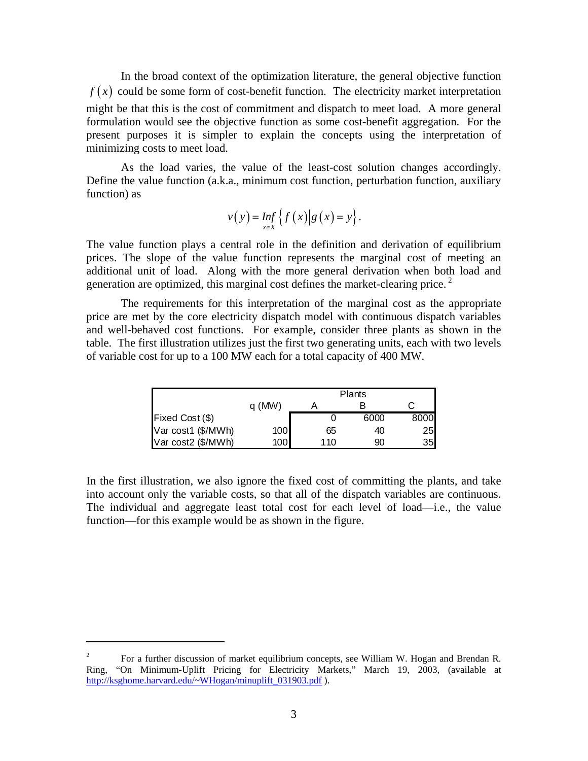In the broad context of the optimization literature, the general objective function $f(x)$ could be some form of cost-benefit function. The electricity market interpretation might be that this is the cost of commitment and dispatch to meet load. A more general formulation would see the objective function as some cost-benefit aggregation. For the present purposes it is simpler to explain the concepts using the interpretation of minimizing costs to meet load.

As the load varies, the value of the least-cost solution changes accordingly. Define the value function (a.k.a., minimum cost function, perturbation function, auxiliary function) as

$$v(y) = \underset{x \in X}{Inf} \left\{ f(x) \middle| g(x) = y \right\}.$$

The value function plays a central role in the definition and derivation of equilibrium prices. The slope of the value function represents the marginal cost of meeting an additional unit of load. Along with the more general derivation when both load and generation are optimized, this marginal cost defines the market-clearing price.[2]

The requirements for this interpretation of the marginal cost as the appropriate price are met by the core electricity dispatch model with continuous dispatch variables and well-behaved cost functions. For example, consider three plants as shown in the table. The first illustration utilizes just the first two generating units, each with two levels of variable cost for up to a 100 MW each for a total capacity of 400 MW.

| | | Plants | | |
|---|---|---|---|---|
| | q (MW) | A | B | C |
| Fixed Cost ($) | | 0 | 6000 | 8000 |
| Var cost1 ($/MWh) | 100 | 65 | 40 | 25 |
| Var cost2 ($/MWh) | 100 | 110 | 90 | 35 |

In the first illustration, we also ignore the fixed cost of committing the plants, and take into account only the variable costs, so that all of the dispatch variables are continuous. The individual and aggregate least total cost for each level of load—i.e., the value function—for this example would be as shown in the figure.

---

[2] For a further discussion of market equilibrium concepts, see William W. Hogan and Brendan R. Ring, "On Minimum-Uplift Pricing for Electricity Markets," March 19, 2003, (available at http://ksghome.harvard.edu/~WHogan/minuplift_031903.pdf ).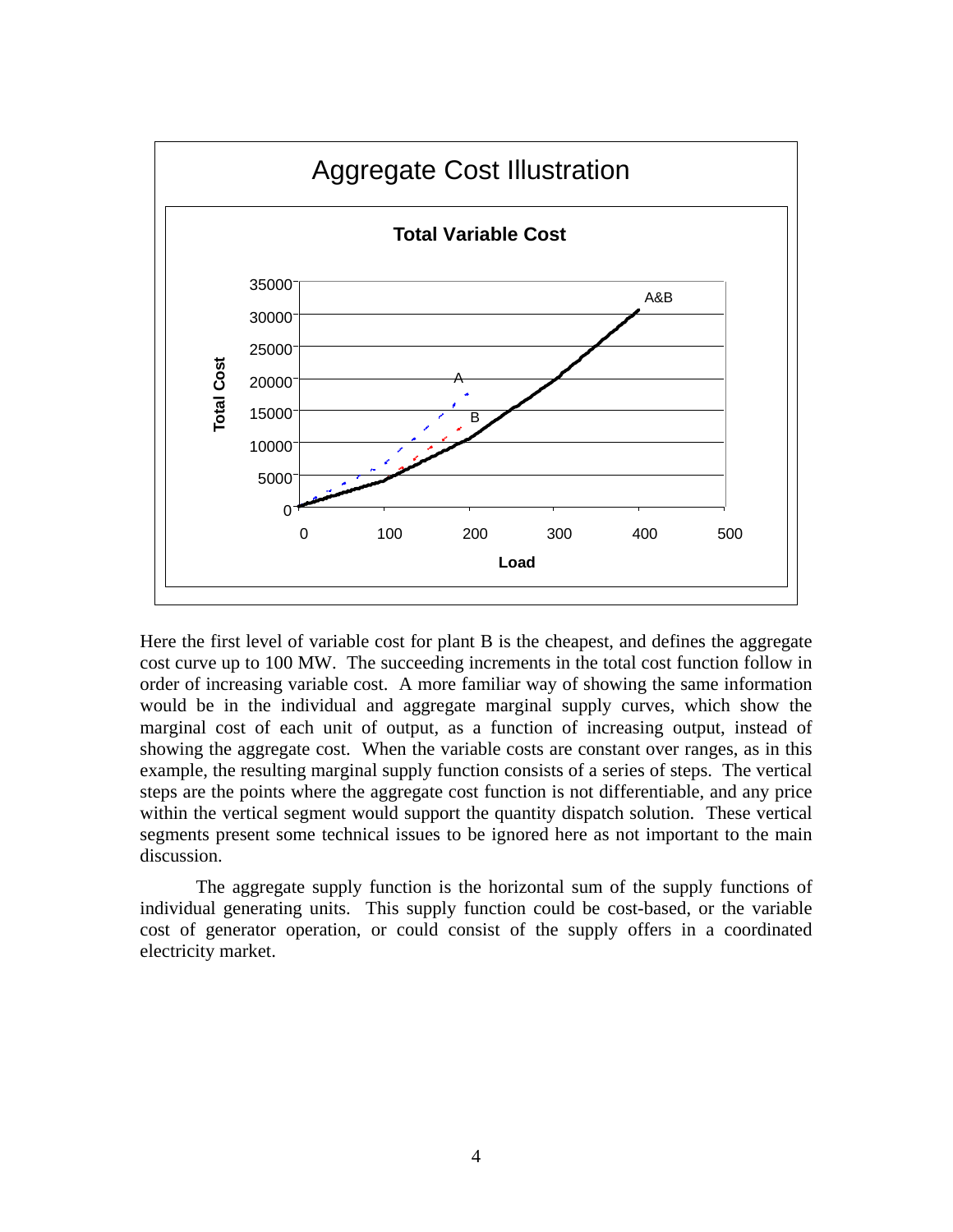Here the first level of variable cost for plant B is the cheapest, and defines the aggregate cost curve up to 100 MW. The succeeding increments in the total cost function follow in order of increasing variable cost. A more familiar way of showing the same information would be in the individual and aggregate marginal supply curves, which show the marginal cost of each unit of output, as a function of increasing output, instead of showing the aggregate cost. When the variable costs are constant over ranges, as in this example, the resulting marginal supply function consists of a series of steps. The vertical steps are the points where the aggregate cost function is not differentiable, and any price within the vertical segment would support the quantity dispatch solution. These vertical segments present some technical issues to be ignored here as not important to the main discussion.

The aggregate supply function is the horizontal sum of the supply functions of individual generating units. This supply function could be cost-based, or the variable cost of generator operation, or could consist of the supply offers in a coordinated electricity market.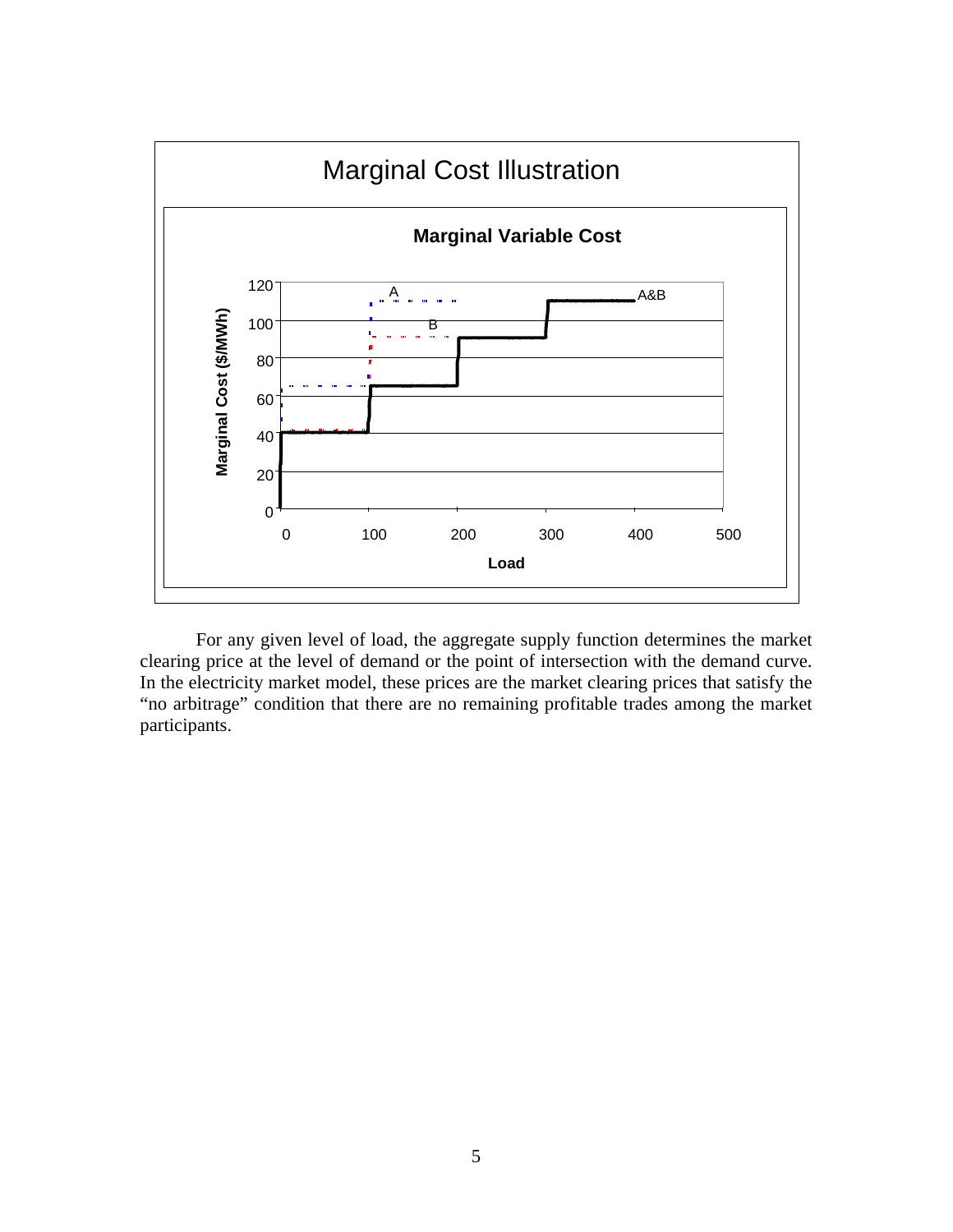Marginal Cost Illustration

**Marginal Variable Cost**

For any given level of load, the aggregate supply function determines the market clearing price at the level of demand or the point of intersection with the demand curve. In the electricity market model, these prices are the market clearing prices that satisfy the "no arbitrage" condition that there are no remaining profitable trades among the market participants.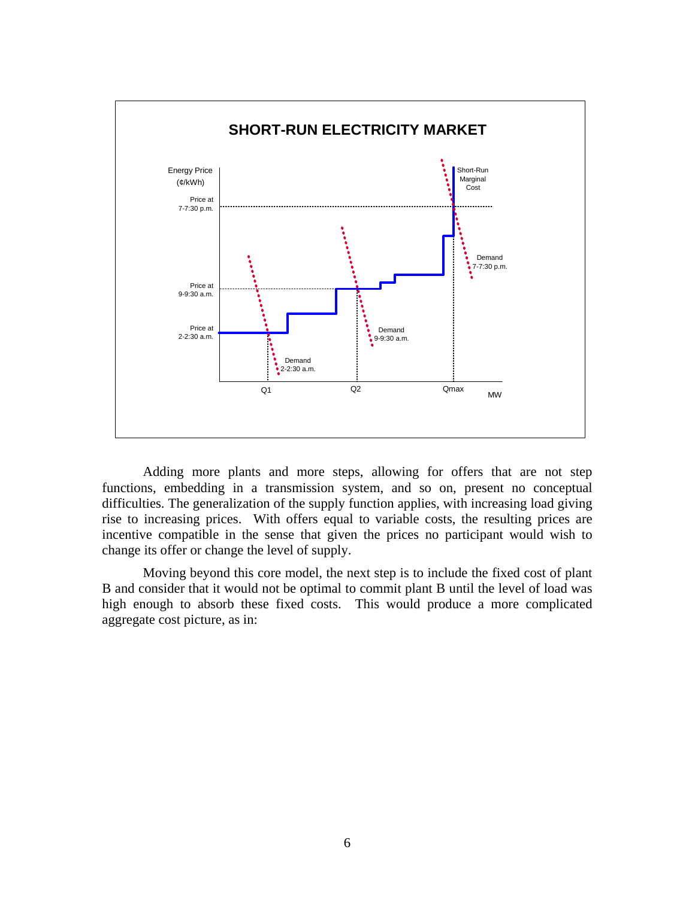**SHORT-RUN ELECTRICITY MARKET**

Adding more plants and more steps, allowing for offers that are not step functions, embedding in a transmission system, and so on, present no conceptual difficulties. The generalization of the supply function applies, with increasing load giving rise to increasing prices. With offers equal to variable costs, the resulting prices are incentive compatible in the sense that given the prices no participant would wish to change its offer or change the level of supply.

Moving beyond this core model, the next step is to include the fixed cost of plant B and consider that it would not be optimal to commit plant B until the level of load was high enough to absorb these fixed costs. This would produce a more complicated aggregate cost picture, as in: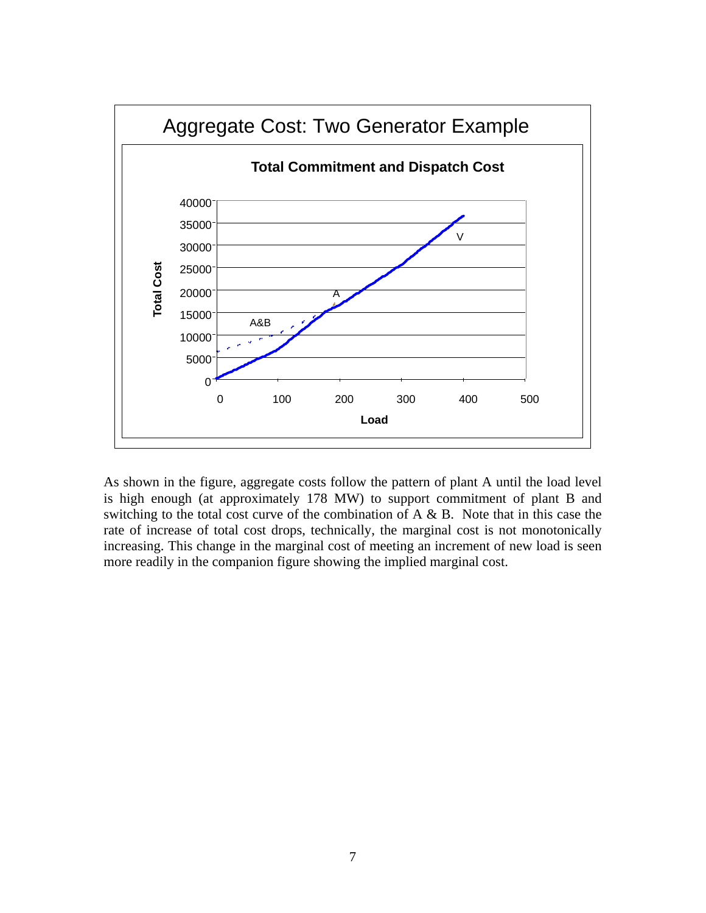As shown in the figure, aggregate costs follow the pattern of plant A until the load level is high enough (at approximately 178 MW) to support commitment of plant B and switching to the total cost curve of the combination of A & B. Note that in this case the rate of increase of total cost drops, technically, the marginal cost is not monotonically increasing. This change in the marginal cost of meeting an increment of new load is seen more readily in the companion figure showing the implied marginal cost.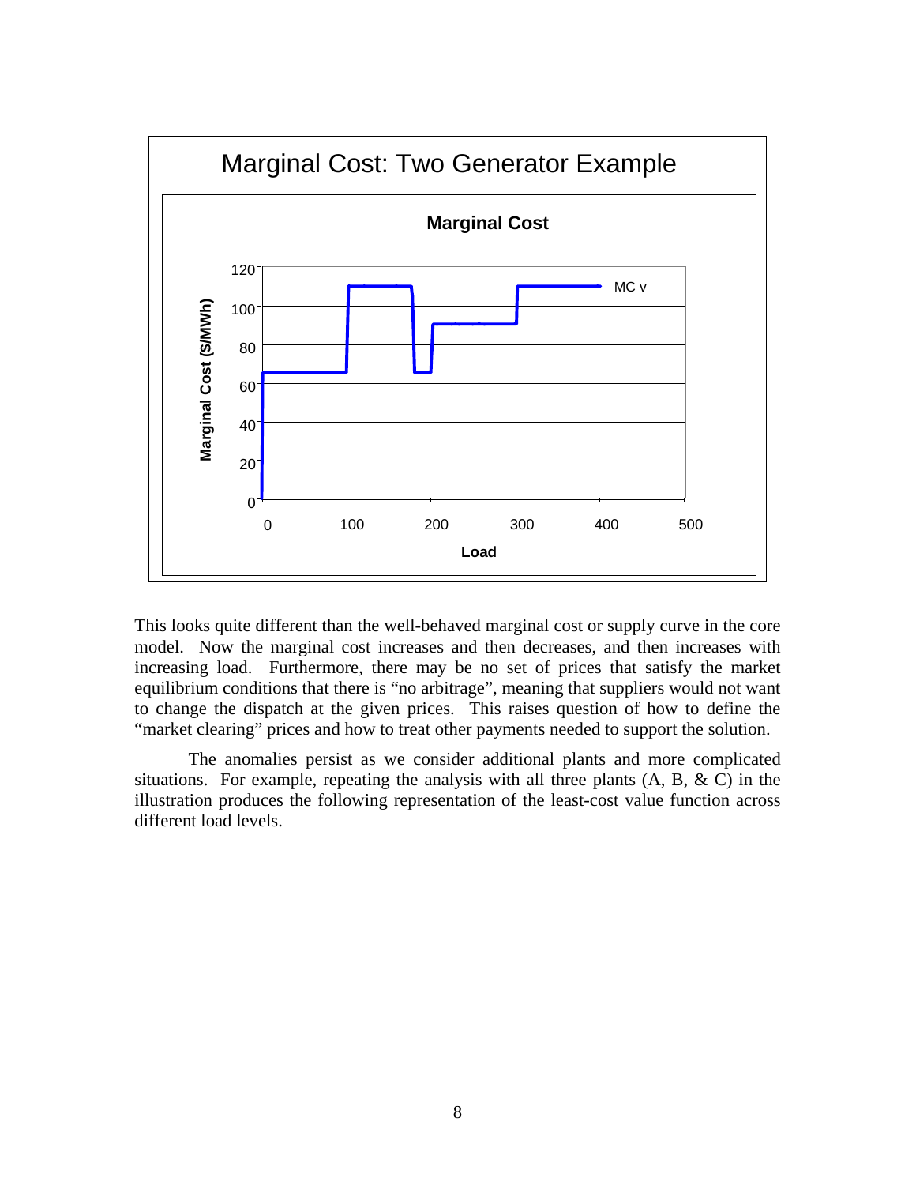This looks quite different than the well-behaved marginal cost or supply curve in the core model. Now the marginal cost increases and then decreases, and then increases with increasing load. Furthermore, there may be no set of prices that satisfy the market equilibrium conditions that there is "no arbitrage", meaning that suppliers would not want to change the dispatch at the given prices. This raises question of how to define the "market clearing" prices and how to treat other payments needed to support the solution.

The anomalies persist as we consider additional plants and more complicated situations. For example, repeating the analysis with all three plants (A, B, & C) in the illustration produces the following representation of the least-cost value function across different load levels.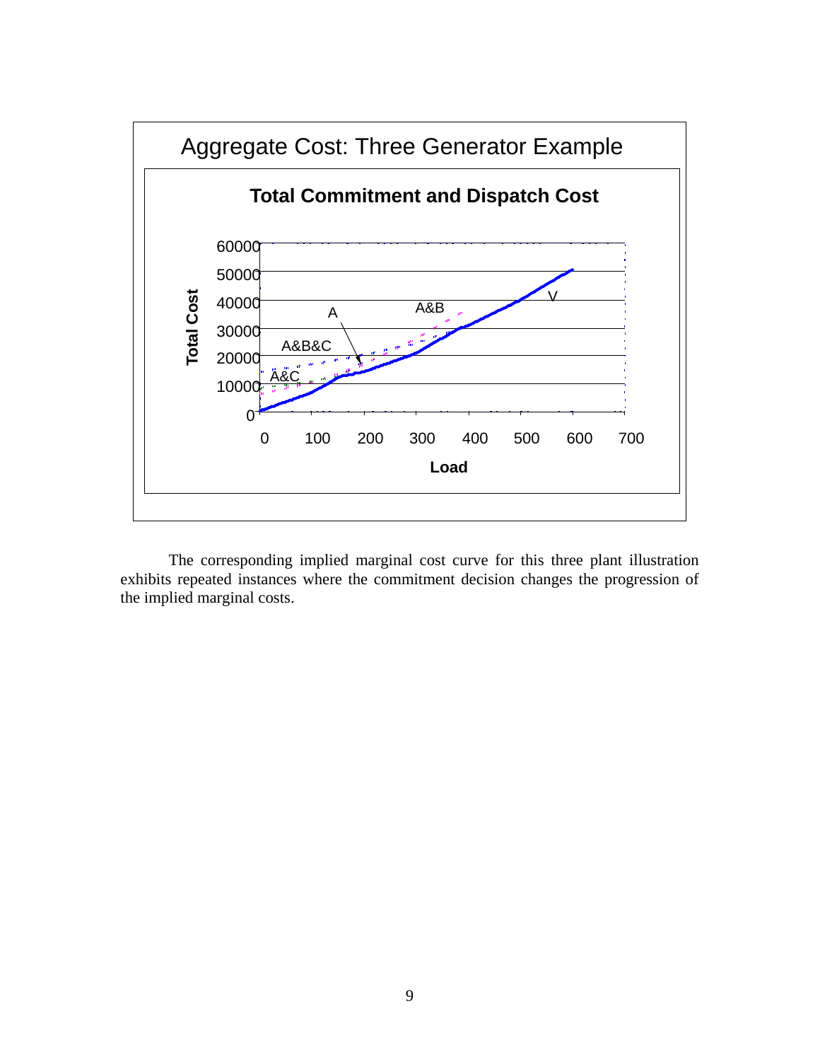Aggregate Cost: Three Generator Example

**Total Commitment and Dispatch Cost**

The corresponding implied marginal cost curve for this three plant illustration exhibits repeated instances where the commitment decision changes the progression of the implied marginal costs.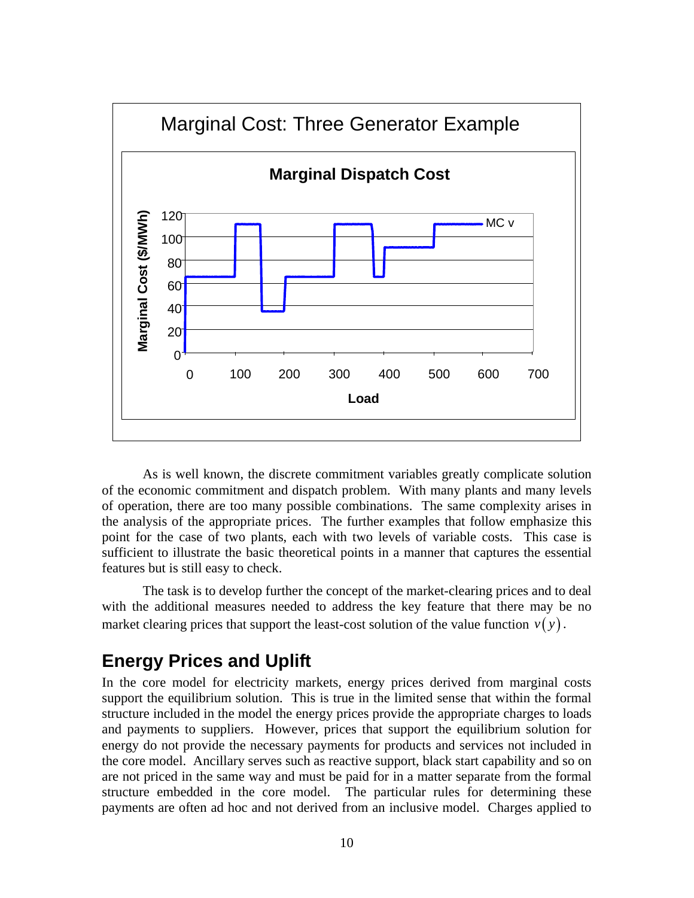As is well known, the discrete commitment variables greatly complicate solution of the economic commitment and dispatch problem. With many plants and many levels of operation, there are too many possible combinations. The same complexity arises in the analysis of the appropriate prices. The further examples that follow emphasize this point for the case of two plants, each with two levels of variable costs. This case is sufficient to illustrate the basic theoretical points in a manner that captures the essential features but is still easy to check.

The task is to develop further the concept of the market-clearing prices and to deal with the additional measures needed to address the key feature that there may be no market clearing prices that support the least-cost solution of the value function $v(y)$.

## Energy Prices and Uplift

In the core model for electricity markets, energy prices derived from marginal costs support the equilibrium solution. This is true in the limited sense that within the formal structure included in the model the energy prices provide the appropriate charges to loads and payments to suppliers. However, prices that support the equilibrium solution for energy do not provide the necessary payments for products and services not included in the core model. Ancillary serves such as reactive support, black start capability and so on are not priced in the same way and must be paid for in a matter separate from the formal structure embedded in the core model. The particular rules for determining these payments are often ad hoc and not derived from an inclusive model. Charges applied to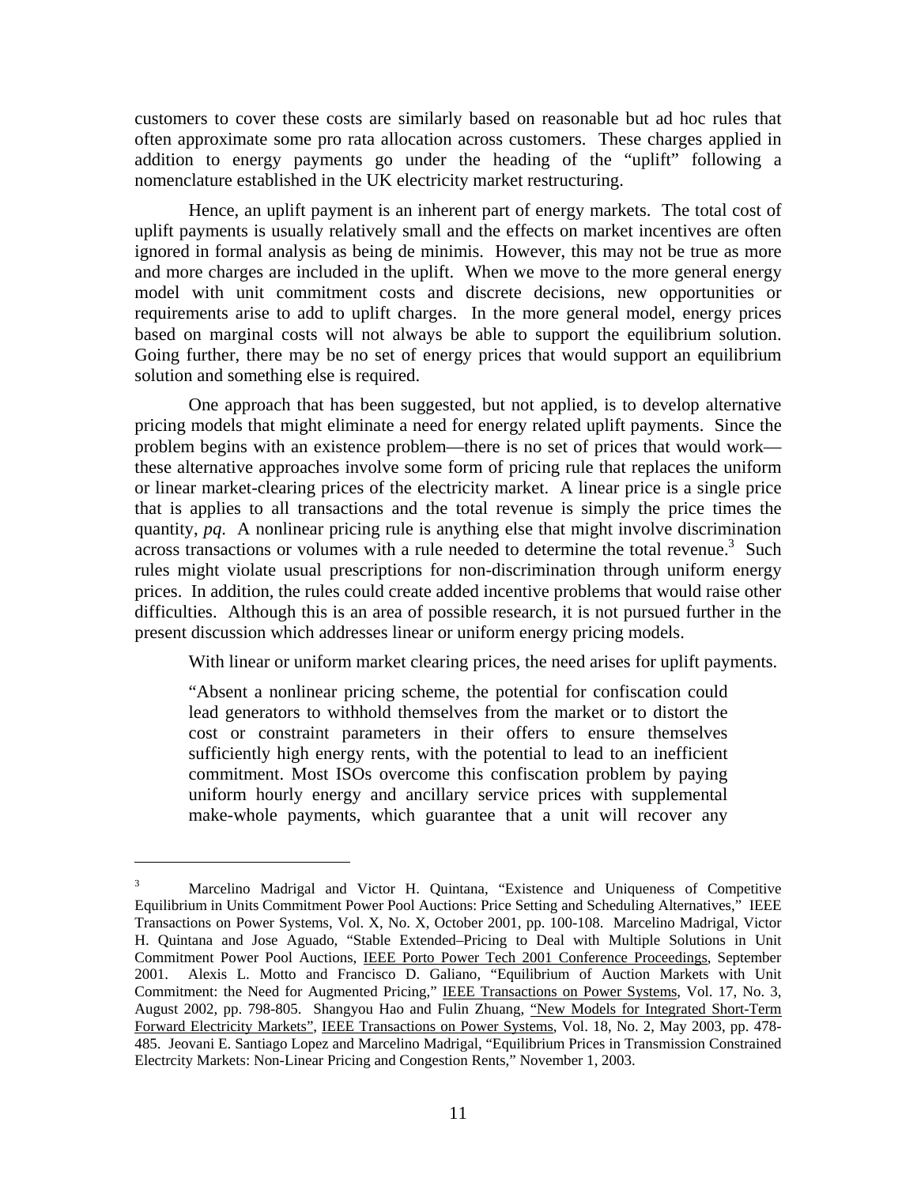customers to cover these costs are similarly based on reasonable but ad hoc rules that often approximate some pro rata allocation across customers. These charges applied in addition to energy payments go under the heading of the "uplift" following a nomenclature established in the UK electricity market restructuring.

Hence, an uplift payment is an inherent part of energy markets. The total cost of uplift payments is usually relatively small and the effects on market incentives are often ignored in formal analysis as being de minimis. However, this may not be true as more and more charges are included in the uplift. When we move to the more general energy model with unit commitment costs and discrete decisions, new opportunities or requirements arise to add to uplift charges. In the more general model, energy prices based on marginal costs will not always be able to support the equilibrium solution. Going further, there may be no set of energy prices that would support an equilibrium solution and something else is required.

One approach that has been suggested, but not applied, is to develop alternative pricing models that might eliminate a need for energy related uplift payments. Since the problem begins with an existence problem—there is no set of prices that would work—these alternative approaches involve some form of pricing rule that replaces the uniform or linear market-clearing prices of the electricity market. A linear price is a single price that is applies to all transactions and the total revenue is simply the price times the quantity, *pq*. A nonlinear pricing rule is anything else that might involve discrimination across transactions or volumes with a rule needed to determine the total revenue.[3] Such rules might violate usual prescriptions for non-discrimination through uniform energy prices. In addition, the rules could create added incentive problems that would raise other difficulties. Although this is an area of possible research, it is not pursued further in the present discussion which addresses linear or uniform energy pricing models.

With linear or uniform market clearing prices, the need arises for uplift payments.

> "Absent a nonlinear pricing scheme, the potential for confiscation could lead generators to withhold themselves from the market or to distort the cost or constraint parameters in their offers to ensure themselves sufficiently high energy rents, with the potential to lead to an inefficient commitment. Most ISOs overcome this confiscation problem by paying uniform hourly energy and ancillary service prices with supplemental make-whole payments, which guarantee that a unit will recover any

---

[3] Marcelino Madrigal and Victor H. Quintana, "Existence and Uniqueness of Competitive Equilibrium in Units Commitment Power Pool Auctions: Price Setting and Scheduling Alternatives," IEEE Transactions on Power Systems, Vol. X, No. X, October 2001, pp. 100-108. Marcelino Madrigal, Victor H. Quintana and Jose Aguado, "Stable Extended–Pricing to Deal with Multiple Solutions in Unit Commitment Power Pool Auctions, IEEE Porto Power Tech 2001 Conference Proceedings, September 2001. Alexis L. Motto and Francisco D. Galiano, "Equilibrium of Auction Markets with Unit Commitment: the Need for Augmented Pricing," IEEE Transactions on Power Systems, Vol. 17, No. 3, August 2002, pp. 798-805. Shangyou Hao and Fulin Zhuang, "New Models for Integrated Short-Term Forward Electricity Markets", IEEE Transactions on Power Systems, Vol. 18, No. 2, May 2003, pp. 478-485. Jeovani E. Santiago Lopez and Marcelino Madrigal, "Equilibrium Prices in Transmission Constrained Electrcity Markets: Non-Linear Pricing and Congestion Rents," November 1, 2003.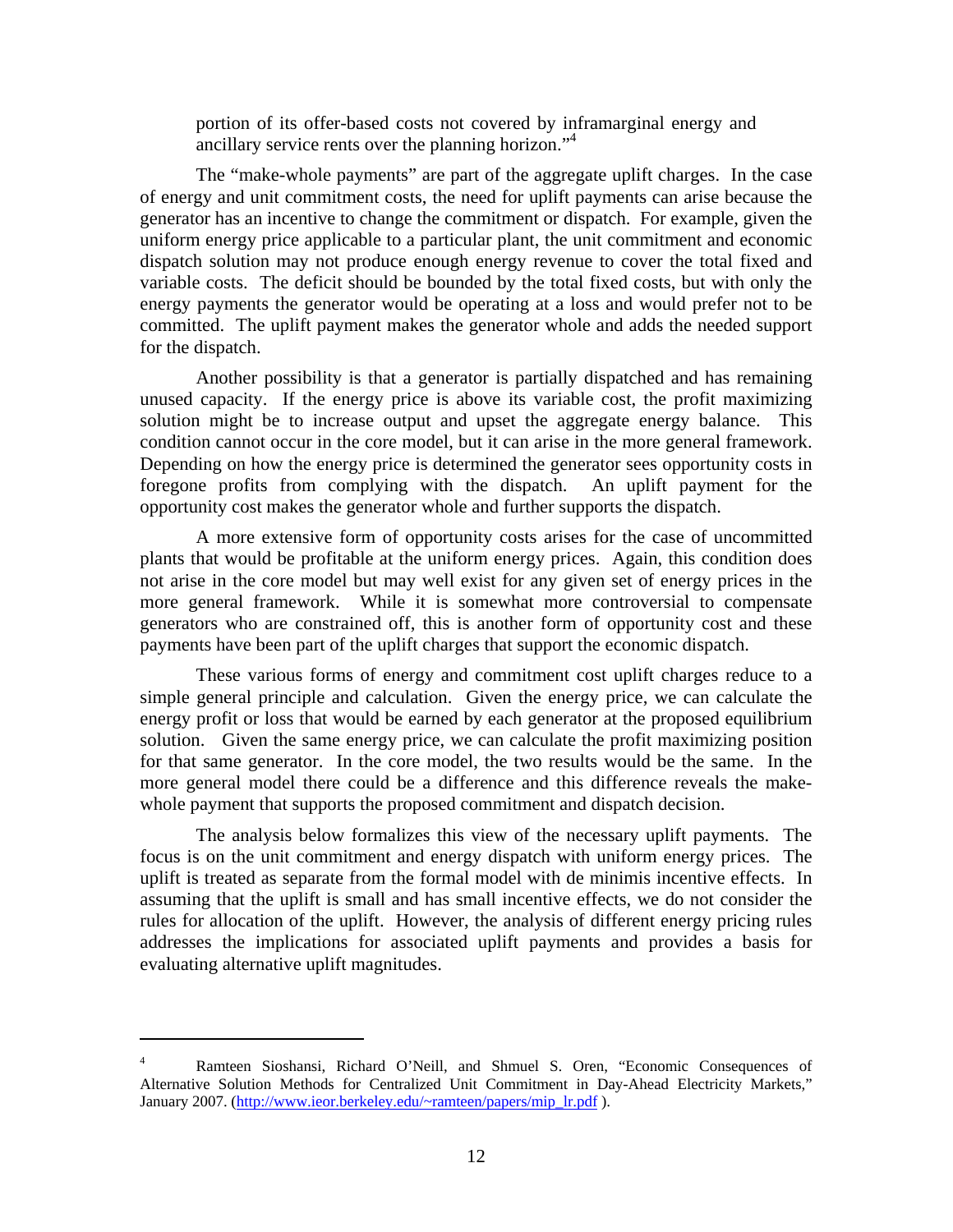portion of its offer-based costs not covered by inframarginal energy and ancillary service rents over the planning horizon."[4]

The "make-whole payments" are part of the aggregate uplift charges. In the case of energy and unit commitment costs, the need for uplift payments can arise because the generator has an incentive to change the commitment or dispatch. For example, given the uniform energy price applicable to a particular plant, the unit commitment and economic dispatch solution may not produce enough energy revenue to cover the total fixed and variable costs. The deficit should be bounded by the total fixed costs, but with only the energy payments the generator would be operating at a loss and would prefer not to be committed. The uplift payment makes the generator whole and adds the needed support for the dispatch.

Another possibility is that a generator is partially dispatched and has remaining unused capacity. If the energy price is above its variable cost, the profit maximizing solution might be to increase output and upset the aggregate energy balance. This condition cannot occur in the core model, but it can arise in the more general framework. Depending on how the energy price is determined the generator sees opportunity costs in foregone profits from complying with the dispatch. An uplift payment for the opportunity cost makes the generator whole and further supports the dispatch.

A more extensive form of opportunity costs arises for the case of uncommitted plants that would be profitable at the uniform energy prices. Again, this condition does not arise in the core model but may well exist for any given set of energy prices in the more general framework. While it is somewhat more controversial to compensate generators who are constrained off, this is another form of opportunity cost and these payments have been part of the uplift charges that support the economic dispatch.

These various forms of energy and commitment cost uplift charges reduce to a simple general principle and calculation. Given the energy price, we can calculate the energy profit or loss that would be earned by each generator at the proposed equilibrium solution. Given the same energy price, we can calculate the profit maximizing position for that same generator. In the core model, the two results would be the same. In the more general model there could be a difference and this difference reveals the make-whole payment that supports the proposed commitment and dispatch decision.

The analysis below formalizes this view of the necessary uplift payments. The focus is on the unit commitment and energy dispatch with uniform energy prices. The uplift is treated as separate from the formal model with de minimis incentive effects. In assuming that the uplift is small and has small incentive effects, we do not consider the rules for allocation of the uplift. However, the analysis of different energy pricing rules addresses the implications for associated uplift payments and provides a basis for evaluating alternative uplift magnitudes.

---

[4] Ramteen Sioshansi, Richard O'Neill, and Shmuel S. Oren, "Economic Consequences of Alternative Solution Methods for Centralized Unit Commitment in Day-Ahead Electricity Markets," January 2007. (http://www.ieor.berkeley.edu/~ramteen/papers/mip_lr.pdf ).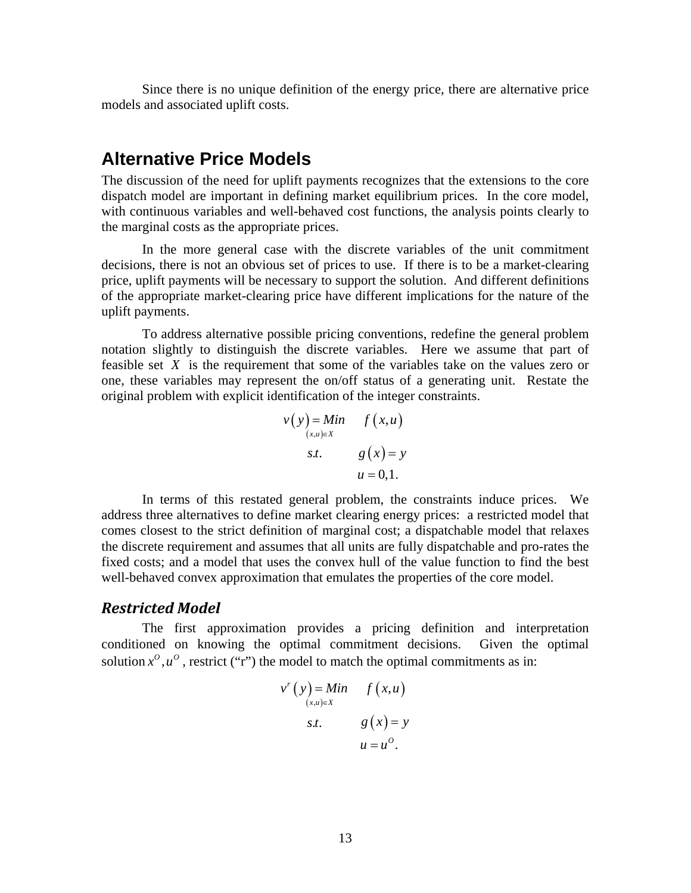Since there is no unique definition of the energy price, there are alternative price models and associated uplift costs.

## Alternative Price Models

The discussion of the need for uplift payments recognizes that the extensions to the core dispatch model are important in defining market equilibrium prices. In the core model, with continuous variables and well-behaved cost functions, the analysis points clearly to the marginal costs as the appropriate prices.

In the more general case with the discrete variables of the unit commitment decisions, there is not an obvious set of prices to use. If there is to be a market-clearing price, uplift payments will be necessary to support the solution. And different definitions of the appropriate market-clearing price have different implications for the nature of the uplift payments.

To address alternative possible pricing conventions, redefine the general problem notation slightly to distinguish the discrete variables. Here we assume that part of feasible set $X$ is the requirement that some of the variables take on the values zero or one, these variables may represent the on/off status of a generating unit. Restate the original problem with explicit identification of the integer constraints.

$$
\begin{aligned}
v(y) = \underset{(x,u)\in X}{Min} \quad & f(x,u) \\
s.t. \quad & g(x) = y \\
& u = 0,1.
\end{aligned}
$$

In terms of this restated general problem, the constraints induce prices. We address three alternatives to define market clearing energy prices: a restricted model that comes closest to the strict definition of marginal cost; a dispatchable model that relaxes the discrete requirement and assumes that all units are fully dispatchable and pro-rates the fixed costs; and a model that uses the convex hull of the value function to find the best well-behaved convex approximation that emulates the properties of the core model.

### *Restricted Model*

The first approximation provides a pricing definition and interpretation conditioned on knowing the optimal commitment decisions. Given the optimal solution $x^O, u^O$, restrict ("r") the model to match the optimal commitments as in:

$$
\begin{aligned}
v^r(y) = \underset{(x,u)\in X}{Min} \quad & f(x,u) \\
s.t. \quad & g(x) = y \\
& u = u^O.
\end{aligned}
$$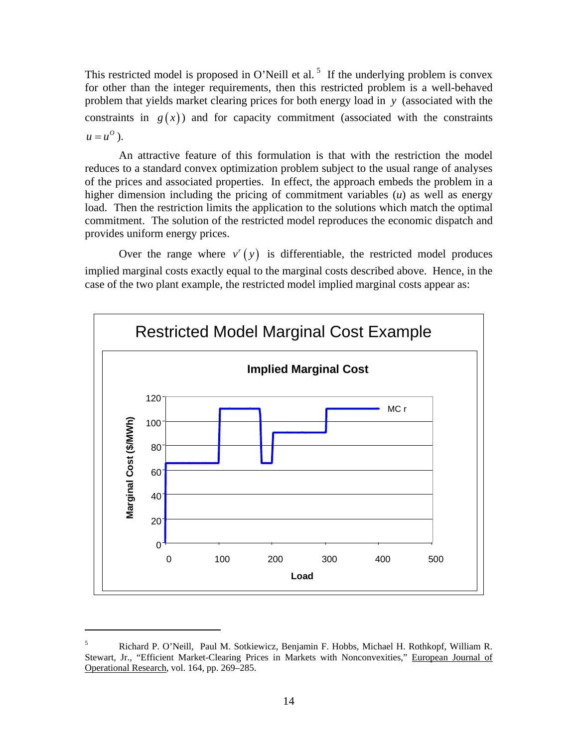This restricted model is proposed in O'Neill et al.[5] If the underlying problem is convex for other than the integer requirements, then this restricted problem is a well-behaved problem that yields market clearing prices for both energy load in $y$ (associated with the constraints in $g(x)$) and for capacity commitment (associated with the constraints $u = u^O$).

An attractive feature of this formulation is that with the restriction the model reduces to a standard convex optimization problem subject to the usual range of analyses of the prices and associated properties. In effect, the approach embeds the problem in a higher dimension including the pricing of commitment variables (*u*) as well as energy load. Then the restriction limits the application to the solutions which match the optimal commitment. The solution of the restricted model reproduces the economic dispatch and provides uniform energy prices.

Over the range where $v^r(y)$ is differentiable, the restricted model produces implied marginal costs exactly equal to the marginal costs described above. Hence, in the case of the two plant example, the restricted model implied marginal costs appear as:

Restricted Model Marginal Cost Example

---

[5] Richard P. O'Neill, Paul M. Sotkiewicz, Benjamin F. Hobbs, Michael H. Rothkopf, William R. Stewart, Jr., "Efficient Market-Clearing Prices in Markets with Nonconvexities," European Journal of Operational Research, vol. 164, pp. 269–285.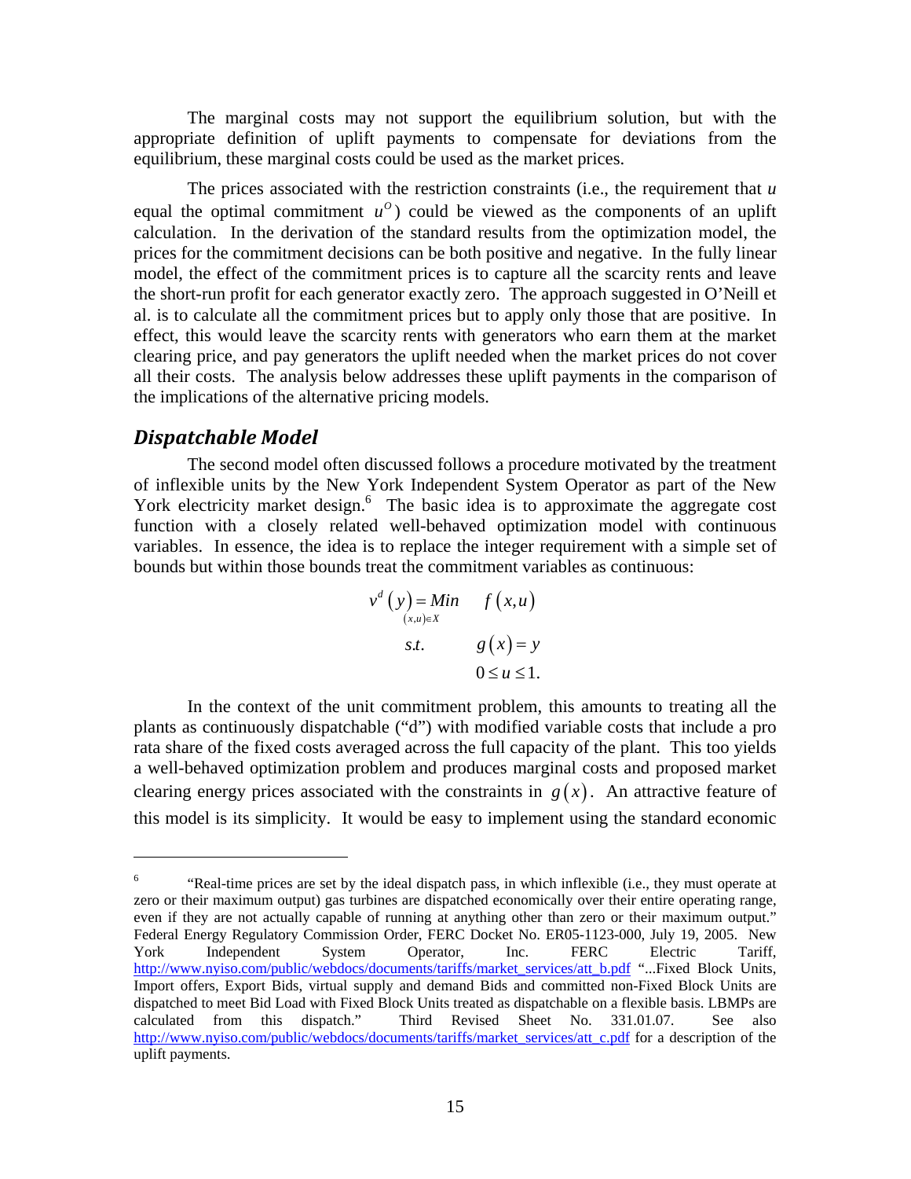The marginal costs may not support the equilibrium solution, but with the appropriate definition of uplift payments to compensate for deviations from the equilibrium, these marginal costs could be used as the market prices.

The prices associated with the restriction constraints (i.e., the requirement that $u$ equal the optimal commitment $u^O$) could be viewed as the components of an uplift calculation. In the derivation of the standard results from the optimization model, the prices for the commitment decisions can be both positive and negative. In the fully linear model, the effect of the commitment prices is to capture all the scarcity rents and leave the short-run profit for each generator exactly zero. The approach suggested in O'Neill et al. is to calculate all the commitment prices but to apply only those that are positive. In effect, this would leave the scarcity rents with generators who earn them at the market clearing price, and pay generators the uplift needed when the market prices do not cover all their costs. The analysis below addresses these uplift payments in the comparison of the implications of the alternative pricing models.

## *Dispatchable Model*

The second model often discussed follows a procedure motivated by the treatment of inflexible units by the New York Independent System Operator as part of the New York electricity market design.[6] The basic idea is to approximate the aggregate cost function with a closely related well-behaved optimization model with continuous variables. In essence, the idea is to replace the integer requirement with a simple set of bounds but within those bounds treat the commitment variables as continuous:

$$
\begin{aligned}
v^d(y) = \underset{(x,u)\in X}{Min} \quad & f(x,u) \\
s.t. \quad & g(x) = y \\
& 0 \le u \le 1.
\end{aligned}
$$

In the context of the unit commitment problem, this amounts to treating all the plants as continuously dispatchable ("d") with modified variable costs that include a pro rata share of the fixed costs averaged across the full capacity of the plant. This too yields a well-behaved optimization problem and produces marginal costs and proposed market clearing energy prices associated with the constraints in $g(x)$. An attractive feature of this model is its simplicity. It would be easy to implement using the standard economic

---

[6] "Real-time prices are set by the ideal dispatch pass, in which inflexible (i.e., they must operate at zero or their maximum output) gas turbines are dispatched economically over their entire operating range, even if they are not actually capable of running at anything other than zero or their maximum output." Federal Energy Regulatory Commission Order, FERC Docket No. ER05-1123-000, July 19, 2005. New York Independent System Operator, Inc. FERC Electric Tariff, http://www.nyiso.com/public/webdocs/documents/tariffs/market_services/att_b.pdf "...Fixed Block Units, Import offers, Export Bids, virtual supply and demand Bids and committed non-Fixed Block Units are dispatched to meet Bid Load with Fixed Block Units treated as dispatchable on a flexible basis. LBMPs are calculated from this dispatch." Third Revised Sheet No. 331.01.07. See also http://www.nyiso.com/public/webdocs/documents/tariffs/market_services/att_c.pdf for a description of the uplift payments.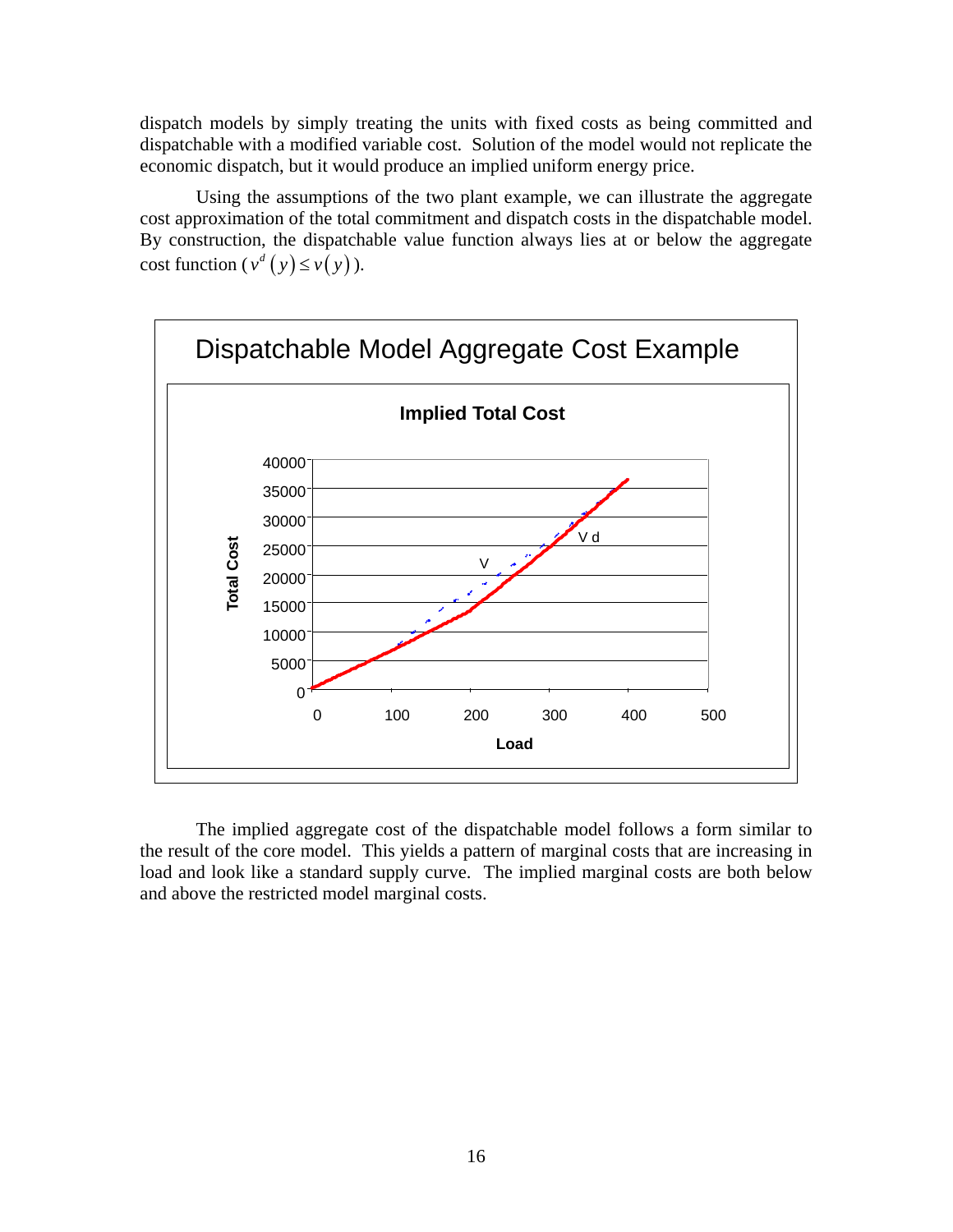dispatch models by simply treating the units with fixed costs as being committed and dispatchable with a modified variable cost. Solution of the model would not replicate the economic dispatch, but it would produce an implied uniform energy price.

Using the assumptions of the two plant example, we can illustrate the aggregate cost approximation of the total commitment and dispatch costs in the dispatchable model. By construction, the dispatchable value function always lies at or below the aggregate cost function ( $v^d(y) \le v(y)$ ).

Dispatchable Model Aggregate Cost Example

The implied aggregate cost of the dispatchable model follows a form similar to the result of the core model. This yields a pattern of marginal costs that are increasing in load and look like a standard supply curve. The implied marginal costs are both below and above the restricted model marginal costs.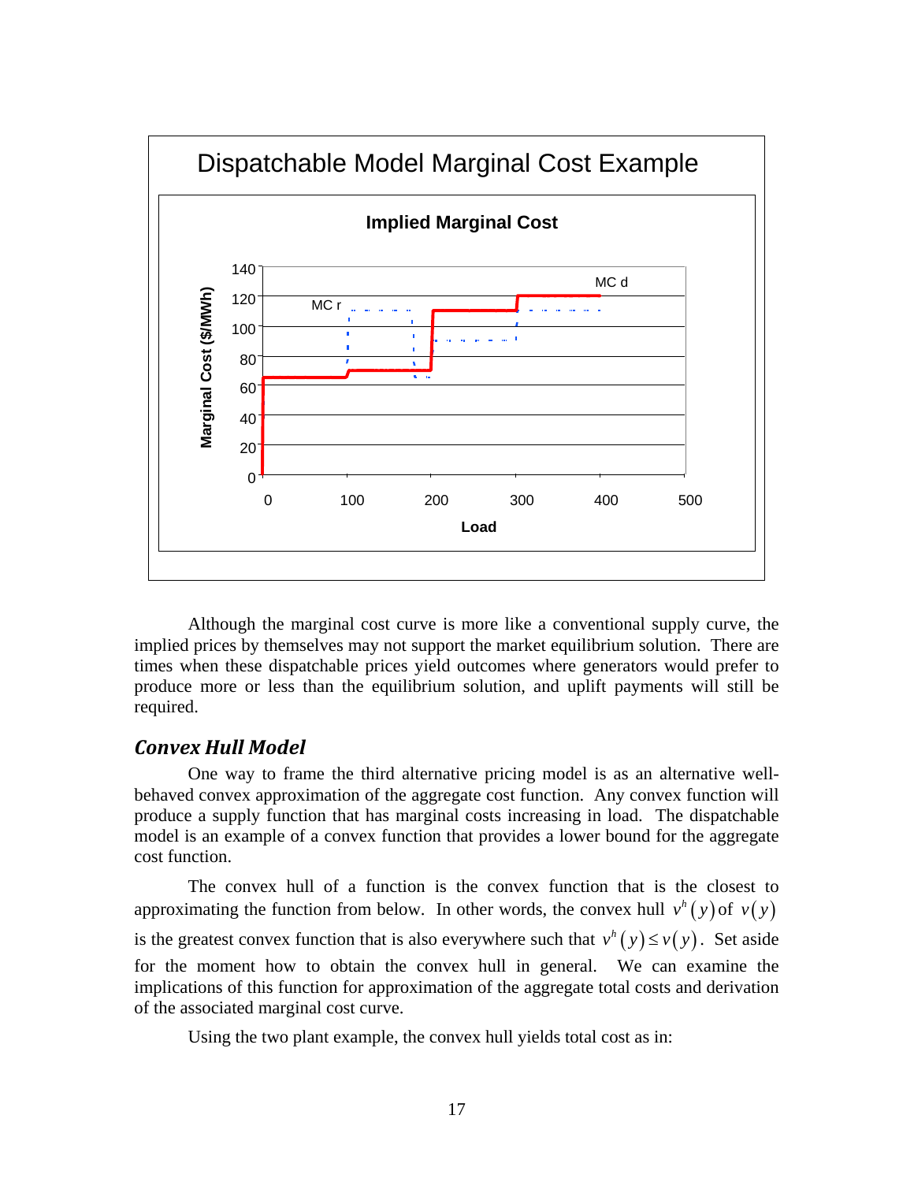Dispatchable Model Marginal Cost Example

Although the marginal cost curve is more like a conventional supply curve, the implied prices by themselves may not support the market equilibrium solution. There are times when these dispatchable prices yield outcomes where generators would prefer to produce more or less than the equilibrium solution, and uplift payments will still be required.

### *Convex Hull Model*

One way to frame the third alternative pricing model is as an alternative well-behaved convex approximation of the aggregate cost function. Any convex function will produce a supply function that has marginal costs increasing in load. The dispatchable model is an example of a convex function that provides a lower bound for the aggregate cost function.

The convex hull of a function is the convex function that is the closest to approximating the function from below. In other words, the convex hull $v^h(y)$ of $v(y)$ is the greatest convex function that is also everywhere such that $v^h(y) \leq v(y)$. Set aside for the moment how to obtain the convex hull in general. We can examine the implications of this function for approximation of the aggregate total costs and derivation of the associated marginal cost curve.

Using the two plant example, the convex hull yields total cost as in: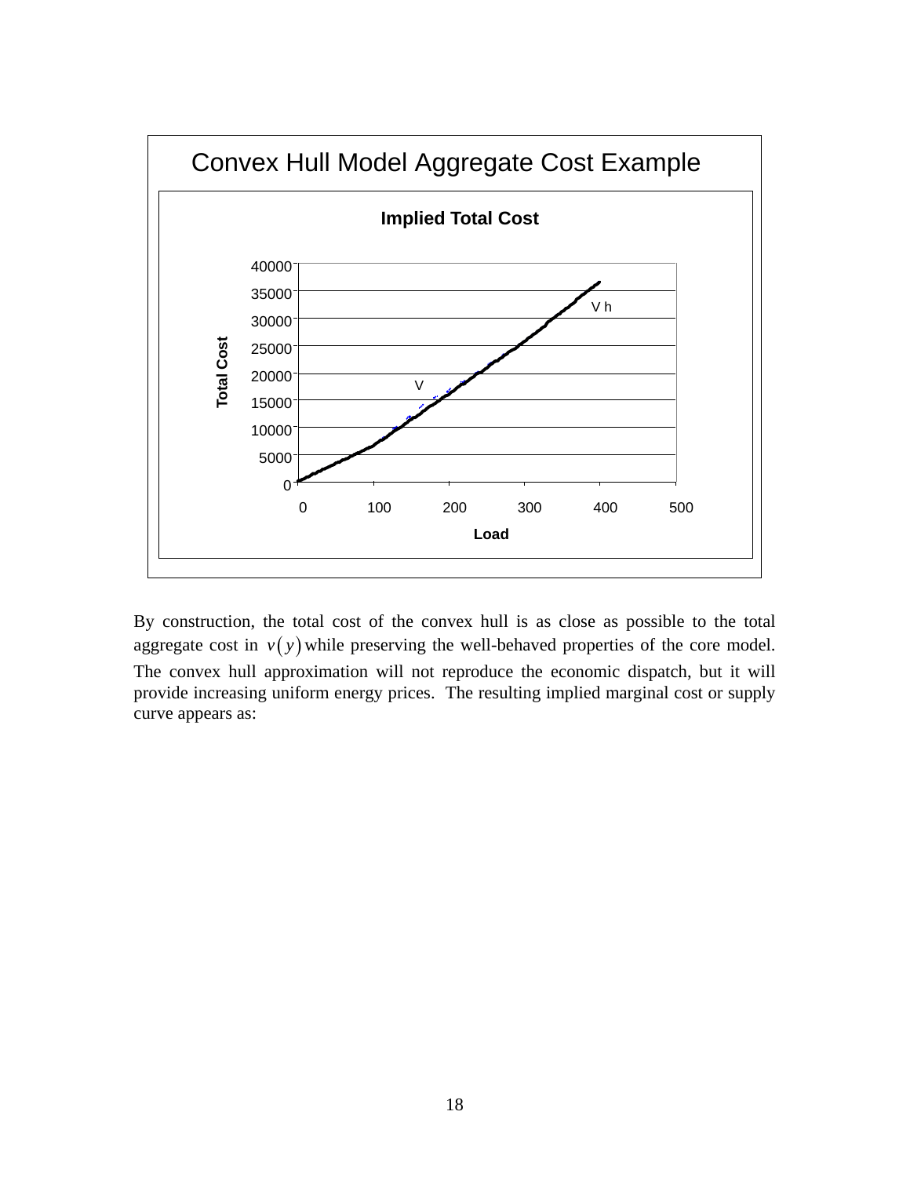By construction, the total cost of the convex hull is as close as possible to the total aggregate cost in $v(y)$ while preserving the well-behaved properties of the core model. The convex hull approximation will not reproduce the economic dispatch, but it will provide increasing uniform energy prices. The resulting implied marginal cost or supply curve appears as: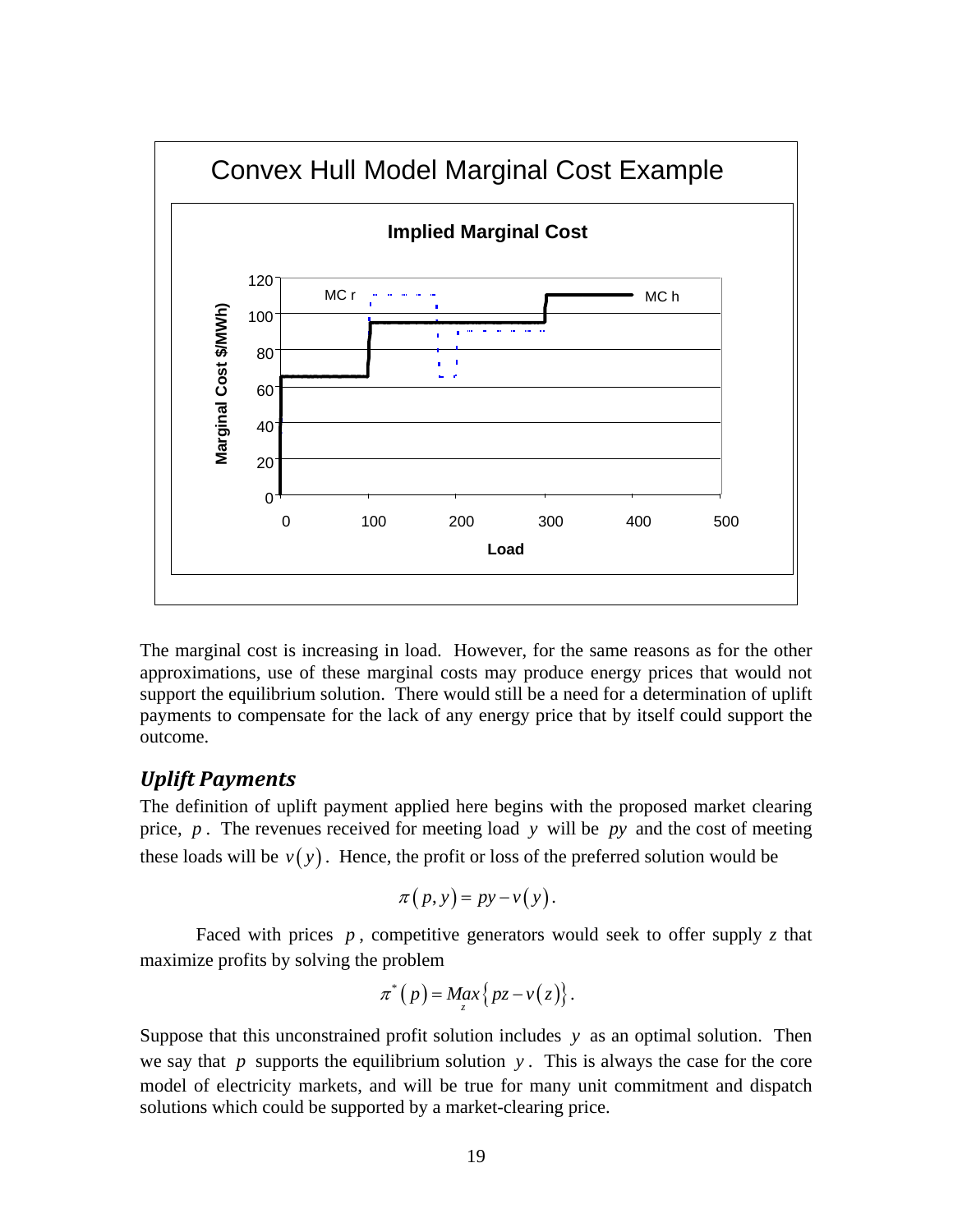The marginal cost is increasing in load. However, for the same reasons as for the other approximations, use of these marginal costs may produce energy prices that would not support the equilibrium solution. There would still be a need for a determination of uplift payments to compensate for the lack of any energy price that by itself could support the outcome.

### *Uplift Payments*

The definition of uplift payment applied here begins with the proposed market clearing price, $p$. The revenues received for meeting load $y$ will be $py$ and the cost of meeting these loads will be $v(y)$. Hence, the profit or loss of the preferred solution would be

$$\pi(p, y) = py - v(y).$$

Faced with prices $p$, competitive generators would seek to offer supply $z$ that maximize profits by solving the problem

$$\pi^*(p) = \underset{z}{Max}\left\{pz - v(z)\right\}.$$

Suppose that this unconstrained profit solution includes $y$ as an optimal solution. Then we say that $p$ supports the equilibrium solution $y$. This is always the case for the core model of electricity markets, and will be true for many unit commitment and dispatch solutions which could be supported by a market-clearing price.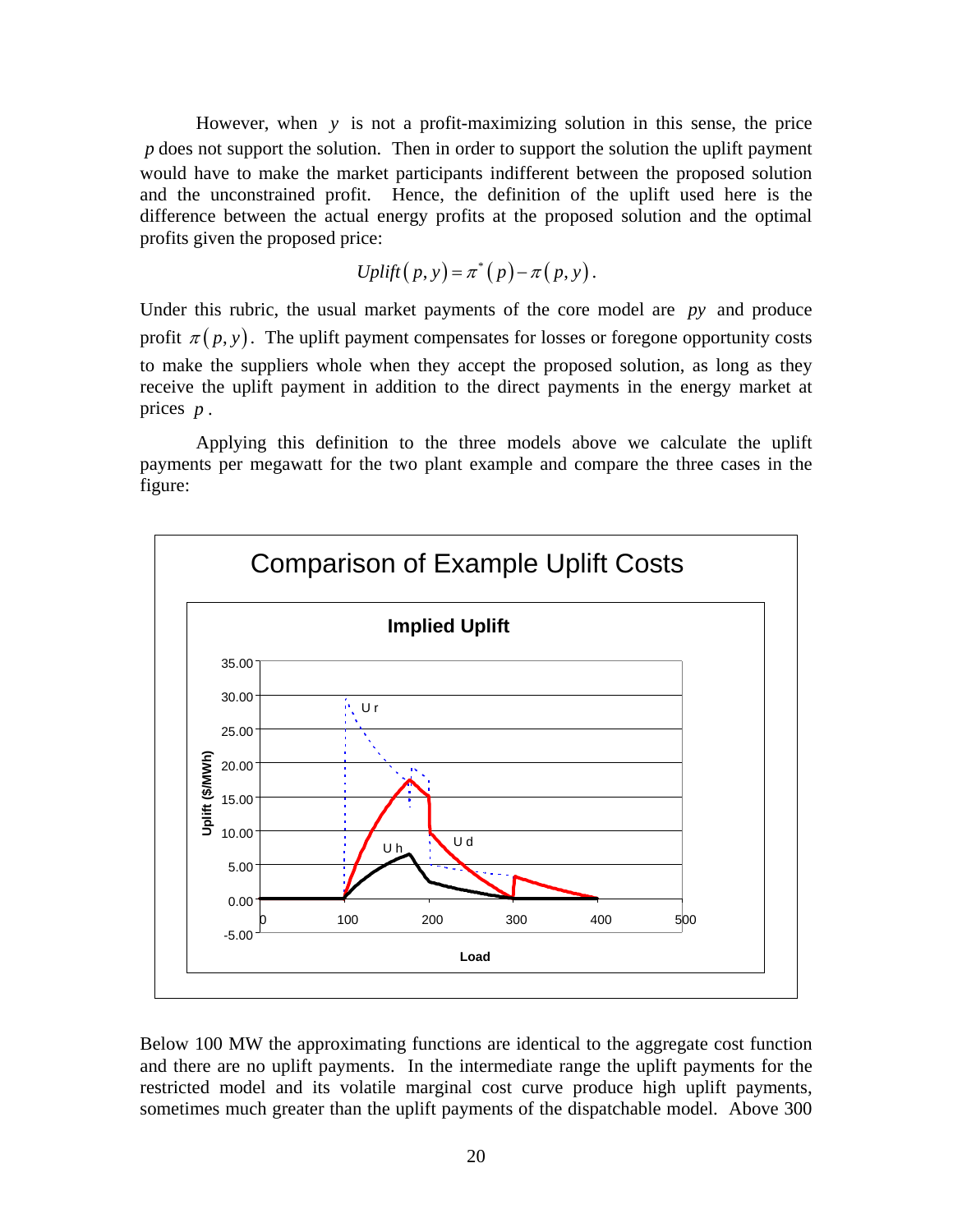However, when $y$ is not a profit-maximizing solution in this sense, the price $p$ does not support the solution. Then in order to support the solution the uplift payment would have to make the market participants indifferent between the proposed solution and the unconstrained profit. Hence, the definition of the uplift used here is the difference between the actual energy profits at the proposed solution and the optimal profits given the proposed price:

$$Uplift(p, y) = \pi^*(p) - \pi(p, y).$$

Under this rubric, the usual market payments of the core model are $py$ and produce profit $\pi(p, y)$. The uplift payment compensates for losses or foregone opportunity costs to make the suppliers whole when they accept the proposed solution, as long as they receive the uplift payment in addition to the direct payments in the energy market at prices $p$.

Applying this definition to the three models above we calculate the uplift payments per megawatt for the two plant example and compare the three cases in the figure:

Below 100 MW the approximating functions are identical to the aggregate cost function and there are no uplift payments. In the intermediate range the uplift payments for the restricted model and its volatile marginal cost curve produce high uplift payments, sometimes much greater than the uplift payments of the dispatchable model. Above 300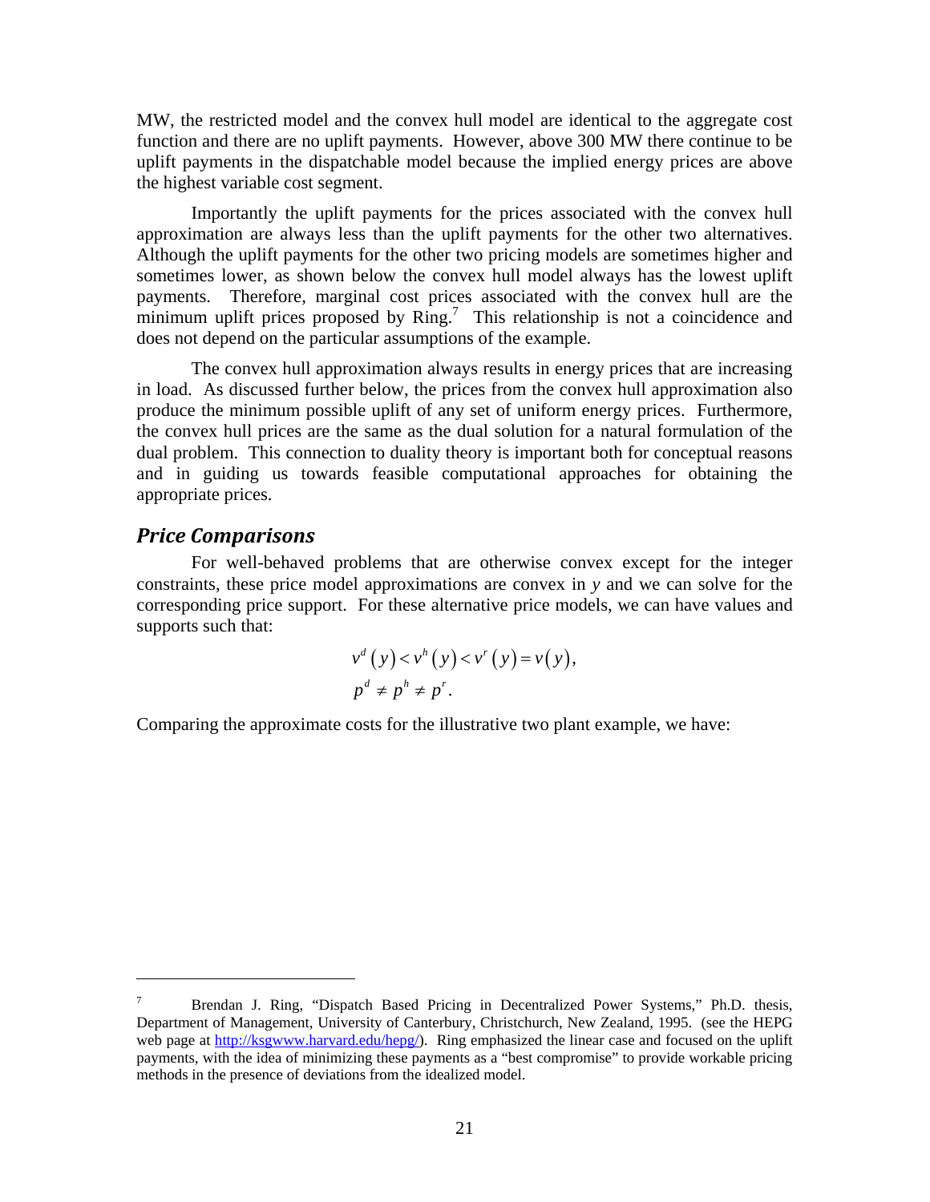MW, the restricted model and the convex hull model are identical to the aggregate cost function and there are no uplift payments. However, above 300 MW there continue to be uplift payments in the dispatchable model because the implied energy prices are above the highest variable cost segment.

Importantly the uplift payments for the prices associated with the convex hull approximation are always less than the uplift payments for the other two alternatives. Although the uplift payments for the other two pricing models are sometimes higher and sometimes lower, as shown below the convex hull model always has the lowest uplift payments. Therefore, marginal cost prices associated with the convex hull are the minimum uplift prices proposed by Ring.[7] This relationship is not a coincidence and does not depend on the particular assumptions of the example.

The convex hull approximation always results in energy prices that are increasing in load. As discussed further below, the prices from the convex hull approximation also produce the minimum possible uplift of any set of uniform energy prices. Furthermore, the convex hull prices are the same as the dual solution for a natural formulation of the dual problem. This connection to duality theory is important both for conceptual reasons and in guiding us towards feasible computational approaches for obtaining the appropriate prices.

## *Price Comparisons*

For well-behaved problems that are otherwise convex except for the integer constraints, these price model approximations are convex in $y$ and we can solve for the corresponding price support. For these alternative price models, we can have values and supports such that:

$$v^d(y) < v^h(y) < v^r(y) = v(y),$$
$$p^d \neq p^h \neq p^r.$$

Comparing the approximate costs for the illustrative two plant example, we have:

---

[7] Brendan J. Ring, "Dispatch Based Pricing in Decentralized Power Systems," Ph.D. thesis, Department of Management, University of Canterbury, Christchurch, New Zealand, 1995. (see the HEPG web page at http://ksgwww.harvard.edu/hepg/). Ring emphasized the linear case and focused on the uplift payments, with the idea of minimizing these payments as a "best compromise" to provide workable pricing methods in the presence of deviations from the idealized model.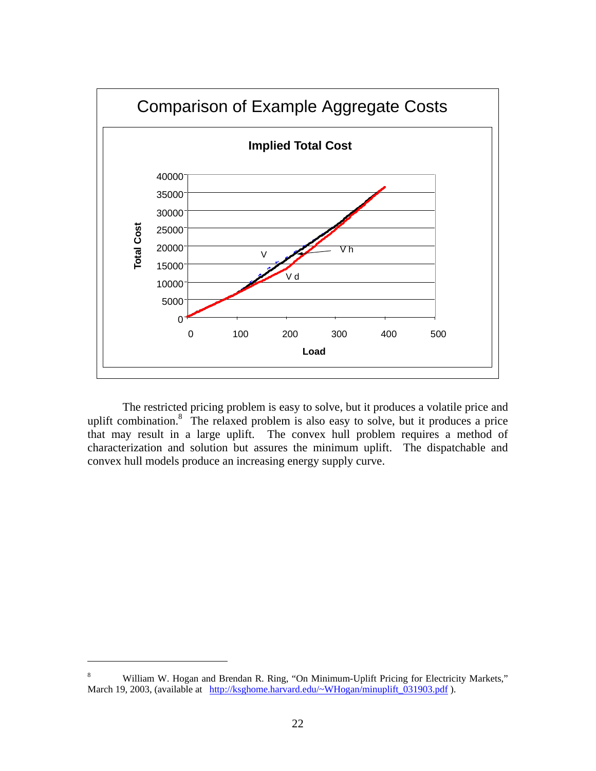Comparison of Example Aggregate Costs

The restricted pricing problem is easy to solve, but it produces a volatile price and uplift combination.[8] The relaxed problem is also easy to solve, but it produces a price that may result in a large uplift. The convex hull problem requires a method of characterization and solution but assures the minimum uplift. The dispatchable and convex hull models produce an increasing energy supply curve.

---

[8] William W. Hogan and Brendan R. Ring, "On Minimum-Uplift Pricing for Electricity Markets," March 19, 2003, (available at http://ksghome.harvard.edu/~WHogan/minuplift_031903.pdf ).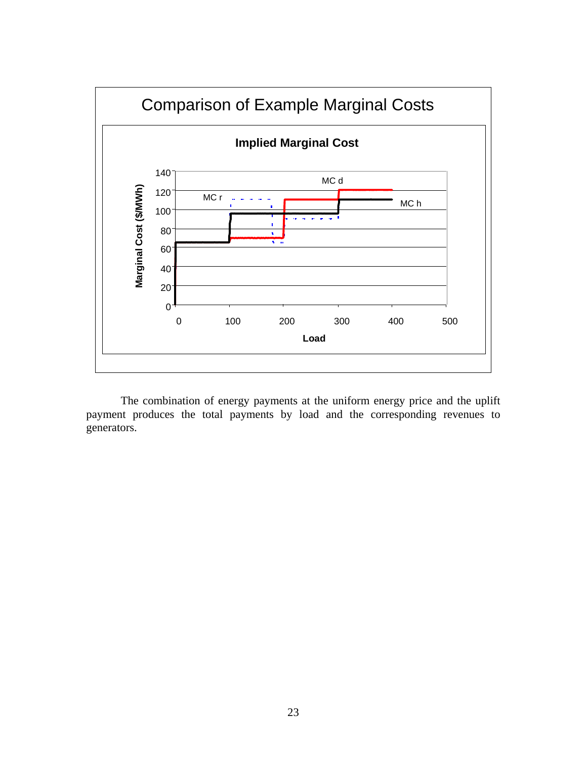Comparison of Example Marginal Costs

The combination of energy payments at the uniform energy price and the uplift payment produces the total payments by load and the corresponding revenues to generators.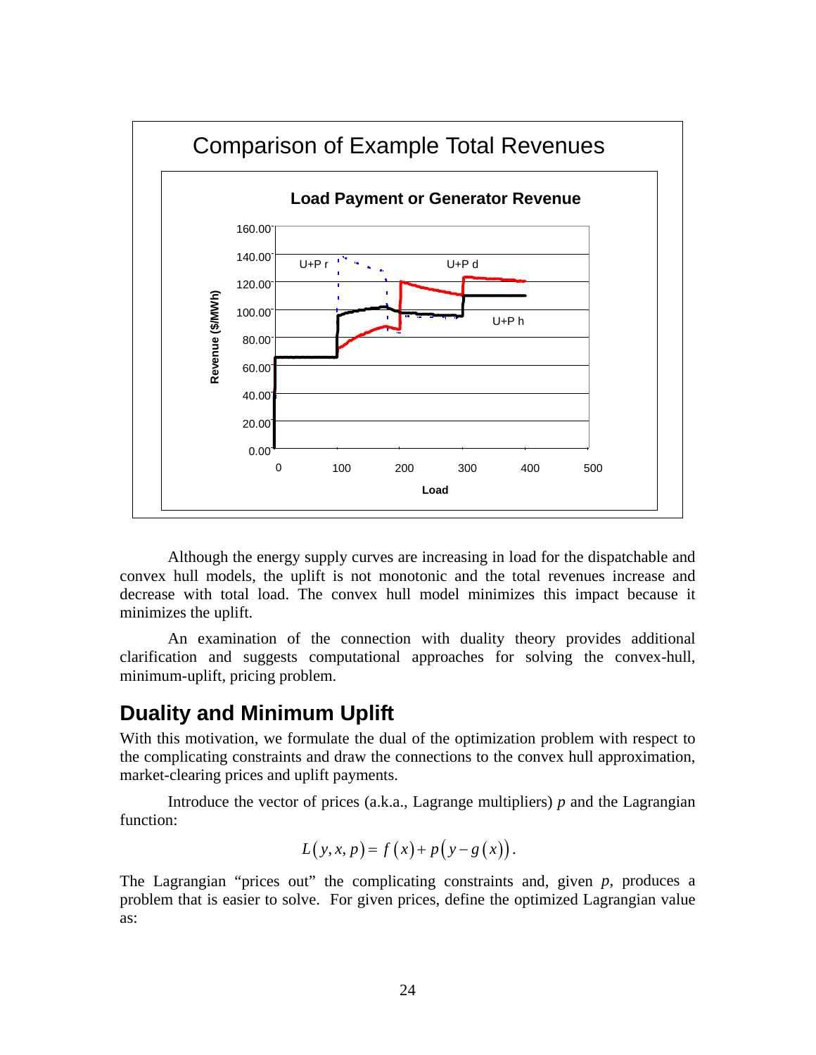Although the energy supply curves are increasing in load for the dispatchable and convex hull models, the uplift is not monotonic and the total revenues increase and decrease with total load. The convex hull model minimizes this impact because it minimizes the uplift.

An examination of the connection with duality theory provides additional clarification and suggests computational approaches for solving the convex-hull, minimum-uplift, pricing problem.

## Duality and Minimum Uplift

With this motivation, we formulate the dual of the optimization problem with respect to the complicating constraints and draw the connections to the convex hull approximation, market-clearing prices and uplift payments.

Introduce the vector of prices (a.k.a., Lagrange multipliers) $p$ and the Lagrangian function:

$$L(y,x,p) = f(x) + p\left(y - g(x)\right).$$

The Lagrangian "prices out" the complicating constraints and, given $p$, produces a problem that is easier to solve. For given prices, define the optimized Lagrangian value as: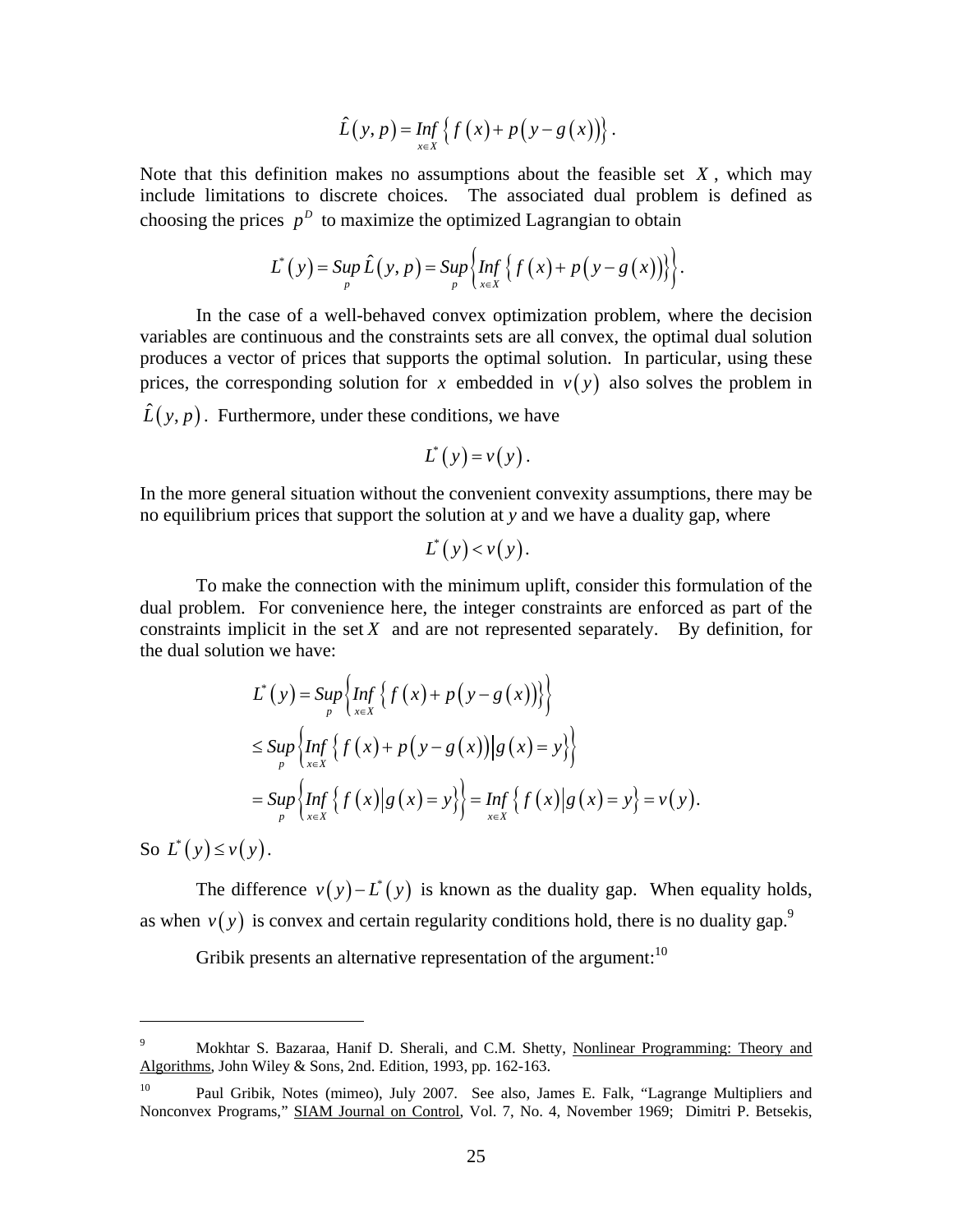$$\hat{L}(y,p) = \underset{x \in X}{Inf} \left\{ f(x) + p\left(y - g(x)\right) \right\}.$$

Note that this definition makes no assumptions about the feasible set $X$, which may include limitations to discrete choices. The associated dual problem is defined as choosing the prices $p^D$ to maximize the optimized Lagrangian to obtain

$$L^*(y) = \underset{p}{Sup}\, \hat{L}(y,p) = \underset{p}{Sup} \left\{ \underset{x \in X}{Inf} \left\{ f(x) + p\left(y - g(x)\right) \right\} \right\}.$$

In the case of a well-behaved convex optimization problem, where the decision variables are continuous and the constraints sets are all convex, the optimal dual solution produces a vector of prices that supports the optimal solution. In particular, using these prices, the corresponding solution for $x$ embedded in $v(y)$ also solves the problem in $\hat{L}(y,p)$. Furthermore, under these conditions, we have

$$L^*(y) = v(y).$$

In the more general situation without the convenient convexity assumptions, there may be no equilibrium prices that support the solution at *y* and we have a duality gap, where

$$L^*(y) < v(y).$$

To make the connection with the minimum uplift, consider this formulation of the dual problem. For convenience here, the integer constraints are enforced as part of the constraints implicit in the set $X$ and are not represented separately. By definition, for the dual solution we have:

$$\begin{aligned}
L^*(y) &= \underset{p}{Sup} \left\{ \underset{x \in X}{Inf} \left\{ f(x) + p\left(y - g(x)\right) \right\} \right\} \\
&\leq \underset{p}{Sup} \left\{ \underset{x \in X}{Inf} \left\{ f(x) + p\left(y - g(x)\right) \middle| g(x) = y \right\} \right\} \\
&= \underset{p}{Sup} \left\{ \underset{x \in X}{Inf} \left\{ f(x) \middle| g(x) = y \right\} \right\} = \underset{x \in X}{Inf} \left\{ f(x) \middle| g(x) = y \right\} = v(y).
\end{aligned}$$

So $L^*(y) \leq v(y)$.

The difference $v(y) - L^*(y)$ is known as the duality gap. When equality holds, as when $v(y)$ is convex and certain regularity conditions hold, there is no duality gap.[9]

Gribik presents an alternative representation of the argument:[10]

---

[9] Mokhtar S. Bazaraa, Hanif D. Sherali, and C.M. Shetty, Nonlinear Programming: Theory and Algorithms, John Wiley & Sons, 2nd. Edition, 1993, pp. 162-163.

[10] Paul Gribik, Notes (mimeo), July 2007. See also, James E. Falk, "Lagrange Multipliers and Nonconvex Programs," SIAM Journal on Control, Vol. 7, No. 4, November 1969; Dimitri P. Betsekis,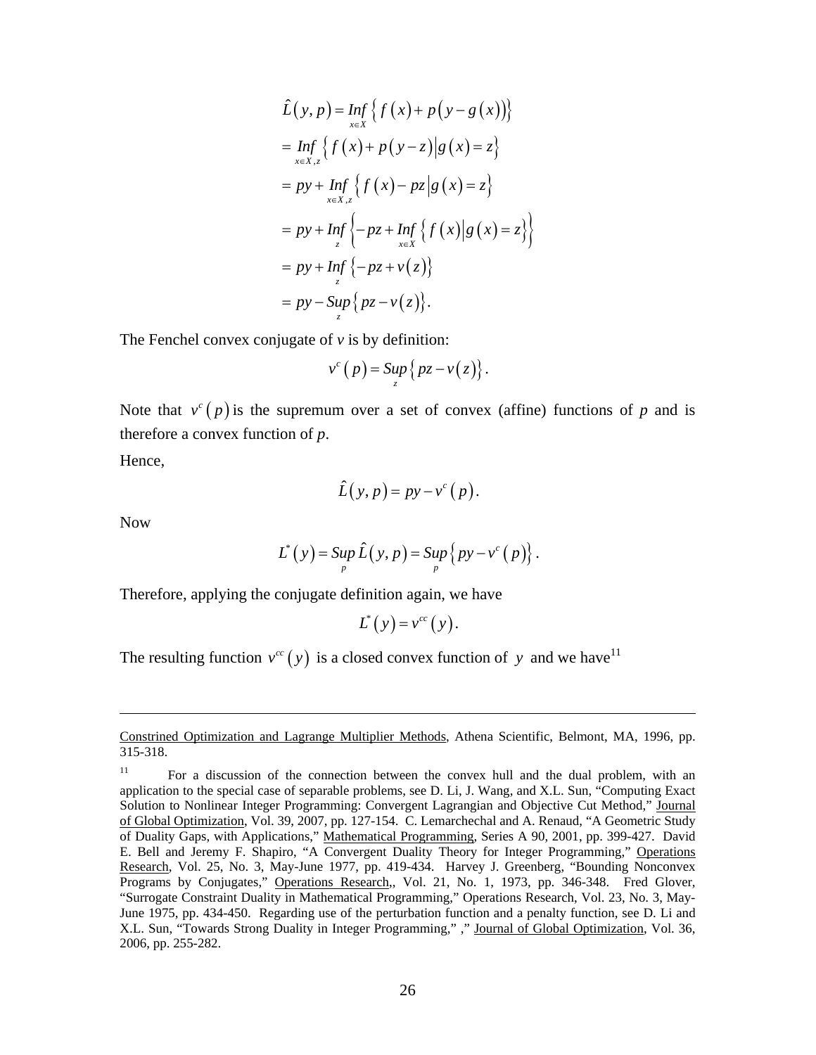$$
\begin{aligned}
\hat{L}(y,p) &= \operatorname*{Inf}_{x \in X} \left\{ f(x) + p\left(y - g(x)\right) \right\} \\
&= \operatorname*{Inf}_{x \in X, z} \left\{ f(x) + p(y - z) \middle| g(x) = z \right\} \\
&= py + \operatorname*{Inf}_{x \in X, z} \left\{ f(x) - pz \middle| g(x) = z \right\} \\
&= py + \operatorname*{Inf}_{z} \left\{ -pz + \operatorname*{Inf}_{x \in X} \left\{ f(x) \middle| g(x) = z \right\} \right\} \\
&= py + \operatorname*{Inf}_{z} \left\{ -pz + v(z) \right\} \\
&= py - \operatorname*{Sup}_{z} \left\{ pz - v(z) \right\}.
\end{aligned}
$$

The Fenchel convex conjugate of $v$ is by definition:

$$
v^c(p) = \operatorname*{Sup}_{z} \left\{ pz - v(z) \right\}.
$$

Note that $v^c(p)$ is the supremum over a set of convex (affine) functions of $p$ and is therefore a convex function of $p$.

Hence,

$$
\hat{L}(y,p) = py - v^c(p).
$$

Now

$$
L^*(y) = \operatorname*{Sup}_{p} \hat{L}(y,p) = \operatorname*{Sup}_{p} \left\{ py - v^c(p) \right\}.
$$

Therefore, applying the conjugate definition again, we have

$$
L^*(y) = v^{cc}(y).
$$

The resulting function $v^{cc}(y)$ is a closed convex function of $y$ and we have[11]

---

Constrined Optimization and Lagrange Multiplier Methods, Athena Scientific, Belmont, MA, 1996, pp. 315-318.

[11] For a discussion of the connection between the convex hull and the dual problem, with an application to the special case of separable problems, see D. Li, J. Wang, and X.L. Sun, "Computing Exact Solution to Nonlinear Integer Programming: Convergent Lagrangian and Objective Cut Method," Journal of Global Optimization, Vol. 39, 2007, pp. 127-154. C. Lemarchechal and A. Renaud, "A Geometric Study of Duality Gaps, with Applications," Mathematical Programming, Series A 90, 2001, pp. 399-427. David E. Bell and Jeremy F. Shapiro, "A Convergent Duality Theory for Integer Programming," Operations Research, Vol. 25, No. 3, May-June 1977, pp. 419-434. Harvey J. Greenberg, "Bounding Nonconvex Programs by Conjugates," Operations Research,, Vol. 21, No. 1, 1973, pp. 346-348. Fred Glover, "Surrogate Constraint Duality in Mathematical Programming," Operations Research, Vol. 23, No. 3, May-June 1975, pp. 434-450. Regarding use of the perturbation function and a penalty function, see D. Li and X.L. Sun, "Towards Strong Duality in Integer Programming," ," Journal of Global Optimization, Vol. 36, 2006, pp. 255-282.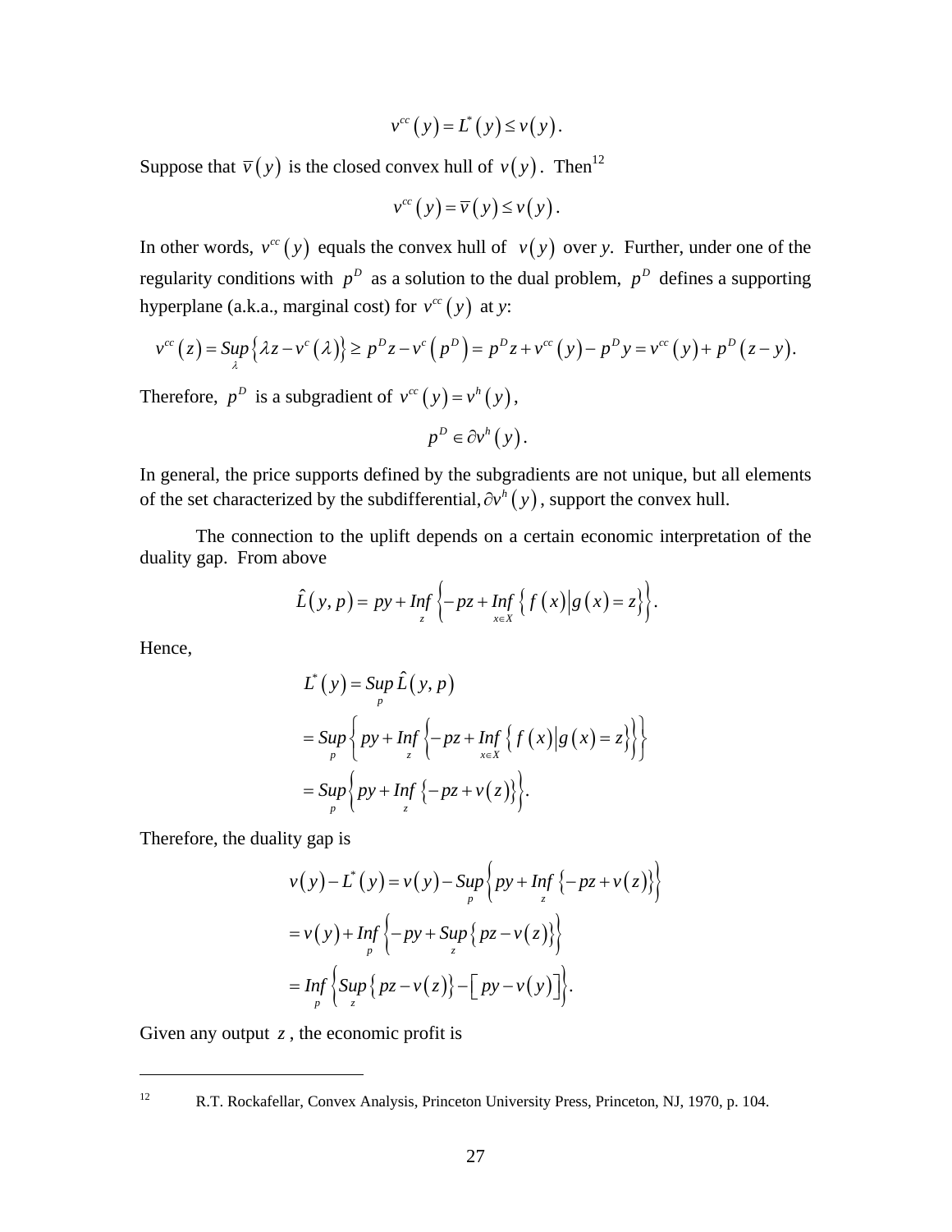$$v^{cc}(y) = L^*(y) \leq v(y).$$

Suppose that $\overline{v}(y)$ is the closed convex hull of $v(y)$. Then[12]

$$v^{cc}(y) = \overline{v}(y) \leq v(y).$$

In other words, $v^{cc}(y)$ equals the convex hull of $v(y)$ over *y*. Further, under one of the regularity conditions with $p^D$ as a solution to the dual problem, $p^D$ defines a supporting hyperplane (a.k.a., marginal cost) for $v^{cc}(y)$ at *y*:

$$v^{cc}(z) = \underset{\lambda}{Sup}\left\{\lambda z - v^c(\lambda)\right\} \geq p^D z - v^c(p^D) = p^D z + v^{cc}(y) - p^D y = v^{cc}(y) + p^D(z - y).$$

Therefore, $p^D$ is a subgradient of $v^{cc}(y) = v^h(y)$,

$$p^D \in \partial v^h(y).$$

In general, the price supports defined by the subgradients are not unique, but all elements of the set characterized by the subdifferential, $\partial v^h(y)$, support the convex hull.

The connection to the uplift depends on a certain economic interpretation of the duality gap. From above

$$\hat{L}(y,p) = py + \underset{z}{Inf}\left\{-pz + \underset{x \in X}{Inf}\left\{f(x) \middle| g(x) = z\right\}\right\}.$$

Hence,

$$\begin{aligned}
L^*(y) &= \underset{p}{Sup}\,\hat{L}(y,p) \\
&= \underset{p}{Sup}\left\{py + \underset{z}{Inf}\left\{-pz + \underset{x \in X}{Inf}\left\{f(x) \middle| g(x) = z\right\}\right\}\right\} \\
&= \underset{p}{Sup}\left\{py + \underset{z}{Inf}\left\{-pz + v(z)\right\}\right\}.
\end{aligned}$$

Therefore, the duality gap is

$$\begin{aligned}
v(y) - L^*(y) &= v(y) - \underset{p}{Sup}\left\{py + \underset{z}{Inf}\left\{-pz + v(z)\right\}\right\} \\
&= v(y) + \underset{p}{Inf}\left\{-py + \underset{z}{Sup}\left\{pz - v(z)\right\}\right\} \\
&= \underset{p}{Inf}\left\{\underset{z}{Sup}\left\{pz - v(z)\right\} - \left[py - v(y)\right]\right\}.
\end{aligned}$$

Given any output $z$, the economic profit is

---

[12] R.T. Rockafellar, Convex Analysis, Princeton University Press, Princeton, NJ, 1970, p. 104.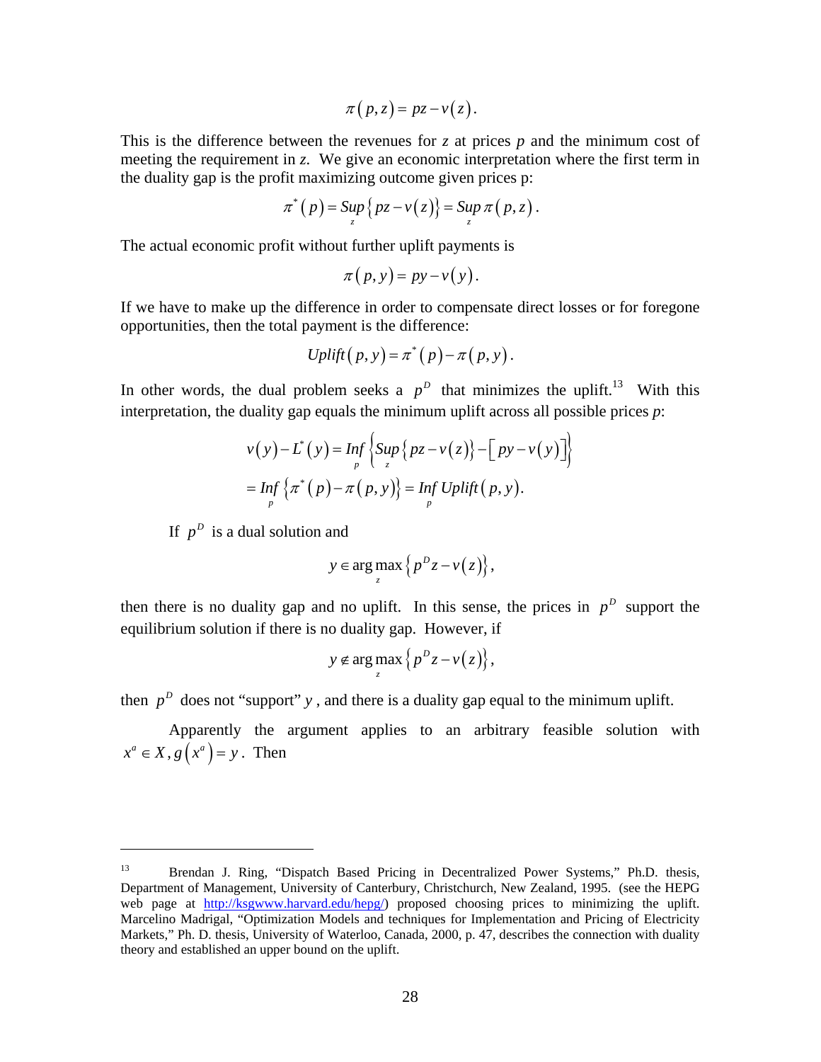$$\pi(p,z) = pz - v(z).$$

This is the difference between the revenues for $z$ at prices $p$ and the minimum cost of meeting the requirement in $z$. We give an economic interpretation where the first term in the duality gap is the profit maximizing outcome given prices p:

$$\pi^*(p) = \underset{z}{Sup}\{pz - v(z)\} = \underset{z}{Sup}\,\pi(p,z).$$

The actual economic profit without further uplift payments is

$$\pi(p,y) = py - v(y).$$

If we have to make up the difference in order to compensate direct losses or for foregone opportunities, then the total payment is the difference:

$$Uplift(p,y) = \pi^*(p) - \pi(p,y).$$

In other words, the dual problem seeks a $p^D$ that minimizes the uplift.[13] With this interpretation, the duality gap equals the minimum uplift across all possible prices $p$:

$$\begin{aligned} v(y) - L^*(y) &= \underset{p}{Inf}\left\{\underset{z}{Sup}\{pz - v(z)\} - [py - v(y)]\right\} \\ &= \underset{p}{Inf}\left\{\pi^*(p) - \pi(p,y)\right\} = \underset{p}{Inf}\,Uplift(p,y). \end{aligned}$$

If $p^D$ is a dual solution and

$$y \in \arg\max_z \left\{p^D z - v(z)\right\},$$

then there is no duality gap and no uplift. In this sense, the prices in $p^D$ support the equilibrium solution if there is no duality gap. However, if

$$y \notin \arg\max_z \left\{p^D z - v(z)\right\},$$

then $p^D$ does not "support" $y$, and there is a duality gap equal to the minimum uplift.

Apparently the argument applies to an arbitrary feasible solution with $x^a \in X, g(x^a) = y$. Then

---

[13] Brendan J. Ring, "Dispatch Based Pricing in Decentralized Power Systems," Ph.D. thesis, Department of Management, University of Canterbury, Christchurch, New Zealand, 1995. (see the HEPG web page at http://ksgwww.harvard.edu/hepg/) proposed choosing prices to minimizing the uplift. Marcelino Madrigal, "Optimization Models and techniques for Implementation and Pricing of Electricity Markets," Ph. D. thesis, University of Waterloo, Canada, 2000, p. 47, describes the connection with duality theory and established an upper bound on the uplift.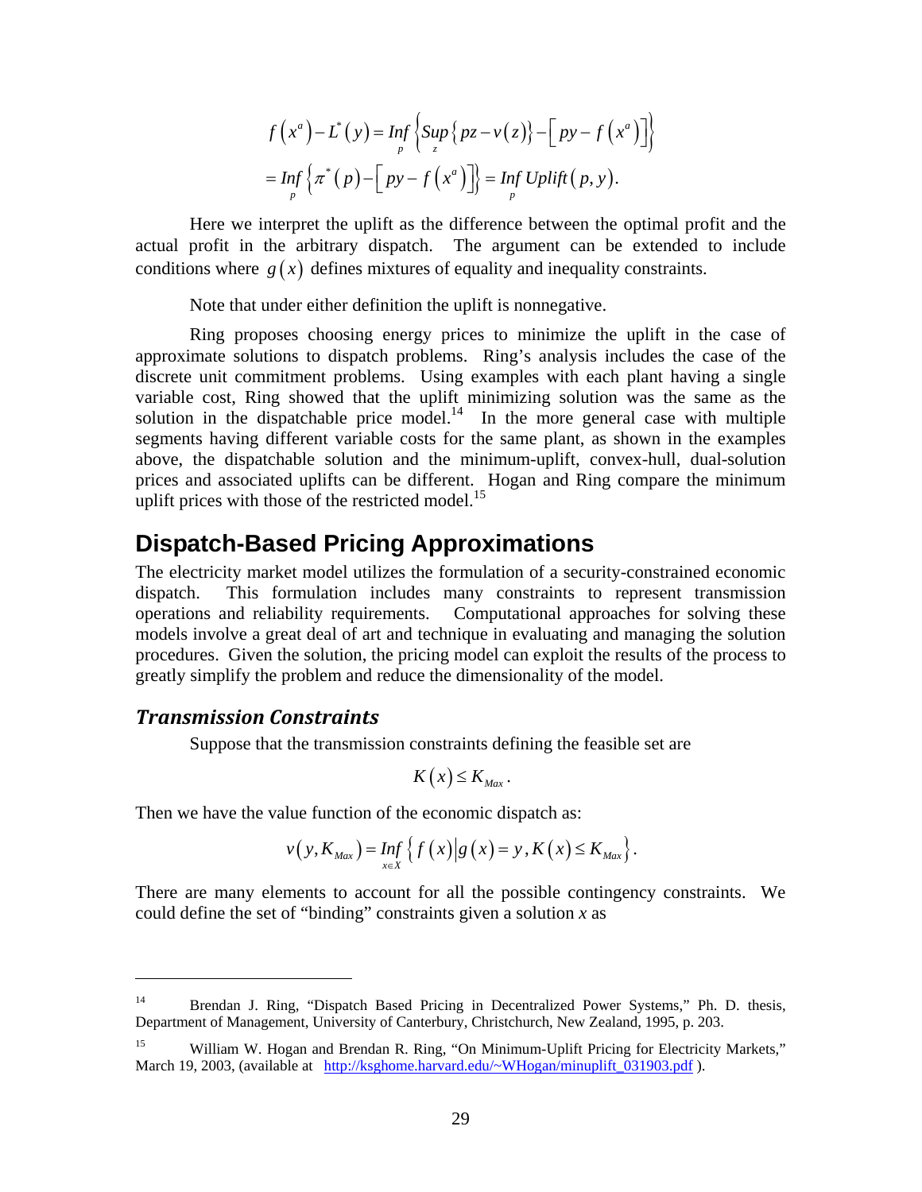$$
\begin{aligned}
f\left(x^{a}\right)-L^{*}\left(y\right) &= \underset{p}{Inf}\left\{\underset{z}{Sup}\left\{pz-v\left(z\right)\right\}-\left[py-f\left(x^{a}\right)\right]\right\} \\
&= \underset{p}{Inf}\left\{\pi^{*}\left(p\right)-\left[py-f\left(x^{a}\right)\right]\right\} = \underset{p}{Inf}\, Uplift\left(p,y\right).
\end{aligned}
$$

Here we interpret the uplift as the difference between the optimal profit and the actual profit in the arbitrary dispatch. The argument can be extended to include conditions where $g\left(x\right)$ defines mixtures of equality and inequality constraints.

Note that under either definition the uplift is nonnegative.

Ring proposes choosing energy prices to minimize the uplift in the case of approximate solutions to dispatch problems. Ring's analysis includes the case of the discrete unit commitment problems. Using examples with each plant having a single variable cost, Ring showed that the uplift minimizing solution was the same as the solution in the dispatchable price model.[14] In the more general case with multiple segments having different variable costs for the same plant, as shown in the examples above, the dispatchable solution and the minimum-uplift, convex-hull, dual-solution prices and associated uplifts can be different. Hogan and Ring compare the minimum uplift prices with those of the restricted model.[15]

# Dispatch-Based Pricing Approximations

The electricity market model utilizes the formulation of a security-constrained economic dispatch. This formulation includes many constraints to represent transmission operations and reliability requirements. Computational approaches for solving these models involve a great deal of art and technique in evaluating and managing the solution procedures. Given the solution, the pricing model can exploit the results of the process to greatly simplify the problem and reduce the dimensionality of the model.

## *Transmission Constraints*

Suppose that the transmission constraints defining the feasible set are

$$
K\left(x\right) \leq K_{Max}.
$$

Then we have the value function of the economic dispatch as:

$$
v\left(y, K_{Max}\right) = \underset{x \in X}{Inf}\left\{ f\left(x\right) \middle| g\left(x\right) = y, K\left(x\right) \leq K_{Max} \right\}.
$$

There are many elements to account for all the possible contingency constraints. We could define the set of "binding" constraints given a solution *x* as

---

[14] Brendan J. Ring, "Dispatch Based Pricing in Decentralized Power Systems," Ph. D. thesis, Department of Management, University of Canterbury, Christchurch, New Zealand, 1995, p. 203.

[15] William W. Hogan and Brendan R. Ring, "On Minimum-Uplift Pricing for Electricity Markets," March 19, 2003, (available at http://ksghome.harvard.edu/~WHogan/minuplift_031903.pdf ).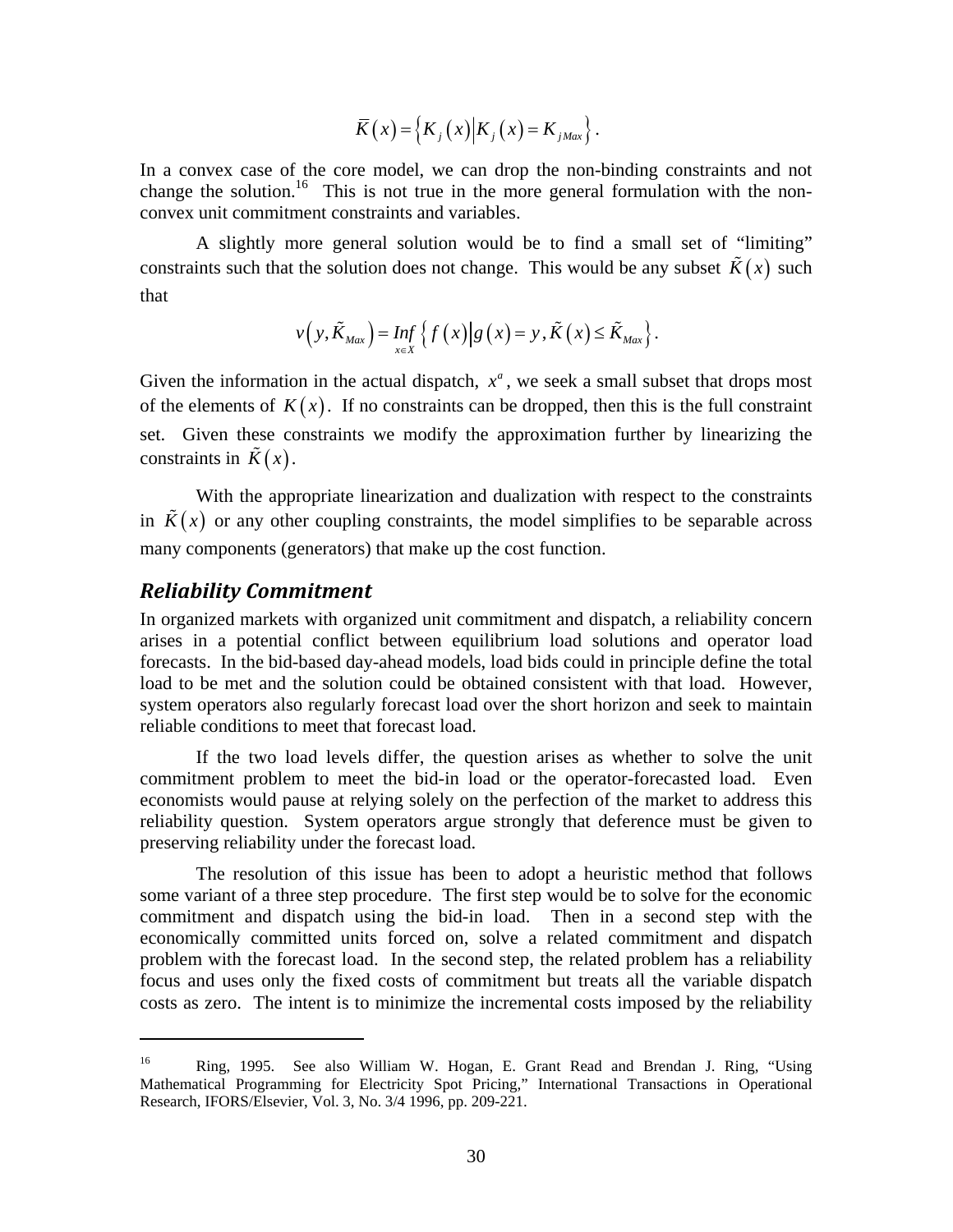$$\bar{K}(x) = \left\{ K_j(x) \middle| K_j(x) = K_{jMax} \right\}.$$

In a convex case of the core model, we can drop the non-binding constraints and not change the solution.[16] This is not true in the more general formulation with the non-convex unit commitment constraints and variables.

A slightly more general solution would be to find a small set of "limiting" constraints such that the solution does not change. This would be any subset $\tilde{K}(x)$ such that

$$v\left(y, \tilde{K}_{Max}\right) = \underset{x \in X}{Inf} \left\{ f(x) \middle| g(x) = y, \tilde{K}(x) \le \tilde{K}_{Max} \right\}.$$

Given the information in the actual dispatch, $x^a$, we seek a small subset that drops most of the elements of $K(x)$. If no constraints can be dropped, then this is the full constraint set. Given these constraints we modify the approximation further by linearizing the constraints in $\tilde{K}(x)$.

With the appropriate linearization and dualization with respect to the constraints in $\tilde{K}(x)$ or any other coupling constraints, the model simplifies to be separable across many components (generators) that make up the cost function.

## *Reliability Commitment*

In organized markets with organized unit commitment and dispatch, a reliability concern arises in a potential conflict between equilibrium load solutions and operator load forecasts. In the bid-based day-ahead models, load bids could in principle define the total load to be met and the solution could be obtained consistent with that load. However, system operators also regularly forecast load over the short horizon and seek to maintain reliable conditions to meet that forecast load.

If the two load levels differ, the question arises as whether to solve the unit commitment problem to meet the bid-in load or the operator-forecasted load. Even economists would pause at relying solely on the perfection of the market to address this reliability question. System operators argue strongly that deference must be given to preserving reliability under the forecast load.

The resolution of this issue has been to adopt a heuristic method that follows some variant of a three step procedure. The first step would be to solve for the economic commitment and dispatch using the bid-in load. Then in a second step with the economically committed units forced on, solve a related commitment and dispatch problem with the forecast load. In the second step, the related problem has a reliability focus and uses only the fixed costs of commitment but treats all the variable dispatch costs as zero. The intent is to minimize the incremental costs imposed by the reliability

---

[16] Ring, 1995. See also William W. Hogan, E. Grant Read and Brendan J. Ring, "Using Mathematical Programming for Electricity Spot Pricing," International Transactions in Operational Research, IFORS/Elsevier, Vol. 3, No. 3/4 1996, pp. 209-221.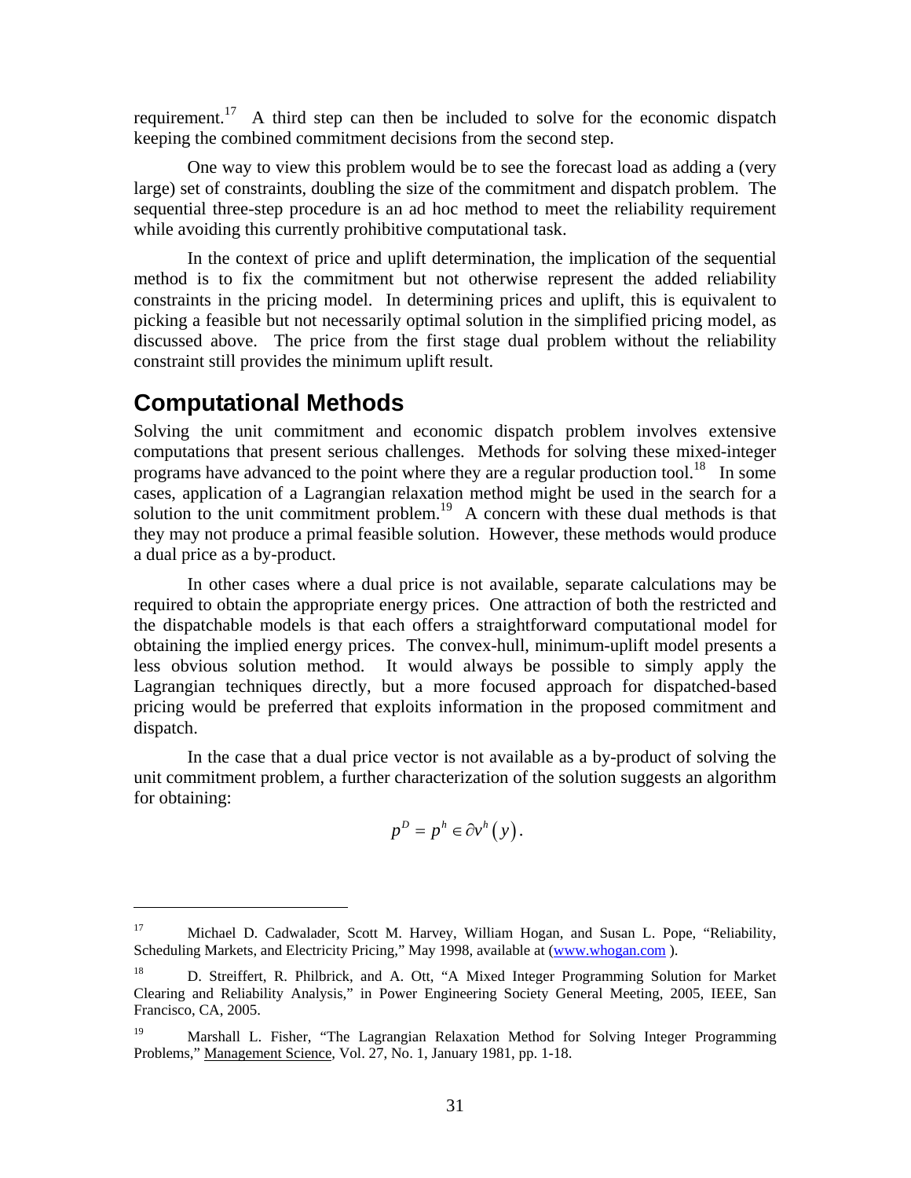requirement.[17] A third step can then be included to solve for the economic dispatch keeping the combined commitment decisions from the second step.

One way to view this problem would be to see the forecast load as adding a (very large) set of constraints, doubling the size of the commitment and dispatch problem. The sequential three-step procedure is an ad hoc method to meet the reliability requirement while avoiding this currently prohibitive computational task.

In the context of price and uplift determination, the implication of the sequential method is to fix the commitment but not otherwise represent the added reliability constraints in the pricing model. In determining prices and uplift, this is equivalent to picking a feasible but not necessarily optimal solution in the simplified pricing model, as discussed above. The price from the first stage dual problem without the reliability constraint still provides the minimum uplift result.

## Computational Methods

Solving the unit commitment and economic dispatch problem involves extensive computations that present serious challenges. Methods for solving these mixed-integer programs have advanced to the point where they are a regular production tool.[18] In some cases, application of a Lagrangian relaxation method might be used in the search for a solution to the unit commitment problem.[19] A concern with these dual methods is that they may not produce a primal feasible solution. However, these methods would produce a dual price as a by-product.

In other cases where a dual price is not available, separate calculations may be required to obtain the appropriate energy prices. One attraction of both the restricted and the dispatchable models is that each offers a straightforward computational model for obtaining the implied energy prices. The convex-hull, minimum-uplift model presents a less obvious solution method. It would always be possible to simply apply the Lagrangian techniques directly, but a more focused approach for dispatched-based pricing would be preferred that exploits information in the proposed commitment and dispatch.

In the case that a dual price vector is not available as a by-product of solving the unit commitment problem, a further characterization of the solution suggests an algorithm for obtaining:

$$p^D = p^h \in \partial v^h(y).$$

---

[17] Michael D. Cadwalader, Scott M. Harvey, William Hogan, and Susan L. Pope, "Reliability, Scheduling Markets, and Electricity Pricing," May 1998, available at (www.whogan.com ).

[18] D. Streiffert, R. Philbrick, and A. Ott, "A Mixed Integer Programming Solution for Market Clearing and Reliability Analysis," in Power Engineering Society General Meeting, 2005, IEEE, San Francisco, CA, 2005.

[19] Marshall L. Fisher, "The Lagrangian Relaxation Method for Solving Integer Programming Problems," Management Science, Vol. 27, No. 1, January 1981, pp. 1-18.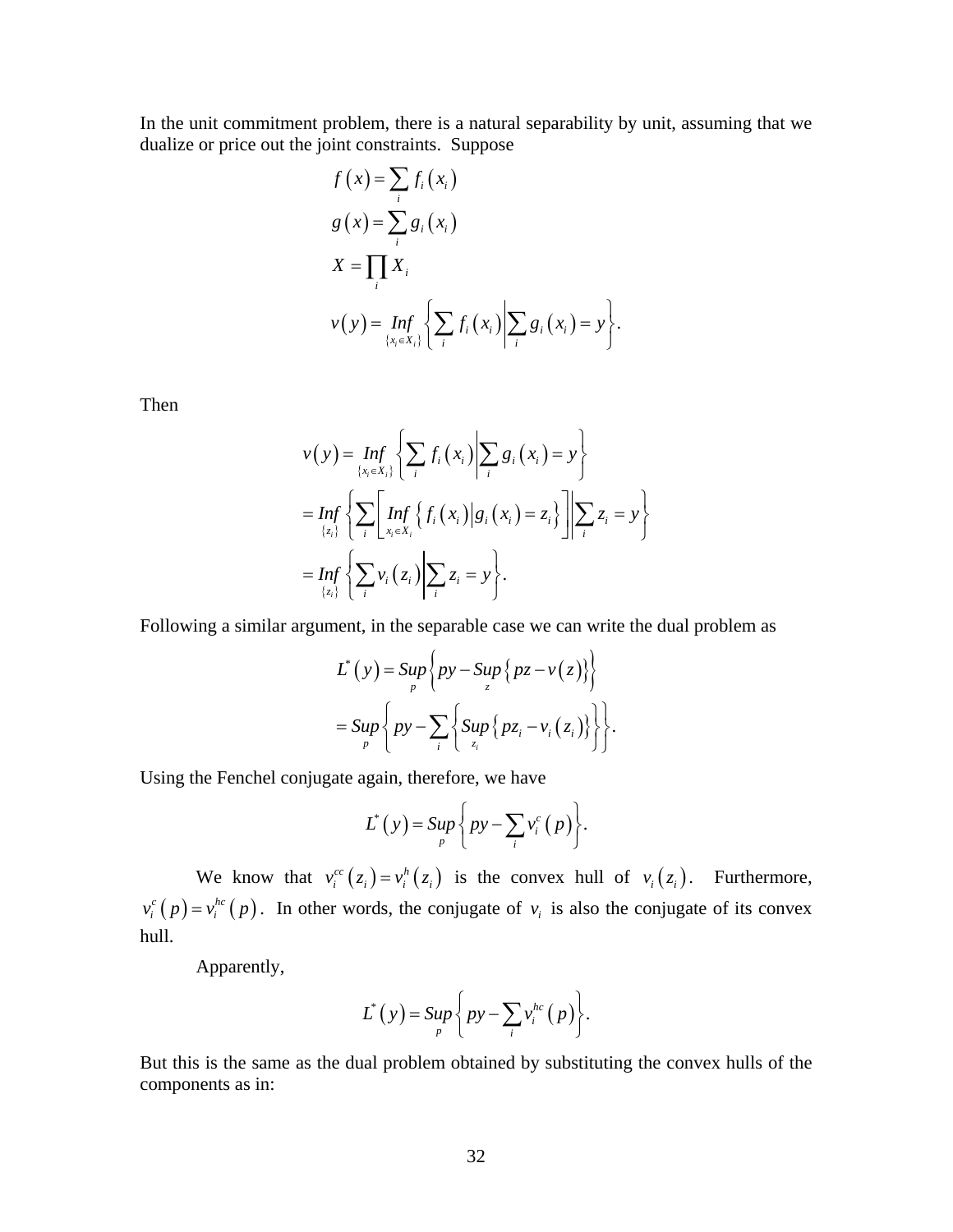In the unit commitment problem, there is a natural separability by unit, assuming that we dualize or price out the joint constraints. Suppose

$$
\begin{aligned}
f(x) &= \sum_i f_i(x_i) \\
g(x) &= \sum_i g_i(x_i) \\
X &= \prod_i X_i \\
v(y) &= \underset{\{x_i \in X_i\}}{Inf} \left\{ \sum_i f_i(x_i) \middle| \sum_i g_i(x_i) = y \right\}.
\end{aligned}
$$

Then

$$
\begin{aligned}
v(y) &= \underset{\{x_i \in X_i\}}{Inf} \left\{ \sum_i f_i(x_i) \middle| \sum_i g_i(x_i) = y \right\} \\
&= \underset{\{z_i\}}{Inf} \left\{ \sum_i \left[ \underset{x_i \in X_i}{Inf} \left\{ f_i(x_i) \middle| g_i(x_i) = z_i \right\} \right] \middle| \sum_i z_i = y \right\} \\
&= \underset{\{z_i\}}{Inf} \left\{ \sum_i v_i(z_i) \middle| \sum_i z_i = y \right\}.
\end{aligned}
$$

Following a similar argument, in the separable case we can write the dual problem as

$$
\begin{aligned}
L^*(y) &= \underset{p}{Sup} \left\{ py - \underset{z}{Sup} \left\{ pz - v(z) \right\} \right\} \\
&= \underset{p}{Sup} \left\{ py - \sum_i \left\{ \underset{z_i}{Sup} \left\{ pz_i - v_i(z_i) \right\} \right\} \right\}.
\end{aligned}
$$

Using the Fenchel conjugate again, therefore, we have

$$
L^*(y) = \underset{p}{Sup} \left\{ py - \sum_i v_i^c(p) \right\}.
$$

We know that $v_i^{cc}(z_i) = v_i^h(z_i)$ is the convex hull of $v_i(z_i)$. Furthermore, $v_i^c(p) = v_i^{hc}(p)$. In other words, the conjugate of $v_i$ is also the conjugate of its convex hull.

Apparently,

$$
L^*(y) = \underset{p}{Sup} \left\{ py - \sum_i v_i^{hc}(p) \right\}.
$$

But this is the same as the dual problem obtained by substituting the convex hulls of the components as in: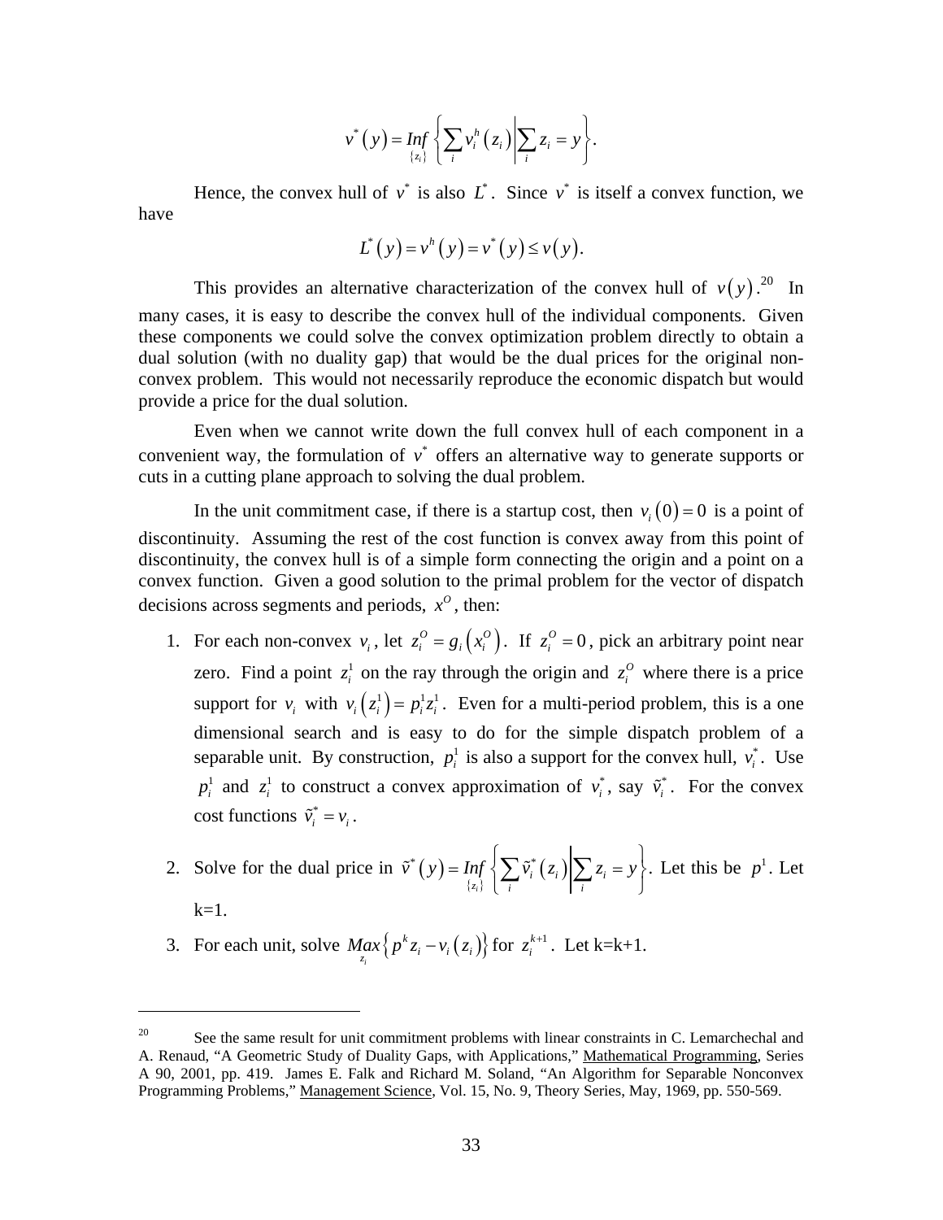$$v^*(y) = \underset{\{z_i\}}{Inf} \left\{ \sum_i v_i^h(z_i) \middle| \sum_i z_i = y \right\}.$$

Hence, the convex hull of $v^*$ is also $L^*$. Since $v^*$ is itself a convex function, we have

$$L^*(y) = v^h(y) = v^*(y) \leq v(y).$$

This provides an alternative characterization of the convex hull of $v(y)$.[20] In many cases, it is easy to describe the convex hull of the individual components. Given these components we could solve the convex optimization problem directly to obtain a dual solution (with no duality gap) that would be the dual prices for the original non-convex problem. This would not necessarily reproduce the economic dispatch but would provide a price for the dual solution.

Even when we cannot write down the full convex hull of each component in a convenient way, the formulation of $v^*$ offers an alternative way to generate supports or cuts in a cutting plane approach to solving the dual problem.

In the unit commitment case, if there is a startup cost, then $v_i(0) = 0$ is a point of discontinuity. Assuming the rest of the cost function is convex away from this point of discontinuity, the convex hull is of a simple form connecting the origin and a point on a convex function. Given a good solution to the primal problem for the vector of dispatch decisions across segments and periods, $x^O$, then:

1. For each non-convex $v_i$, let $z_i^O = g_i(x_i^O)$. If $z_i^O = 0$, pick an arbitrary point near zero. Find a point $z_i^1$ on the ray through the origin and $z_i^O$ where there is a price support for $v_i$ with $v_i(z_i^1) = p_i^1 z_i^1$. Even for a multi-period problem, this is a one dimensional search and is easy to do for the simple dispatch problem of a separable unit. By construction, $p_i^1$ is also a support for the convex hull, $v_i^*$. Use $p_i^1$ and $z_i^1$ to construct a convex approximation of $v_i^*$, say $\tilde{v}_i^*$. For the convex cost functions $\tilde{v}_i^* = v_i$.
2. Solve for the dual price in $\tilde{v}^*(y) = \underset{\{z_i\}}{Inf} \left\{ \sum_i \tilde{v}_i^*(z_i) \middle| \sum_i z_i = y \right\}$. Let this be $p^1$. Let k=1.
3. For each unit, solve $\underset{z_i}{Max}\left\{ p^k z_i - v_i(z_i) \right\}$ for $z_i^{k+1}$. Let k=k+1.

[20] See the same result for unit commitment problems with linear constraints in C. Lemarchechal and A. Renaud, "A Geometric Study of Duality Gaps, with Applications," Mathematical Programming, Series A 90, 2001, pp. 419. James E. Falk and Richard M. Soland, "An Algorithm for Separable Nonconvex Programming Problems," Management Science, Vol. 15, No. 9, Theory Series, May, 1969, pp. 550-569.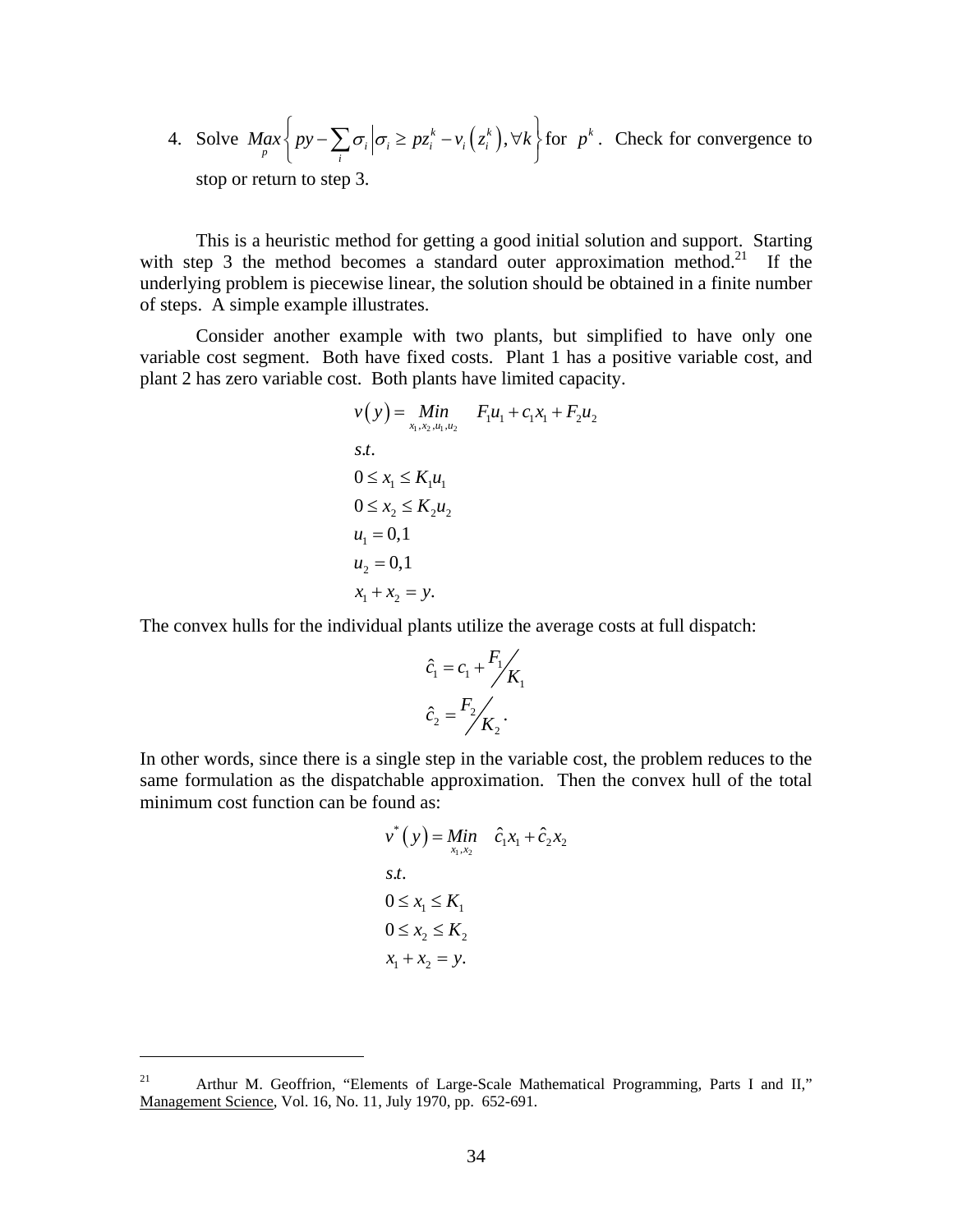4. Solve $\underset{p}{Max}\left\{ py - \sum_i \sigma_i \middle| \sigma_i \geq p z_i^k - v_i\left(z_i^k\right), \forall k \right\}$ for $p^k$. Check for convergence to stop or return to step 3.

This is a heuristic method for getting a good initial solution and support. Starting with step 3 the method becomes a standard outer approximation method.[21] If the underlying problem is piecewise linear, the solution should be obtained in a finite number of steps. A simple example illustrates.

Consider another example with two plants, but simplified to have only one variable cost segment. Both have fixed costs. Plant 1 has a positive variable cost, and plant 2 has zero variable cost. Both plants have limited capacity.

$$
\begin{aligned}
v(y) = & \underset{x_1, x_2, u_1, u_2}{Min} \quad F_1 u_1 + c_1 x_1 + F_2 u_2 \\
& s.t. \\
& 0 \leq x_1 \leq K_1 u_1 \\
& 0 \leq x_2 \leq K_2 u_2 \\
& u_1 = 0,1 \\
& u_2 = 0,1 \\
& x_1 + x_2 = y.
\end{aligned}
$$

The convex hulls for the individual plants utilize the average costs at full dispatch:

$$
\begin{aligned}
\hat{c}_1 &= c_1 + F_1 / K_1 \\
\hat{c}_2 &= F_2 / K_2 .
\end{aligned}
$$

In other words, since there is a single step in the variable cost, the problem reduces to the same formulation as the dispatchable approximation. Then the convex hull of the total minimum cost function can be found as:

$$
\begin{aligned}
v^*(y) = & \underset{x_1, x_2}{Min} \quad \hat{c}_1 x_1 + \hat{c}_2 x_2 \\
& s.t. \\
& 0 \leq x_1 \leq K_1 \\
& 0 \leq x_2 \leq K_2 \\
& x_1 + x_2 = y.
\end{aligned}
$$

---

[21] Arthur M. Geoffrion, "Elements of Large-Scale Mathematical Programming, Parts I and II," Management Science, Vol. 16, No. 11, July 1970, pp. 652-691.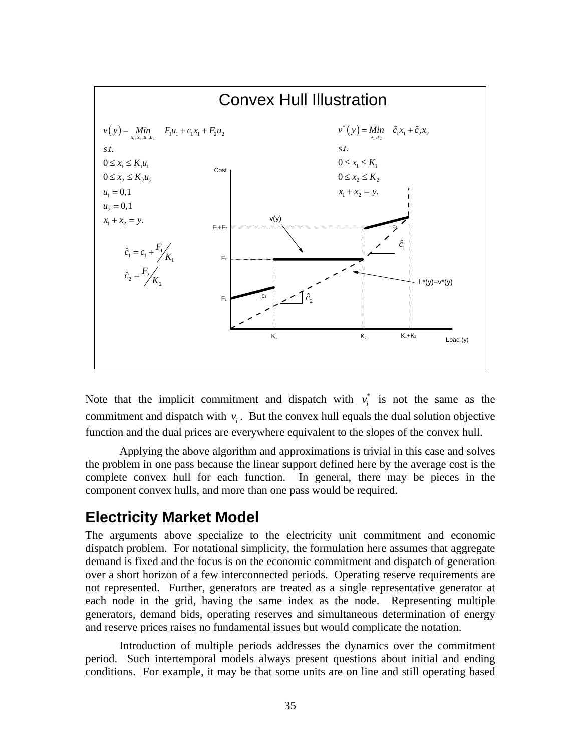**Convex Hull Illustration**

$$v(y) = \underset{x_1, x_2, u_1, u_2}{Min} \quad F_1 u_1 + c_1 x_1 + F_2 u_2$$

$$\begin{aligned}
& s.t. \\
& 0 \le x_1 \le K_1 u_1 \\
& 0 \le x_2 \le K_2 u_2 \\
& u_1 = 0,1 \\
& u_2 = 0,1 \\
& x_1 + x_2 = y.
\end{aligned}$$

$$\hat{c}_1 = c_1 + F_1 / K_1$$

$$\hat{c}_2 = F_2 / K_2$$

$$v^*(y) = \underset{x_1, x_2}{Min} \quad \hat{c}_1 x_1 + \hat{c}_2 x_2$$

$$\begin{aligned}
& s.t. \\
& 0 \le x_1 \le K_1 \\
& 0 \le x_2 \le K_2 \\
& x_1 + x_2 = y.
\end{aligned}$$

Note that the implicit commitment and dispatch with $v_i^*$ is not the same as the commitment and dispatch with $v_i$. But the convex hull equals the dual solution objective function and the dual prices are everywhere equivalent to the slopes of the convex hull.

Applying the above algorithm and approximations is trivial in this case and solves the problem in one pass because the linear support defined here by the average cost is the complete convex hull for each function. In general, there may be pieces in the component convex hulls, and more than one pass would be required.

## Electricity Market Model

The arguments above specialize to the electricity unit commitment and economic dispatch problem. For notational simplicity, the formulation here assumes that aggregate demand is fixed and the focus is on the economic commitment and dispatch of generation over a short horizon of a few interconnected periods. Operating reserve requirements are not represented. Further, generators are treated as a single representative generator at each node in the grid, having the same index as the node. Representing multiple generators, demand bids, operating reserves and simultaneous determination of energy and reserve prices raises no fundamental issues but would complicate the notation.

Introduction of multiple periods addresses the dynamics over the commitment period. Such intertemporal models always present questions about initial and ending conditions. For example, it may be that some units are on line and still operating based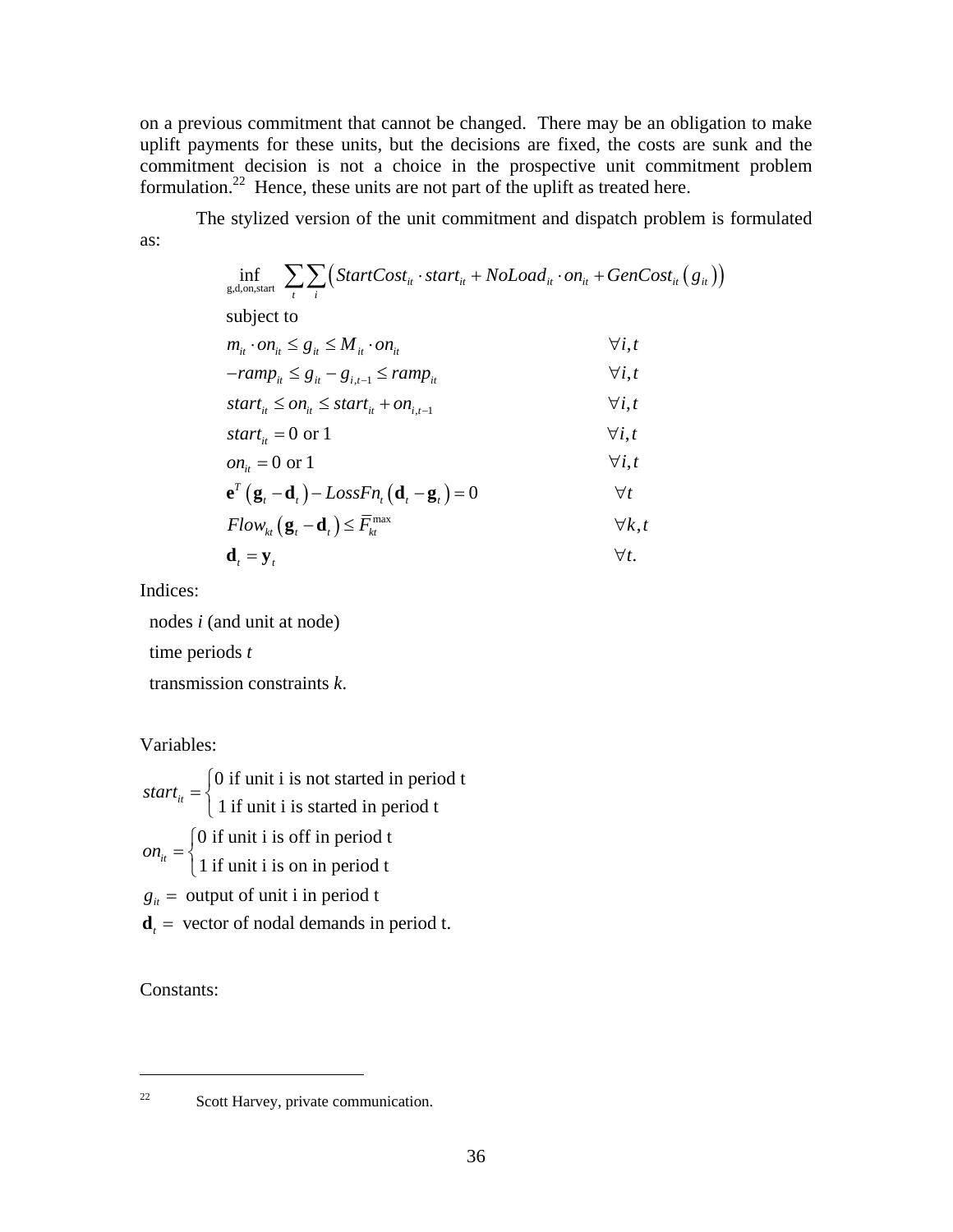on a previous commitment that cannot be changed. There may be an obligation to make uplift payments for these units, but the decisions are fixed, the costs are sunk and the commitment decision is not a choice in the prospective unit commitment problem formulation.[22] Hence, these units are not part of the uplift as treated here.

The stylized version of the unit commitment and dispatch problem is formulated as:

$$
\begin{aligned}
&\inf_{\text{g,d,on,start}} \sum_t \sum_i \left( StartCost_{it} \cdot start_{it} + NoLoad_{it} \cdot on_{it} + GenCost_{it}\left(g_{it}\right)\right) \\
&\text{subject to} \\
&m_{it} \cdot on_{it} \leq g_{it} \leq M_{it} \cdot on_{it} && \forall i,t \\
&-ramp_{it} \leq g_{it} - g_{i,t-1} \leq ramp_{it} && \forall i,t \\
&start_{it} \leq on_{it} \leq start_{it} + on_{i,t-1} && \forall i,t \\
&start_{it} = 0 \text{ or } 1 && \forall i,t \\
&on_{it} = 0 \text{ or } 1 && \forall i,t \\
&\mathbf{e}^T\left(\mathbf{g}_t - \mathbf{d}_t\right) - LossFn_t\left(\mathbf{d}_t - \mathbf{g}_t\right) = 0 && \forall t \\
&Flow_{kt}\left(\mathbf{g}_t - \mathbf{d}_t\right) \leq \overline{F}_{kt}^{\max} && \forall k,t \\
&\mathbf{d}_t = \mathbf{y}_t && \forall t.
\end{aligned}
$$

Indices:

nodes $i$ (and unit at node)

time periods $t$

transmission constraints $k$.

Variables:

$$start_{it} = \begin{cases} 0 \text{ if unit i is not started in period t} \\ 1 \text{ if unit i is started in period t} \end{cases}$$

$$on_{it} = \begin{cases} 0 \text{ if unit i is off in period t} \\ 1 \text{ if unit i is on in period t} \end{cases}$$

$g_{it} =$ output of unit i in period t

$\mathbf{d}_t =$ vector of nodal demands in period t.

Constants:

---

[22] Scott Harvey, private communication.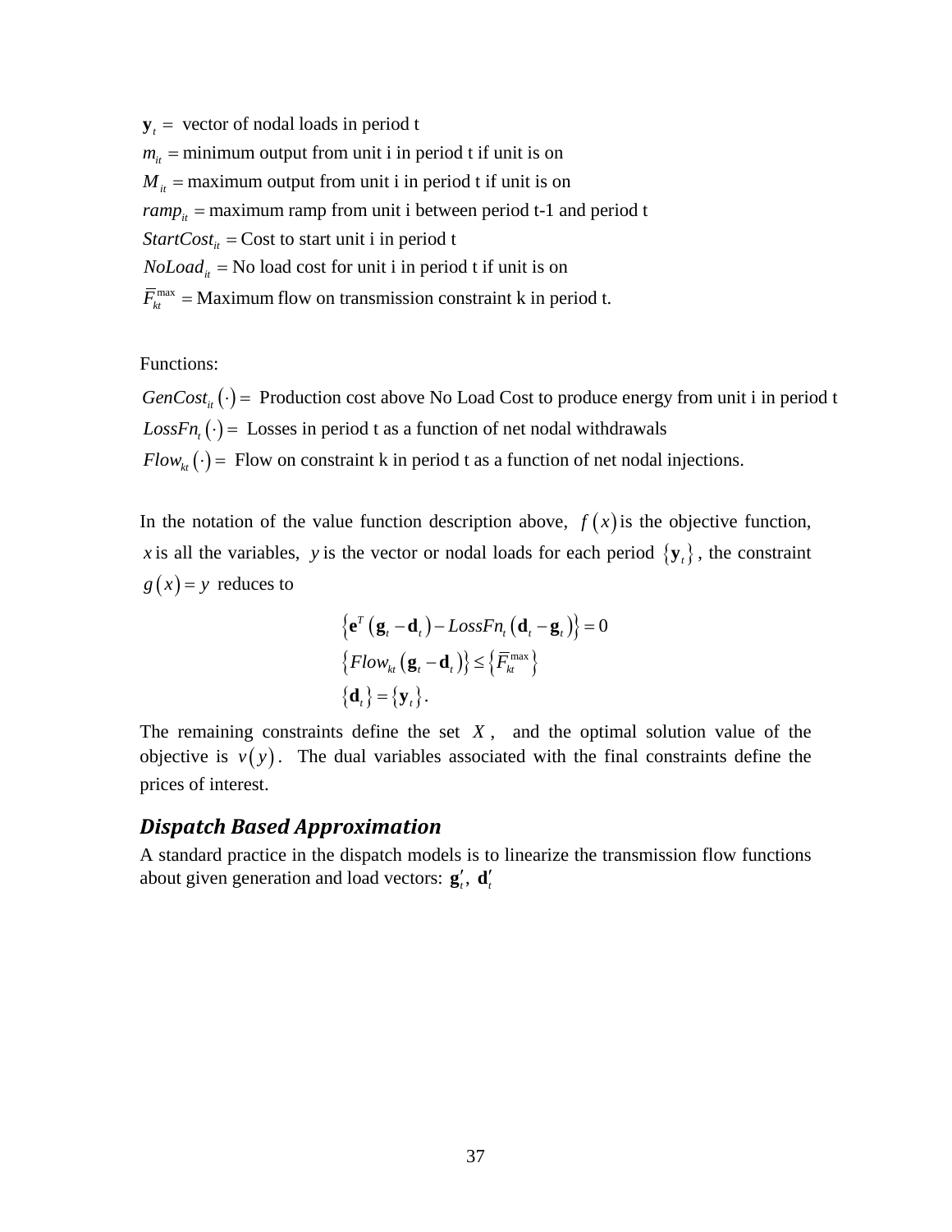$\mathbf{y}_t =$ vector of nodal loads in period t

$m_{it} =$ minimum output from unit i in period t if unit is on

$M_{it} =$ maximum output from unit i in period t if unit is on

$ramp_{it} =$ maximum ramp from unit i between period t-1 and period t

$StartCost_{it} =$ Cost to start unit i in period t

$NoLoad_{it} =$ No load cost for unit i in period t if unit is on

$\overline{F}_{kt}^{\max} =$ Maximum flow on transmission constraint k in period t.

Functions:

$GenCost_{it}(\cdot) =$ Production cost above No Load Cost to produce energy from unit i in period t

$LossFn_t(\cdot) =$ Losses in period t as a function of net nodal withdrawals

$Flow_{kt}(\cdot) =$ Flow on constraint k in period t as a function of net nodal injections.

In the notation of the value function description above, $f(x)$ is the objective function, $x$ is all the variables, $y$ is the vector or nodal loads for each period $\{\mathbf{y}_t\}$, the constraint $g(x) = y$ reduces to

$$\left\{\mathbf{e}^T(\mathbf{g}_t - \mathbf{d}_t) - LossFn_t(\mathbf{d}_t - \mathbf{g}_t)\right\} = 0$$
$$\left\{Flow_{kt}(\mathbf{g}_t - \mathbf{d}_t)\right\} \leq \left\{\overline{F}_{kt}^{\max}\right\}$$
$$\{\mathbf{d}_t\} = \{\mathbf{y}_t\}.$$

The remaining constraints define the set $X$, and the optimal solution value of the objective is $v(y)$. The dual variables associated with the final constraints define the prices of interest.

### *Dispatch Based Approximation*

A standard practice in the dispatch models is to linearize the transmission flow functions about given generation and load vectors: $\mathbf{g}_t'$, $\mathbf{d}_t'$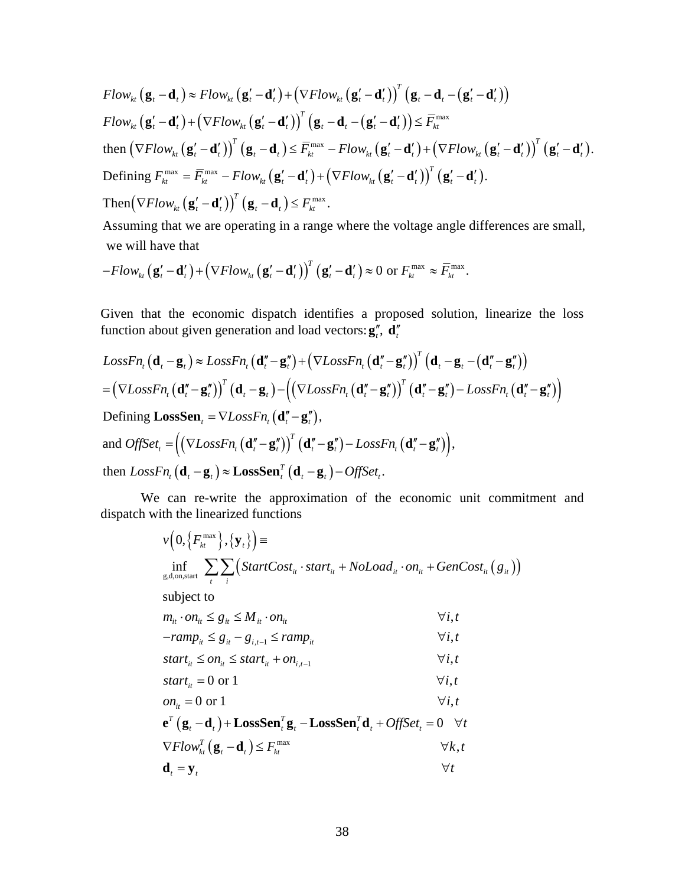$$Flow_{kt}\left(\mathbf{g}_t - \mathbf{d}_t\right) \approx Flow_{kt}\left(\mathbf{g}'_t - \mathbf{d}'_t\right) + \left(\nabla Flow_{kt}\left(\mathbf{g}'_t - \mathbf{d}'_t\right)\right)^T \left(\mathbf{g}_t - \mathbf{d}_t - \left(\mathbf{g}'_t - \mathbf{d}'_t\right)\right)$$

$$Flow_{kt}\left(\mathbf{g}'_t - \mathbf{d}'_t\right) + \left(\nabla Flow_{kt}\left(\mathbf{g}'_t - \mathbf{d}'_t\right)\right)^T \left(\mathbf{g}_t - \mathbf{d}_t - \left(\mathbf{g}'_t - \mathbf{d}'_t\right)\right) \le \overline{F}_{kt}^{\max}$$

then $\left(\nabla Flow_{kt}\left(\mathbf{g}'_t - \mathbf{d}'_t\right)\right)^T \left(\mathbf{g}_t - \mathbf{d}_t\right) \le \overline{F}_{kt}^{\max} - Flow_{kt}\left(\mathbf{g}'_t - \mathbf{d}'_t\right) + \left(\nabla Flow_{kt}\left(\mathbf{g}'_t - \mathbf{d}'_t\right)\right)^T \left(\mathbf{g}'_t - \mathbf{d}'_t\right).$

Defining $F_{kt}^{\max} = \overline{F}_{kt}^{\max} - Flow_{kt}\left(\mathbf{g}'_t - \mathbf{d}'_t\right) + \left(\nabla Flow_{kt}\left(\mathbf{g}'_t - \mathbf{d}'_t\right)\right)^T \left(\mathbf{g}'_t - \mathbf{d}'_t\right).$

Then $\left(\nabla Flow_{kt}\left(\mathbf{g}'_t - \mathbf{d}'_t\right)\right)^T \left(\mathbf{g}_t - \mathbf{d}_t\right) \le F_{kt}^{\max}.$

Assuming that we are operating in a range where the voltage angle differences are small, we will have that

$$-Flow_{kt}\left(\mathbf{g}'_t - \mathbf{d}'_t\right) + \left(\nabla Flow_{kt}\left(\mathbf{g}'_t - \mathbf{d}'_t\right)\right)^T \left(\mathbf{g}'_t - \mathbf{d}'_t\right) \approx 0 \text{ or } F_{kt}^{\max} \approx \overline{F}_{kt}^{\max}.$$

Given that the economic dispatch identifies a proposed solution, linearize the loss function about given generation and load vectors: $\mathbf{g}''_t,\ \mathbf{d}''_t$

$$LossFn_t\left(\mathbf{d}_t - \mathbf{g}_t\right) \approx LossFn_t\left(\mathbf{d}''_t - \mathbf{g}''_t\right) + \left(\nabla LossFn_t\left(\mathbf{d}''_t - \mathbf{g}''_t\right)\right)^T \left(\mathbf{d}_t - \mathbf{g}_t - \left(\mathbf{d}''_t - \mathbf{g}''_t\right)\right)$$

$$= \left(\nabla LossFn_t\left(\mathbf{d}''_t - \mathbf{g}''_t\right)\right)^T \left(\mathbf{d}_t - \mathbf{g}_t\right) - \left(\left(\nabla LossFn_t\left(\mathbf{d}''_t - \mathbf{g}''_t\right)\right)^T \left(\mathbf{d}''_t - \mathbf{g}''_t\right) - LossFn_t\left(\mathbf{d}''_t - \mathbf{g}''_t\right)\right)$$

Defining $\mathbf{LossSen}_t = \nabla LossFn_t\left(\mathbf{d}''_t - \mathbf{g}''_t\right),$

and $OffSet_t = \left(\left(\nabla LossFn_t\left(\mathbf{d}''_t - \mathbf{g}''_t\right)\right)^T \left(\mathbf{d}''_t - \mathbf{g}''_t\right) - LossFn_t\left(\mathbf{d}''_t - \mathbf{g}''_t\right)\right),$

then $LossFn_t\left(\mathbf{d}_t - \mathbf{g}_t\right) \approx \mathbf{LossSen}_t^T\left(\mathbf{d}_t - \mathbf{g}_t\right) - OffSet_t.$

We can re-write the approximation of the economic unit commitment and dispatch with the linearized functions

$$v\left(0, \left\{F_{kt}^{\max}\right\}, \left\{\mathbf{y}_t\right\}\right) \equiv$$

$$\inf_{\text{g,d,on,start}} \sum_t \sum_i \left(StartCost_{it} \cdot start_{it} + NoLoad_{it} \cdot on_{it} + GenCost_{it}\left(g_{it}\right)\right)$$

subject to

$$m_{it} \cdot on_{it} \le g_{it} \le M_{it} \cdot on_{it} \qquad \forall i,t$$

$$-ramp_{it} \le g_{it} - g_{i,t-1} \le ramp_{it} \qquad \forall i,t$$

$$start_{it} \le on_{it} \le start_{it} + on_{i,t-1} \qquad \forall i,t$$

$$start_{it} = 0 \text{ or } 1 \qquad \forall i,t$$

$$on_{it} = 0 \text{ or } 1 \qquad \forall i,t$$

$$\mathbf{e}^T\left(\mathbf{g}_t - \mathbf{d}_t\right) + \mathbf{LossSen}_t^T \mathbf{g}_t - \mathbf{LossSen}_t^T \mathbf{d}_t + OffSet_t = 0 \quad \forall t$$

$$\nabla Flow_{kt}^T\left(\mathbf{g}_t - \mathbf{d}_t\right) \le F_{kt}^{\max} \qquad \forall k,t$$

$$\mathbf{d}_t = \mathbf{y}_t \qquad \forall t$$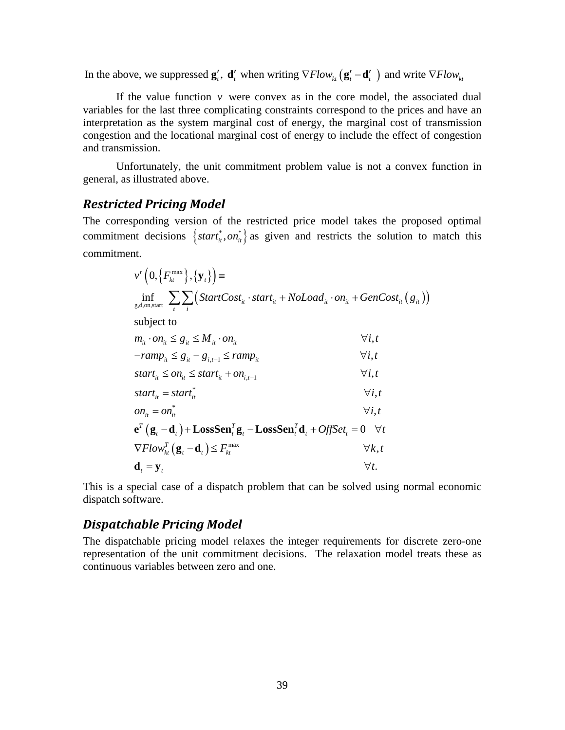In the above, we suppressed $\mathbf{g}'_t$, $\mathbf{d}'_t$ when writing $\nabla Flow_{kt}\left(\mathbf{g}'_t - \mathbf{d}'_t\right)$ and write $\nabla Flow_{kt}$

If the value function $v$ were convex as in the core model, the associated dual variables for the last three complicating constraints correspond to the prices and have an interpretation as the system marginal cost of energy, the marginal cost of transmission congestion and the locational marginal cost of energy to include the effect of congestion and transmission.

Unfortunately, the unit commitment problem value is not a convex function in general, as illustrated above.

### *Restricted Pricing Model*

The corresponding version of the restricted price model takes the proposed optimal commitment decisions $\left\{start^*_{it}, on^*_{it}\right\}$ as given and restricts the solution to match this commitment.

$$
\begin{aligned}
& v^r\left(0, \left\{F^{\max}_{kt}\right\}, \left\{\mathbf{y}_t\right\}\right) \equiv \\
& \inf_{\text{g,d,on,start}} \sum_t \sum_i \left(StartCost_{it} \cdot start_{it} + NoLoad_{it} \cdot on_{it} + GenCost_{it}\left(g_{it}\right)\right) \\
& \text{subject to} \\
& m_{it} \cdot on_{it} \le g_{it} \le M_{it} \cdot on_{it} && \forall i,t \\
& -ramp_{it} \le g_{it} - g_{i,t-1} \le ramp_{it} && \forall i,t \\
& start_{it} \le on_{it} \le start_{it} + on_{i,t-1} && \forall i,t \\
& start_{it} = start^*_{it} && \forall i,t \\
& on_{it} = on^*_{it} && \forall i,t \\
& \mathbf{e}^T\left(\mathbf{g}_t - \mathbf{d}_t\right) + \mathbf{LossSen}^T_t \mathbf{g}_t - \mathbf{LossSen}^T_t \mathbf{d}_t + OffSet_t = 0 && \forall t \\
& \nabla Flow^T_{kt}\left(\mathbf{g}_t - \mathbf{d}_t\right) \le F^{\max}_{kt} && \forall k,t \\
& \mathbf{d}_t = \mathbf{y}_t && \forall t.
\end{aligned}
$$

This is a special case of a dispatch problem that can be solved using normal economic dispatch software.

### *Dispatchable Pricing Model*

The dispatchable pricing model relaxes the integer requirements for discrete zero-one representation of the unit commitment decisions. The relaxation model treats these as continuous variables between zero and one.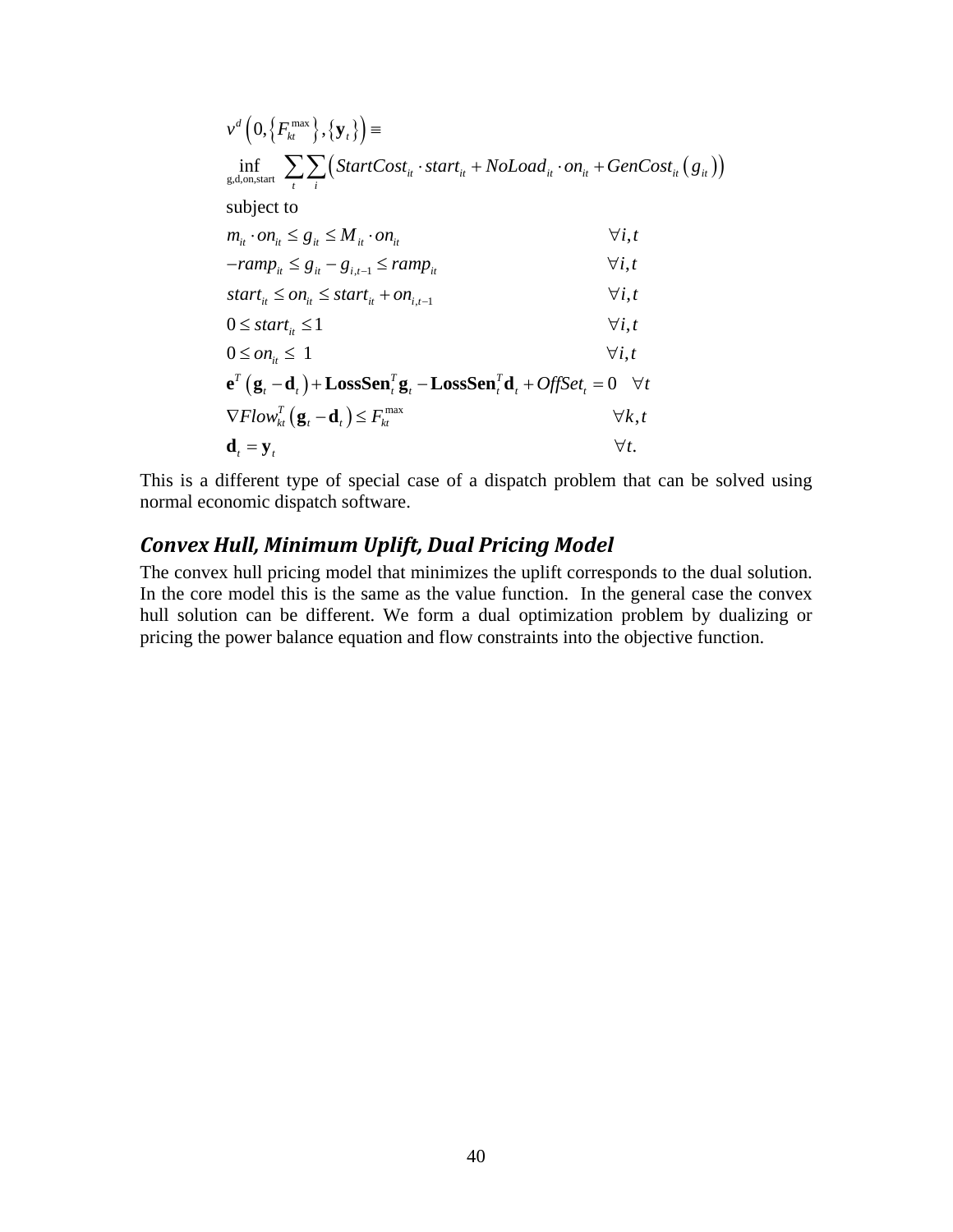$$
\begin{aligned}
& v^d\left(0,\left\{F_{kt}^{\max}\right\},\left\{\mathbf{y}_t\right\}\right) \equiv \\
& \inf_{\text{g,d,on,start}} \sum_t \sum_i \left( StartCost_{it} \cdot start_{it} + NoLoad_{it} \cdot on_{it} + GenCost_{it}\left(g_{it}\right)\right) \\
& \text{subject to} \\
& m_{it} \cdot on_{it} \le g_{it} \le M_{it} \cdot on_{it} && \forall i,t \\
& -ramp_{it} \le g_{it} - g_{i,t-1} \le ramp_{it} && \forall i,t \\
& start_{it} \le on_{it} \le start_{it} + on_{i,t-1} && \forall i,t \\
& 0 \le start_{it} \le 1 && \forall i,t \\
& 0 \le on_{it} \le \ 1 && \forall i,t \\
& \mathbf{e}^T\left(\mathbf{g}_t - \mathbf{d}_t\right) + \mathbf{LossSen}_t^T \mathbf{g}_t - \mathbf{LossSen}_t^T \mathbf{d}_t + OffSet_t = 0 \quad \forall t \\
& \nabla Flow_{kt}^T\left(\mathbf{g}_t - \mathbf{d}_t\right) \le F_{kt}^{\max} && \forall k,t \\
& \mathbf{d}_t = \mathbf{y}_t && \forall t.
\end{aligned}
$$

This is a different type of special case of a dispatch problem that can be solved using normal economic dispatch software.

### *Convex Hull, Minimum Uplift, Dual Pricing Model*

The convex hull pricing model that minimizes the uplift corresponds to the dual solution. In the core model this is the same as the value function. In the general case the convex hull solution can be different. We form a dual optimization problem by dualizing or pricing the power balance equation and flow constraints into the objective function.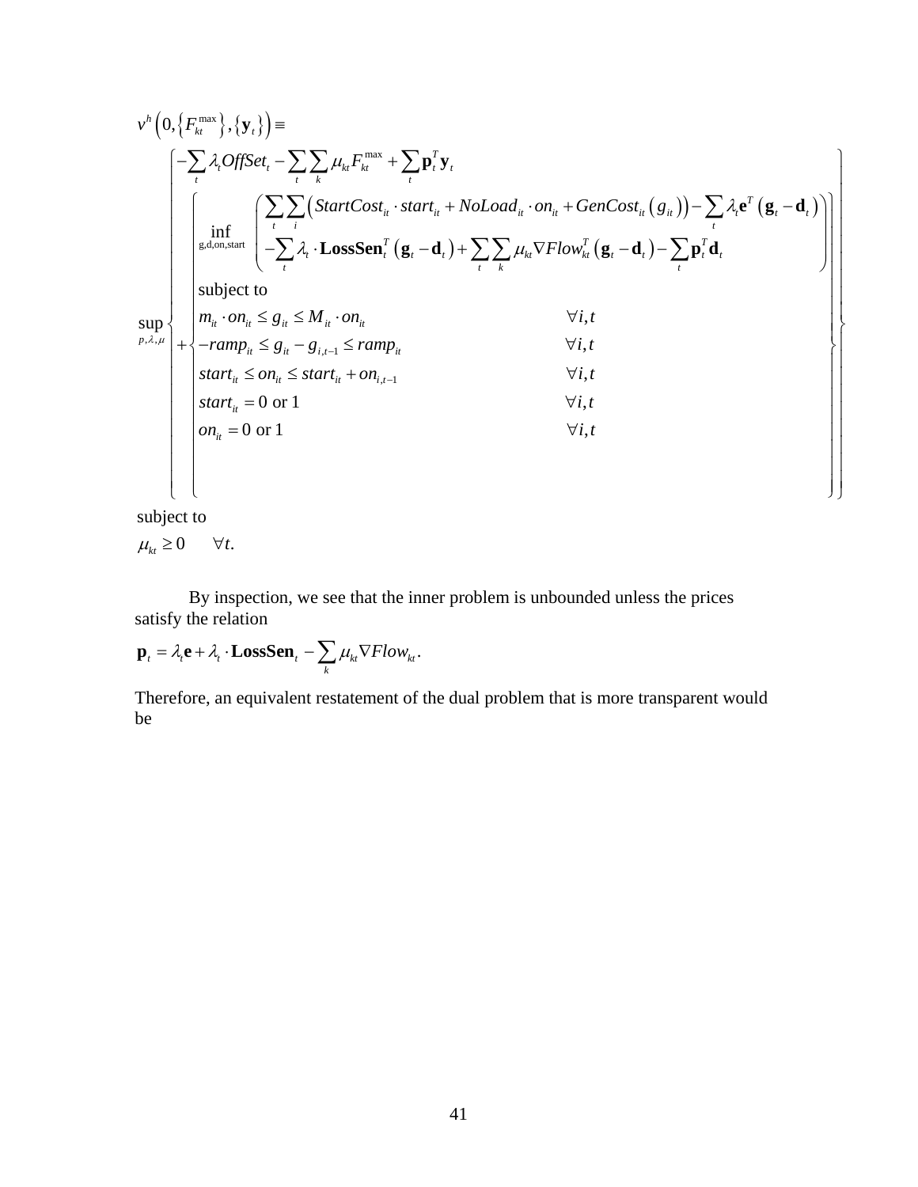$$
v^h\left(0,\left\{F_{kt}^{\max}\right\},\left\{\mathbf{y}_t\right\}\right) \equiv
$$

$$
\sup_{p,\lambda,\mu}\left\{
\begin{array}{l}
-\sum_t \lambda_t OffSet_t - \sum_t \sum_k \mu_{kt} F_{kt}^{\max} + \sum_t \mathbf{p}_t^T \mathbf{y}_t \\
+\left\{
\begin{array}{ll}
\inf\limits_{\text{g,d,on,start}} & \left(
\begin{array}{l}
\sum_t \sum_i \left( StartCost_{it} \cdot start_{it} + NoLoad_{it} \cdot on_{it} + GenCost_{it}\left(g_{it}\right)\right) - \sum_t \lambda_t \mathbf{e}^T \left(\mathbf{g}_t - \mathbf{d}_t\right) \\
-\sum_t \lambda_t \cdot \mathbf{LossSen}_t^T \left(\mathbf{g}_t - \mathbf{d}_t\right) + \sum_t \sum_k \mu_{kt} \nabla Flow_{kt}^T \left(\mathbf{g}_t - \mathbf{d}_t\right) - \sum_t \mathbf{p}_t^T \mathbf{d}_t
\end{array}
\right) \\
\text{subject to} & \\
m_{it} \cdot on_{it} \le g_{it} \le M_{it} \cdot on_{it} & \forall i,t \\
-ramp_{it} \le g_{it} - g_{i,t-1} \le ramp_{it} & \forall i,t \\
start_{it} \le on_{it} \le start_{it} + on_{i,t-1} & \forall i,t \\
start_{it} = 0 \text{ or } 1 & \forall i,t \\
on_{it} = 0 \text{ or } 1 & \forall i,t
\end{array}
\right.
\end{array}
\right\}
$$

subject to

$$
\mu_{kt} \ge 0 \qquad \forall t.
$$

By inspection, we see that the inner problem is unbounded unless the prices satisfy the relation

$$
\mathbf{p}_t = \lambda_t \mathbf{e} + \lambda_t \cdot \mathbf{LossSen}_t - \sum_k \mu_{kt} \nabla Flow_{kt}.
$$

Therefore, an equivalent restatement of the dual problem that is more transparent would be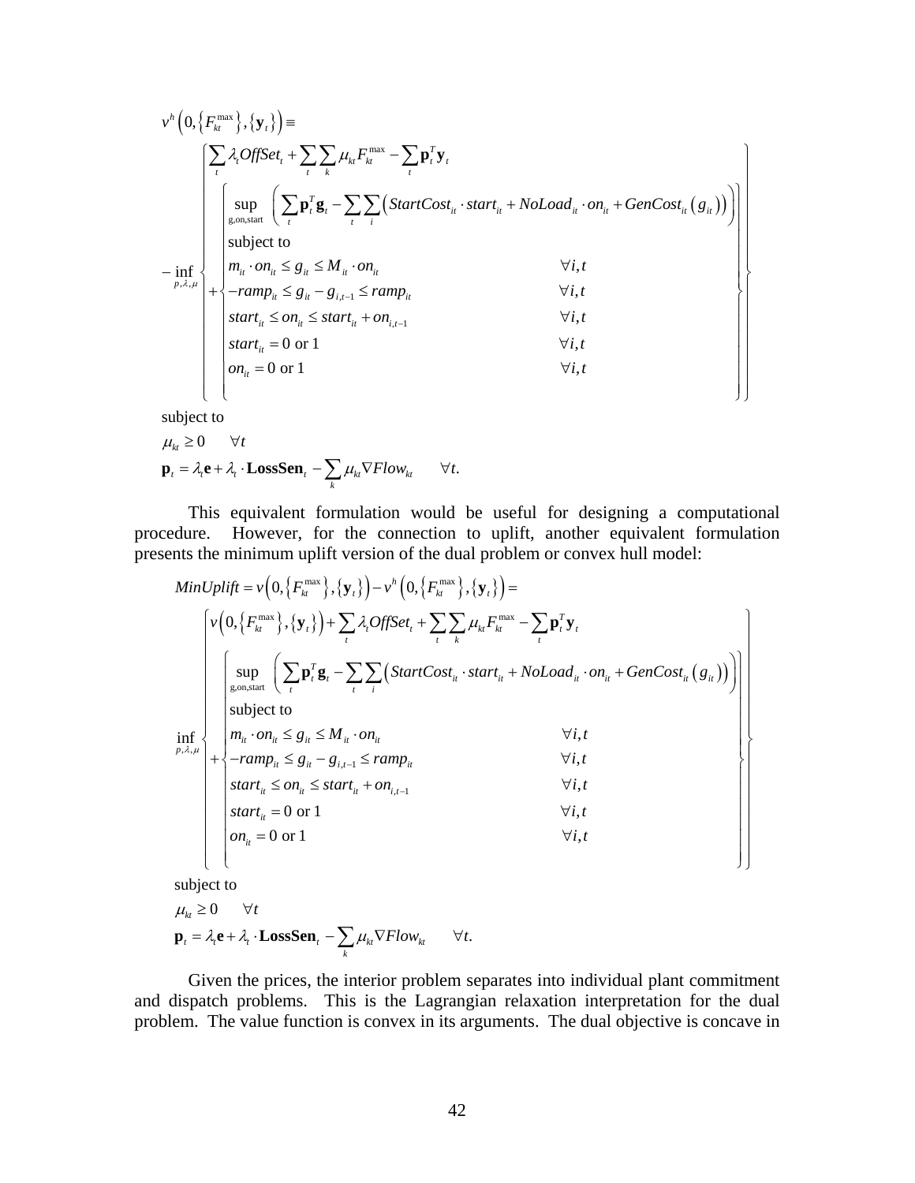$$
v^h\left(0,\left\{F_{kt}^{\max}\right\},\left\{\mathbf{y}_t\right\}\right) \equiv
$$

$$
-\inf_{p,\lambda,\mu}\left\{
\begin{array}{l}
\displaystyle\sum_t \lambda_t OffSet_t + \sum_t\sum_k \mu_{kt}F_{kt}^{\max} - \sum_t \mathbf{p}_t^T\mathbf{y}_t \\
+\left\{
\begin{array}{ll}
\displaystyle\sup_{\text{g,on,start}} \left(\sum_t \mathbf{p}_t^T\mathbf{g}_t - \sum_t\sum_i\left(StartCost_{it}\cdot start_{it} + NoLoad_{it}\cdot on_{it} + GenCost_{it}\left(g_{it}\right)\right)\right) & \\
\text{subject to} & \\
m_{it}\cdot on_{it} \le g_{it} \le M_{it}\cdot on_{it} & \forall i,t \\
-ramp_{it} \le g_{it} - g_{i,t-1} \le ramp_{it} & \forall i,t \\
start_{it} \le on_{it} \le start_{it} + on_{i,t-1} & \forall i,t \\
start_{it} = 0 \text{ or } 1 & \forall i,t \\
on_{it} = 0 \text{ or } 1 & \forall i,t
\end{array}
\right.
\end{array}
\right\}
$$

subject to

$$
\mu_{kt} \ge 0 \qquad \forall t
$$

$$
\mathbf{p}_t = \lambda_t\mathbf{e} + \lambda_t\cdot\mathbf{LossSen}_t - \sum_k \mu_{kt}\nabla Flow_{kt} \qquad \forall t.
$$

This equivalent formulation would be useful for designing a computational procedure. However, for the connection to uplift, another equivalent formulation presents the minimum uplift version of the dual problem or convex hull model:

$$
MinUplift = v\left(0,\left\{F_{kt}^{\max}\right\},\left\{\mathbf{y}_t\right\}\right) - v^h\left(0,\left\{F_{kt}^{\max}\right\},\left\{\mathbf{y}_t\right\}\right) =
$$

$$
\inf_{p,\lambda,\mu}\left\{
\begin{array}{l}
\displaystyle v\left(0,\left\{F_{kt}^{\max}\right\},\left\{\mathbf{y}_t\right\}\right) + \sum_t \lambda_t OffSet_t + \sum_t\sum_k \mu_{kt}F_{kt}^{\max} - \sum_t \mathbf{p}_t^T\mathbf{y}_t \\
+\left\{
\begin{array}{ll}
\displaystyle\sup_{\text{g,on,start}} \left(\sum_t \mathbf{p}_t^T\mathbf{g}_t - \sum_t\sum_i\left(StartCost_{it}\cdot start_{it} + NoLoad_{it}\cdot on_{it} + GenCost_{it}\left(g_{it}\right)\right)\right) & \\
\text{subject to} & \\
m_{it}\cdot on_{it} \le g_{it} \le M_{it}\cdot on_{it} & \forall i,t \\
-ramp_{it} \le g_{it} - g_{i,t-1} \le ramp_{it} & \forall i,t \\
start_{it} \le on_{it} \le start_{it} + on_{i,t-1} & \forall i,t \\
start_{it} = 0 \text{ or } 1 & \forall i,t \\
on_{it} = 0 \text{ or } 1 & \forall i,t
\end{array}
\right.
\end{array}
\right\}
$$

subject to

$$
\mu_{kt} \ge 0 \qquad \forall t
$$

$$
\mathbf{p}_t = \lambda_t\mathbf{e} + \lambda_t\cdot\mathbf{LossSen}_t - \sum_k \mu_{kt}\nabla Flow_{kt} \qquad \forall t.
$$

Given the prices, the interior problem separates into individual plant commitment and dispatch problems. This is the Lagrangian relaxation interpretation for the dual problem. The value function is convex in its arguments. The dual objective is concave in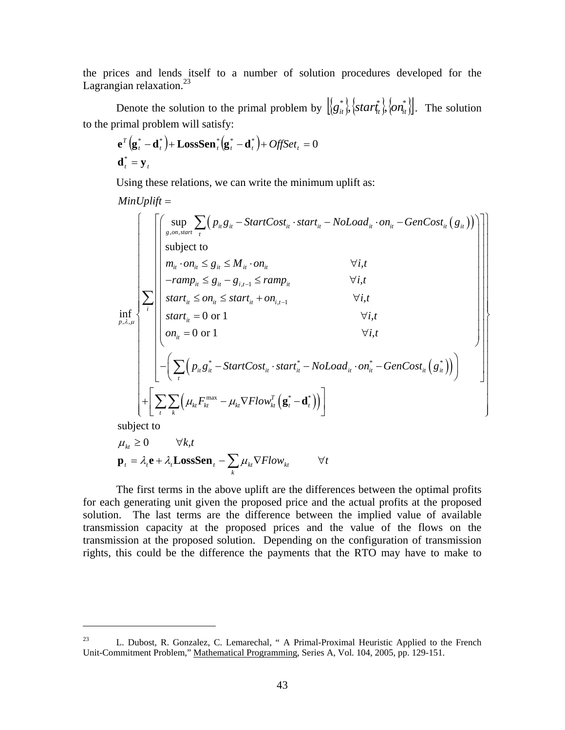the prices and lends itself to a number of solution procedures developed for the Lagrangian relaxation.[23]

Denote the solution to the primal problem by $\left[\{g_{it}^*\},\{start_{it}^*\},\{on_{it}^*\}\right]$. The solution to the primal problem will satisfy:

$$\mathbf{e}^T\left(\mathbf{g}_t^* - \mathbf{d}_t^*\right) + \mathbf{LossSen}_t^*\left(\mathbf{g}_t^* - \mathbf{d}_t^*\right) + OffSet_t = 0$$

$$\mathbf{d}_t^* = \mathbf{y}_t$$

Using these relations, we can write the minimum uplift as:

$$MinUplift =$$

$$\inf_{p,\lambda,\mu}\left\{\begin{array}{l}\displaystyle\sum_i\left[\begin{array}{l}\left(\begin{array}{ll}\displaystyle\sup_{g,on,start}\sum_t\left(p_{it}g_{it} - StartCost_{it}\cdot start_{it} - NoLoad_{it}\cdot on_{it} - GenCost_{it}\left(g_{it}\right)\right) & \\ \text{subject to} & \\ m_{it}\cdot on_{it} \le g_{it} \le M_{it}\cdot on_{it} & \forall i,t \\ -ramp_{it} \le g_{it} - g_{i,t-1} \le ramp_{it} & \forall i,t \\ start_{it} \le on_{it} \le start_{it} + on_{i,t-1} & \forall i,t \\ start_{it} = 0 \text{ or } 1 & \forall i,t \\ on_{it} = 0 \text{ or } 1 & \forall i,t\end{array}\right) \\ -\left(\displaystyle\sum_t\left(p_{it}g_{it}^* - StartCost_{it}\cdot start_{it}^* - NoLoad_{it}\cdot on_{it}^* - GenCost_{it}\left(g_{it}^*\right)\right)\right)\end{array}\right] \\ +\left[\displaystyle\sum_t\sum_k\left(\mu_{kt}F_{kt}^{\max} - \mu_{kt}\nabla Flow_{kt}^T\left(\mathbf{g}_t^* - \mathbf{d}_t^*\right)\right)\right]\end{array}\right\}$$

subject to

$$\mu_{kt} \ge 0 \qquad \forall k,t$$

$$\mathbf{p}_t = \lambda_t\mathbf{e} + \lambda_t\mathbf{LossSen}_t - \sum_k\mu_{kt}\nabla Flow_{kt} \qquad \forall t$$

The first terms in the above uplift are the differences between the optimal profits for each generating unit given the proposed price and the actual profits at the proposed solution. The last terms are the difference between the implied value of available transmission capacity at the proposed prices and the value of the flows on the transmission at the proposed solution. Depending on the configuration of transmission rights, this could be the difference the payments that the RTO may have to make to

---

[23] L. Dubost, R. Gonzalez, C. Lemarechal, " A Primal-Proximal Heuristic Applied to the French Unit-Commitment Problem," Mathematical Programming, Series A, Vol. 104, 2005, pp. 129-151.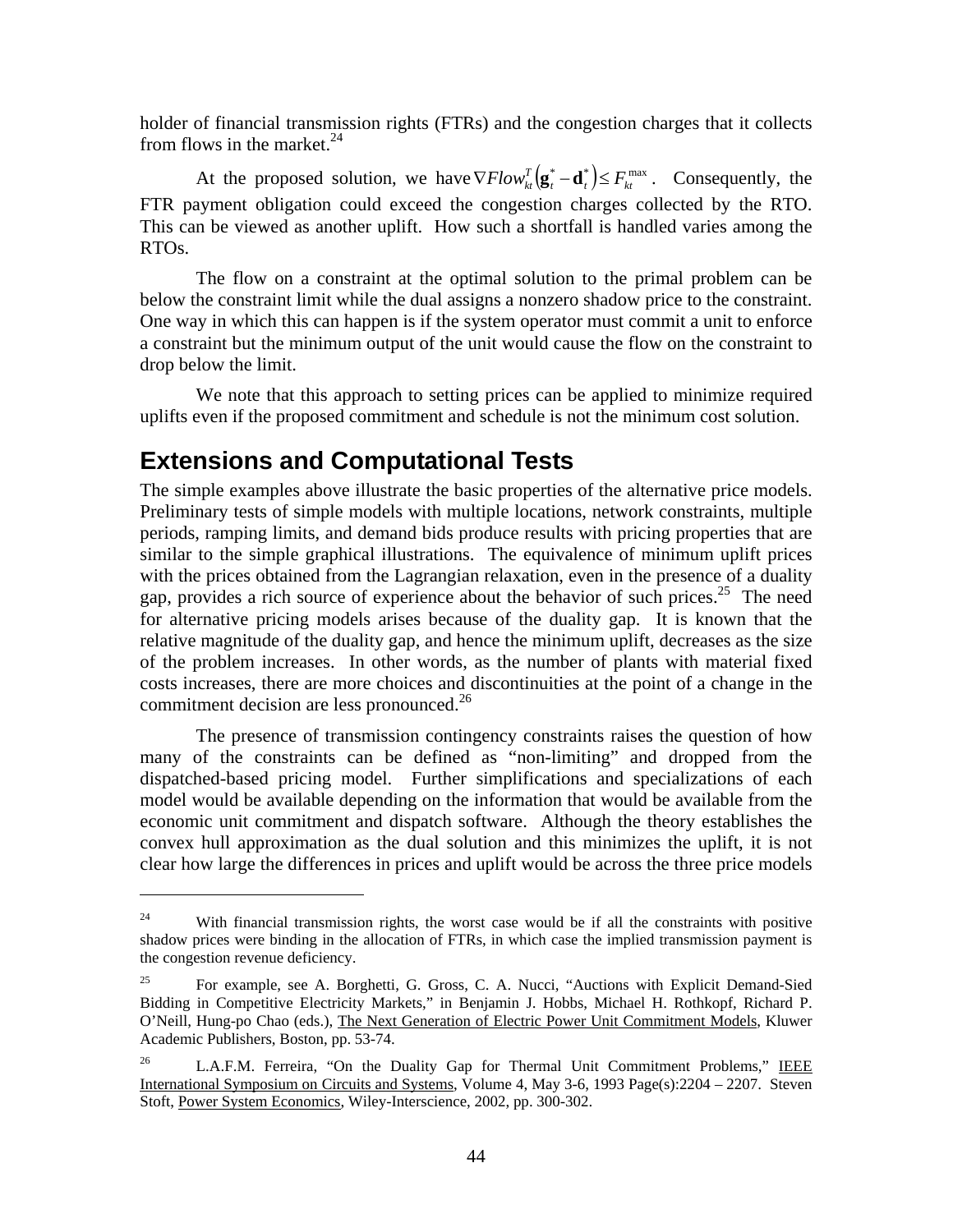holder of financial transmission rights (FTRs) and the congestion charges that it collects from flows in the market.[24]

At the proposed solution, we have $\nabla Flow_{kt}^{T}\left(\mathbf{g}_{t}^{*}-\mathbf{d}_{t}^{*}\right)\leq F_{kt}^{\max}$. Consequently, the FTR payment obligation could exceed the congestion charges collected by the RTO. This can be viewed as another uplift. How such a shortfall is handled varies among the RTOs.

The flow on a constraint at the optimal solution to the primal problem can be below the constraint limit while the dual assigns a nonzero shadow price to the constraint. One way in which this can happen is if the system operator must commit a unit to enforce a constraint but the minimum output of the unit would cause the flow on the constraint to drop below the limit.

We note that this approach to setting prices can be applied to minimize required uplifts even if the proposed commitment and schedule is not the minimum cost solution.

## Extensions and Computational Tests

The simple examples above illustrate the basic properties of the alternative price models. Preliminary tests of simple models with multiple locations, network constraints, multiple periods, ramping limits, and demand bids produce results with pricing properties that are similar to the simple graphical illustrations. The equivalence of minimum uplift prices with the prices obtained from the Lagrangian relaxation, even in the presence of a duality gap, provides a rich source of experience about the behavior of such prices.[25] The need for alternative pricing models arises because of the duality gap. It is known that the relative magnitude of the duality gap, and hence the minimum uplift, decreases as the size of the problem increases. In other words, as the number of plants with material fixed costs increases, there are more choices and discontinuities at the point of a change in the commitment decision are less pronounced.[26]

The presence of transmission contingency constraints raises the question of how many of the constraints can be defined as "non-limiting" and dropped from the dispatched-based pricing model. Further simplifications and specializations of each model would be available depending on the information that would be available from the economic unit commitment and dispatch software. Although the theory establishes the convex hull approximation as the dual solution and this minimizes the uplift, it is not clear how large the differences in prices and uplift would be across the three price models

---

[24] With financial transmission rights, the worst case would be if all the constraints with positive shadow prices were binding in the allocation of FTRs, in which case the implied transmission payment is the congestion revenue deficiency.

[25] For example, see A. Borghetti, G. Gross, C. A. Nucci, "Auctions with Explicit Demand-Sied Bidding in Competitive Electricity Markets," in Benjamin J. Hobbs, Michael H. Rothkopf, Richard P. O'Neill, Hung-po Chao (eds.), The Next Generation of Electric Power Unit Commitment Models, Kluwer Academic Publishers, Boston, pp. 53-74.

[26] L.A.F.M. Ferreira, "On the Duality Gap for Thermal Unit Commitment Problems," IEEE International Symposium on Circuits and Systems, Volume 4, May 3-6, 1993 Page(s):2204 – 2207. Steven Stoft, Power System Economics, Wiley-Interscience, 2002, pp. 300-302.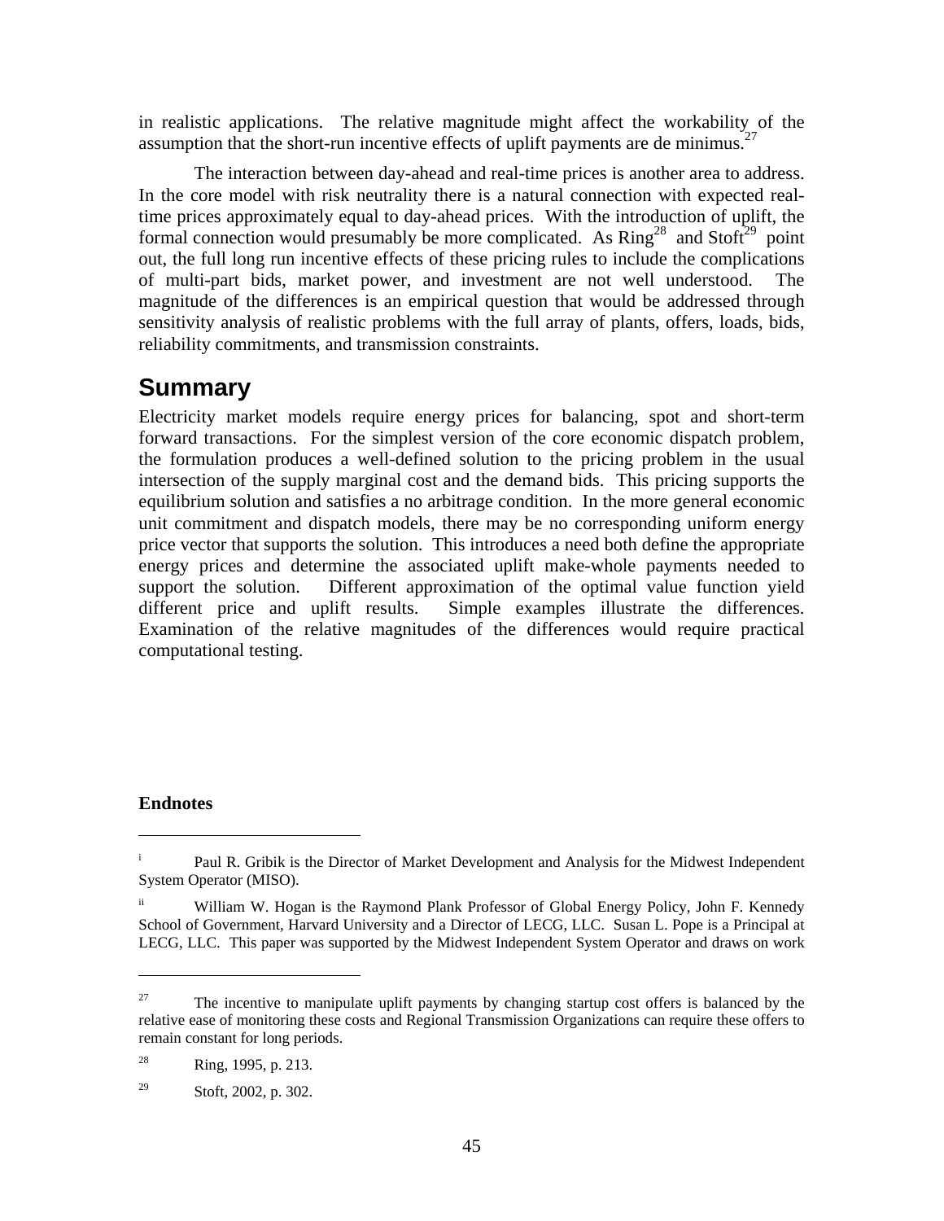in realistic applications. The relative magnitude might affect the workability of the assumption that the short-run incentive effects of uplift payments are de minimus.[27]

The interaction between day-ahead and real-time prices is another area to address. In the core model with risk neutrality there is a natural connection with expected real-time prices approximately equal to day-ahead prices. With the introduction of uplift, the formal connection would presumably be more complicated. As Ring[28] and Stoft[29] point out, the full long run incentive effects of these pricing rules to include the complications of multi-part bids, market power, and investment are not well understood. The magnitude of the differences is an empirical question that would be addressed through sensitivity analysis of realistic problems with the full array of plants, offers, loads, bids, reliability commitments, and transmission constraints.

## Summary

Electricity market models require energy prices for balancing, spot and short-term forward transactions. For the simplest version of the core economic dispatch problem, the formulation produces a well-defined solution to the pricing problem in the usual intersection of the supply marginal cost and the demand bids. This pricing supports the equilibrium solution and satisfies a no arbitrage condition. In the more general economic unit commitment and dispatch models, there may be no corresponding uniform energy price vector that supports the solution. This introduces a need both define the appropriate energy prices and determine the associated uplift make-whole payments needed to support the solution. Different approximation of the optimal value function yield different price and uplift results. Simple examples illustrate the differences. Examination of the relative magnitudes of the differences would require practical computational testing.

**Endnotes**

---

[i] Paul R. Gribik is the Director of Market Development and Analysis for the Midwest Independent System Operator (MISO).

[ii] William W. Hogan is the Raymond Plank Professor of Global Energy Policy, John F. Kennedy School of Government, Harvard University and a Director of LECG, LLC. Susan L. Pope is a Principal at LECG, LLC. This paper was supported by the Midwest Independent System Operator and draws on work

---

[27] The incentive to manipulate uplift payments by changing startup cost offers is balanced by the relative ease of monitoring these costs and Regional Transmission Organizations can require these offers to remain constant for long periods.

[28] Ring, 1995, p. 213.

[29] Stoft, 2002, p. 302.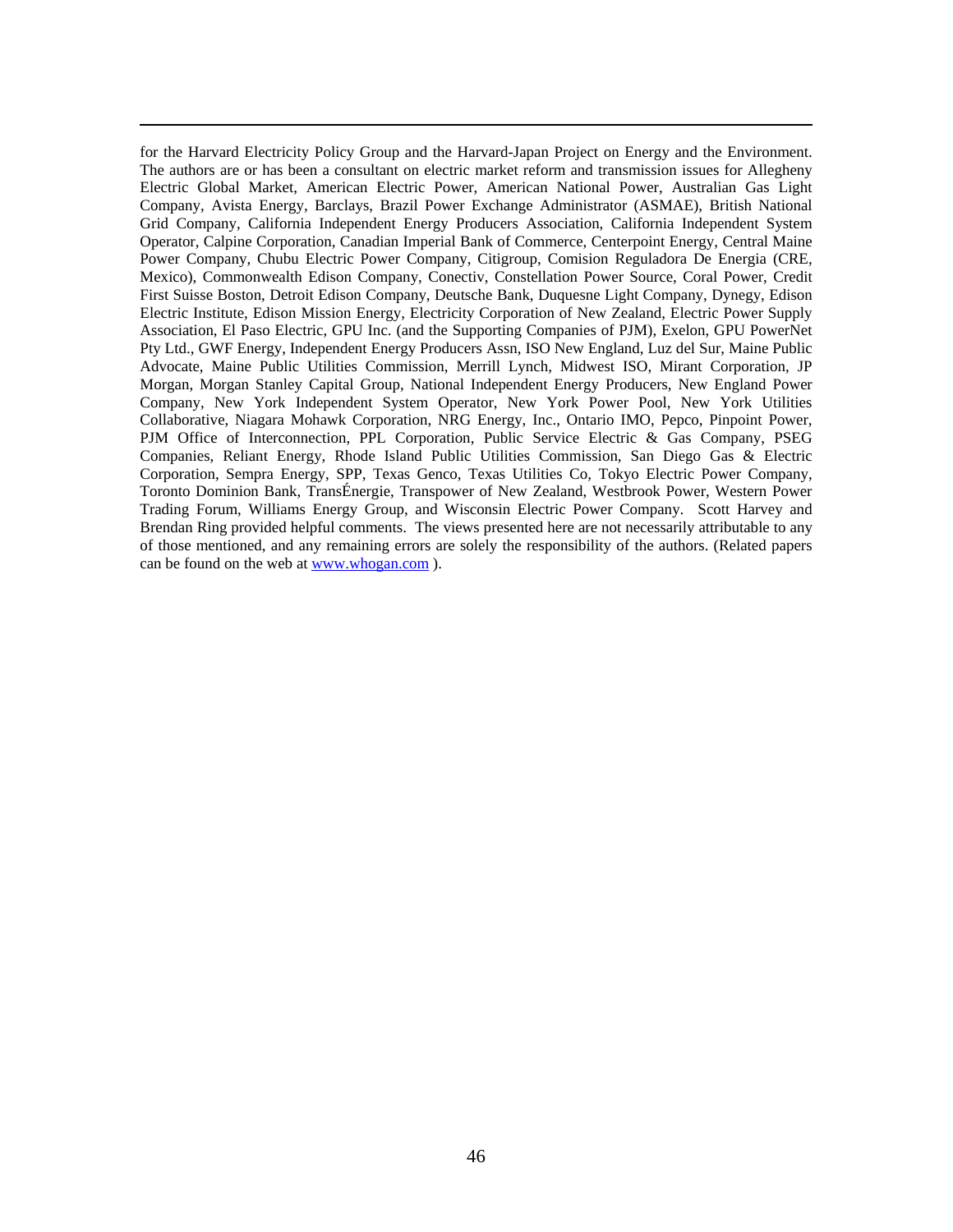for the Harvard Electricity Policy Group and the Harvard-Japan Project on Energy and the Environment. The authors are or has been a consultant on electric market reform and transmission issues for Allegheny Electric Global Market, American Electric Power, American National Power, Australian Gas Light Company, Avista Energy, Barclays, Brazil Power Exchange Administrator (ASMAE), British National Grid Company, California Independent Energy Producers Association, California Independent System Operator, Calpine Corporation, Canadian Imperial Bank of Commerce, Centerpoint Energy, Central Maine Power Company, Chubu Electric Power Company, Citigroup, Comision Reguladora De Energia (CRE, Mexico), Commonwealth Edison Company, Conectiv, Constellation Power Source, Coral Power, Credit First Suisse Boston, Detroit Edison Company, Deutsche Bank, Duquesne Light Company, Dynegy, Edison Electric Institute, Edison Mission Energy, Electricity Corporation of New Zealand, Electric Power Supply Association, El Paso Electric, GPU Inc. (and the Supporting Companies of PJM), Exelon, GPU PowerNet Pty Ltd., GWF Energy, Independent Energy Producers Assn, ISO New England, Luz del Sur, Maine Public Advocate, Maine Public Utilities Commission, Merrill Lynch, Midwest ISO, Mirant Corporation, JP Morgan, Morgan Stanley Capital Group, National Independent Energy Producers, New England Power Company, New York Independent System Operator, New York Power Pool, New York Utilities Collaborative, Niagara Mohawk Corporation, NRG Energy, Inc., Ontario IMO, Pepco, Pinpoint Power, PJM Office of Interconnection, PPL Corporation, Public Service Electric & Gas Company, PSEG Companies, Reliant Energy, Rhode Island Public Utilities Commission, San Diego Gas & Electric Corporation, Sempra Energy, SPP, Texas Genco, Texas Utilities Co, Tokyo Electric Power Company, Toronto Dominion Bank, TransÉnergie, Transpower of New Zealand, Westbrook Power, Western Power Trading Forum, Williams Energy Group, and Wisconsin Electric Power Company. Scott Harvey and Brendan Ring provided helpful comments. The views presented here are not necessarily attributable to any of those mentioned, and any remaining errors are solely the responsibility of the authors. (Related papers can be found on the web at www.whogan.com ).